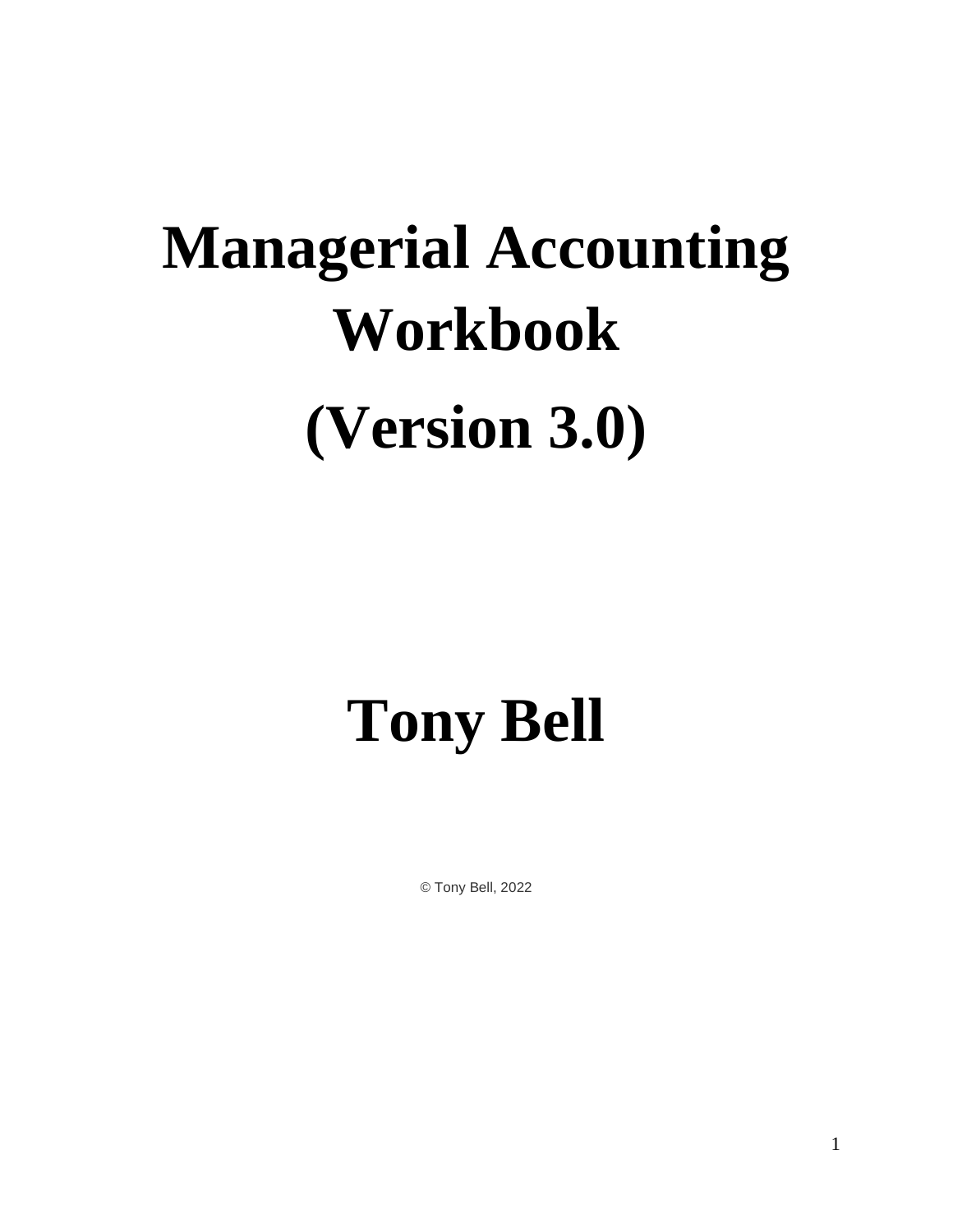# Managerial Accounting Workbook

# (Version 3.0)

# Tony Bell

© Tony Bell, 2022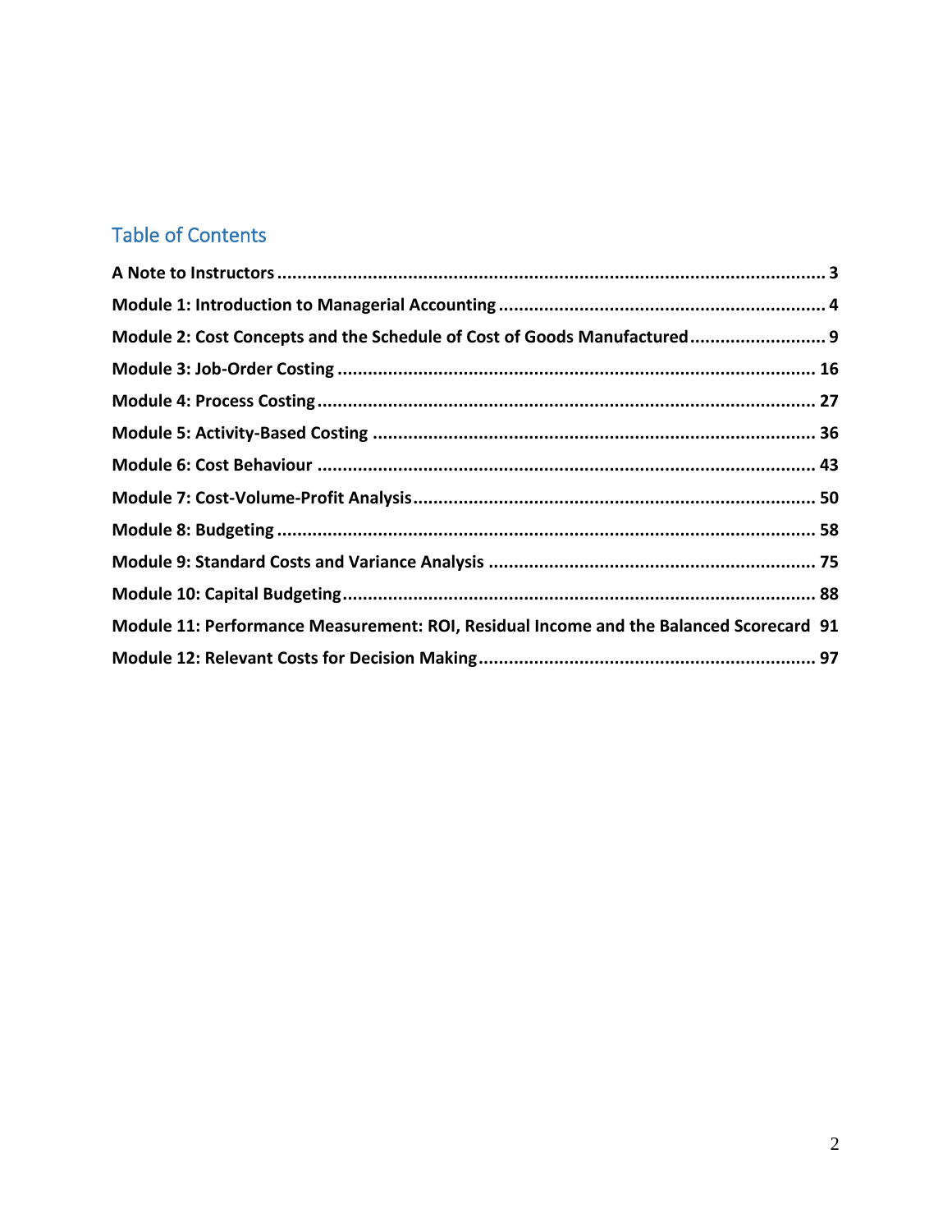## Table of Contents

**A Note to Instructors** .......... 3

**Module 1: Introduction to Managerial Accounting** .......... 4

**Module 2: Cost Concepts and the Schedule of Cost of Goods Manufactured** .......... 9

**Module 3: Job-Order Costing** .......... 16

**Module 4: Process Costing** .......... 27

**Module 5: Activity-Based Costing** .......... 36

**Module 6: Cost Behaviour** .......... 43

**Module 7: Cost-Volume-Profit Analysis** .......... 50

**Module 8: Budgeting** .......... 58

**Module 9: Standard Costs and Variance Analysis** .......... 75

**Module 10: Capital Budgeting** .......... 88

**Module 11: Performance Measurement: ROI, Residual Income and the Balanced Scorecard** 91

**Module 12: Relevant Costs for Decision Making** .......... 97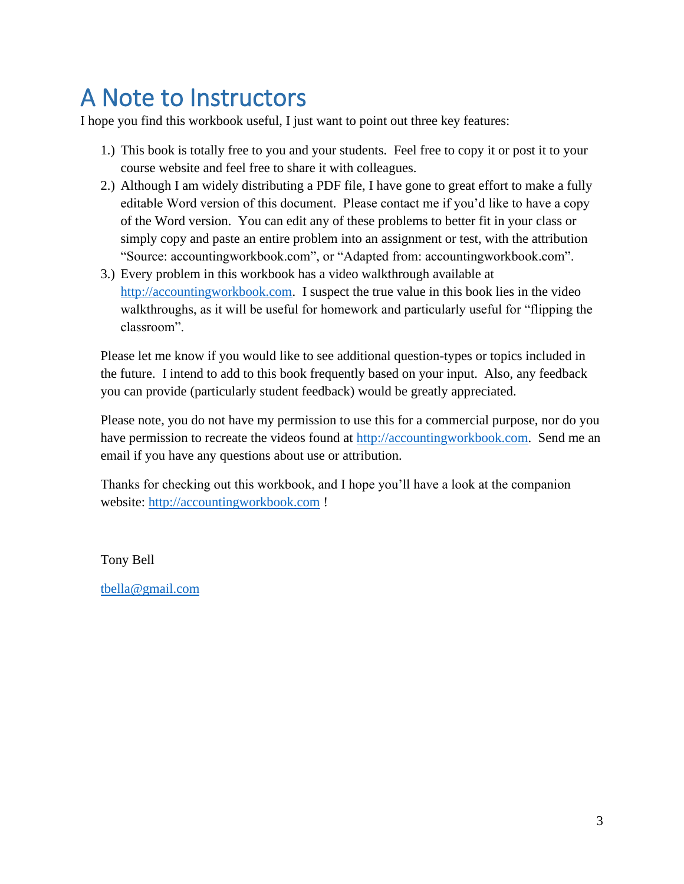# A Note to Instructors

I hope you find this workbook useful, I just want to point out three key features:

1.) This book is totally free to you and your students. Feel free to copy it or post it to your course website and feel free to share it with colleagues.

2.) Although I am widely distributing a PDF file, I have gone to great effort to make a fully editable Word version of this document. Please contact me if you'd like to have a copy of the Word version. You can edit any of these problems to better fit in your class or simply copy and paste an entire problem into an assignment or test, with the attribution "Source: accountingworkbook.com", or "Adapted from: accountingworkbook.com".

3.) Every problem in this workbook has a video walkthrough available at http://accountingworkbook.com. I suspect the true value in this book lies in the video walkthroughs, as it will be useful for homework and particularly useful for "flipping the classroom".

Please let me know if you would like to see additional question-types or topics included in the future. I intend to add to this book frequently based on your input. Also, any feedback you can provide (particularly student feedback) would be greatly appreciated.

Please note, you do not have my permission to use this for a commercial purpose, nor do you have permission to recreate the videos found at http://accountingworkbook.com. Send me an email if you have any questions about use or attribution.

Thanks for checking out this workbook, and I hope you'll have a look at the companion website: http://accountingworkbook.com !

Tony Bell

tbella@gmail.com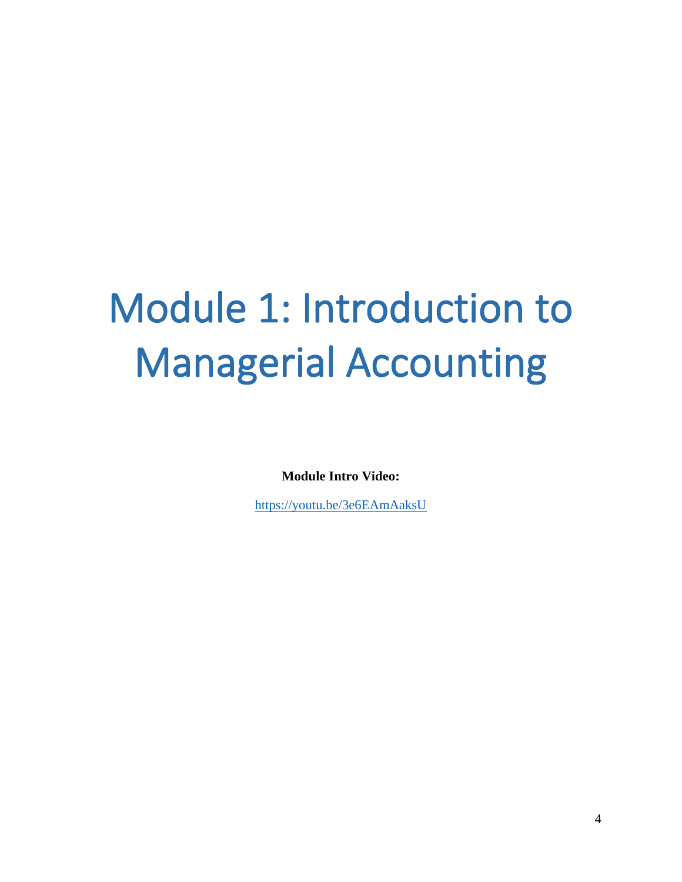# Module 1: Introduction to Managerial Accounting

**Module Intro Video:**

https://youtu.be/3e6EAmAaksU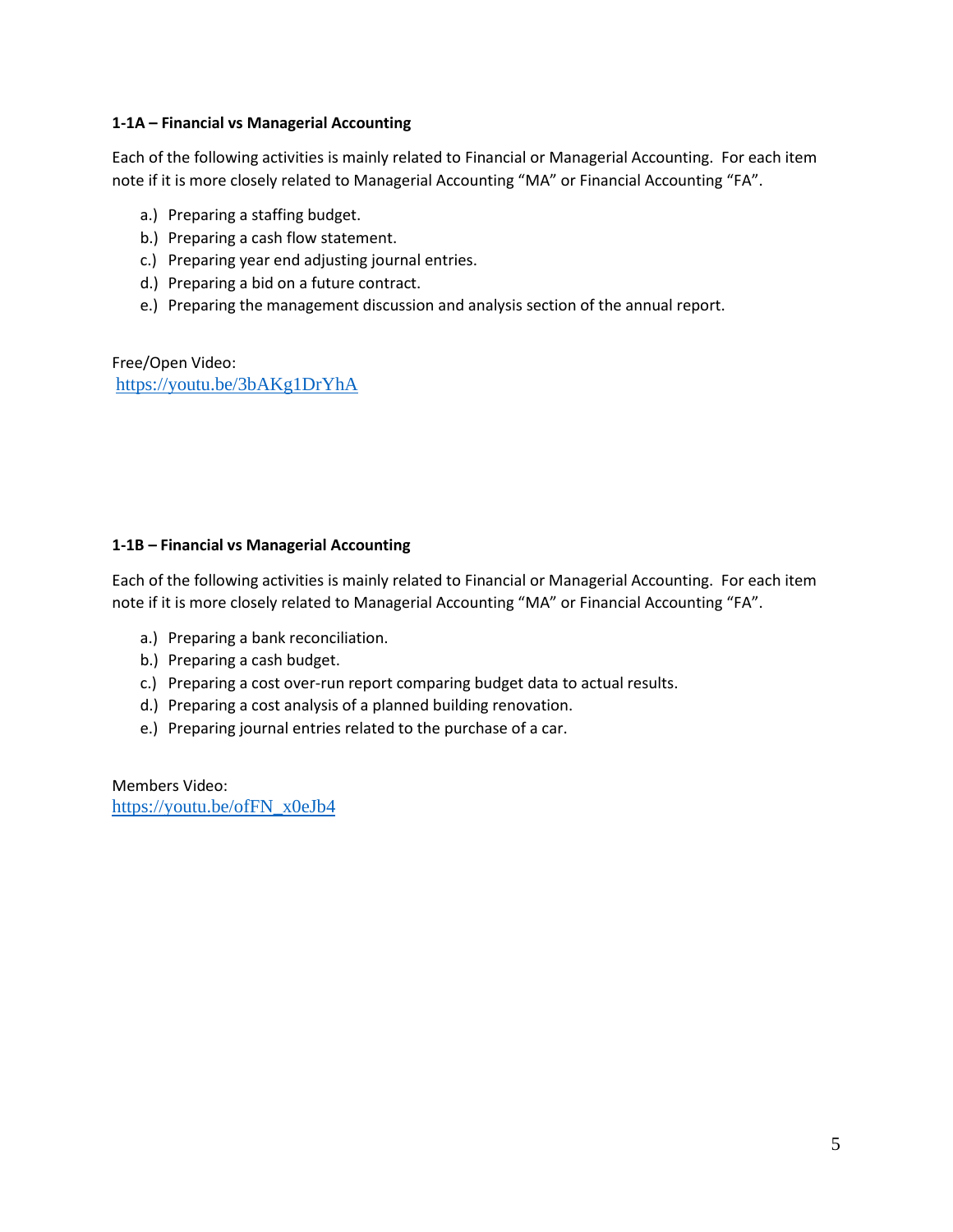**1-1A – Financial vs Managerial Accounting**

Each of the following activities is mainly related to Financial or Managerial Accounting. For each item note if it is more closely related to Managerial Accounting "MA" or Financial Accounting "FA".

a.) Preparing a staffing budget.
b.) Preparing a cash flow statement.
c.) Preparing year end adjusting journal entries.
d.) Preparing a bid on a future contract.
e.) Preparing the management discussion and analysis section of the annual report.

Free/Open Video:
https://youtu.be/3bAKg1DrYhA

**1-1B – Financial vs Managerial Accounting**

Each of the following activities is mainly related to Financial or Managerial Accounting. For each item note if it is more closely related to Managerial Accounting "MA" or Financial Accounting "FA".

a.) Preparing a bank reconciliation.
b.) Preparing a cash budget.
c.) Preparing a cost over-run report comparing budget data to actual results.
d.) Preparing a cost analysis of a planned building renovation.
e.) Preparing journal entries related to the purchase of a car.

Members Video:
https://youtu.be/ofFN_x0eJb4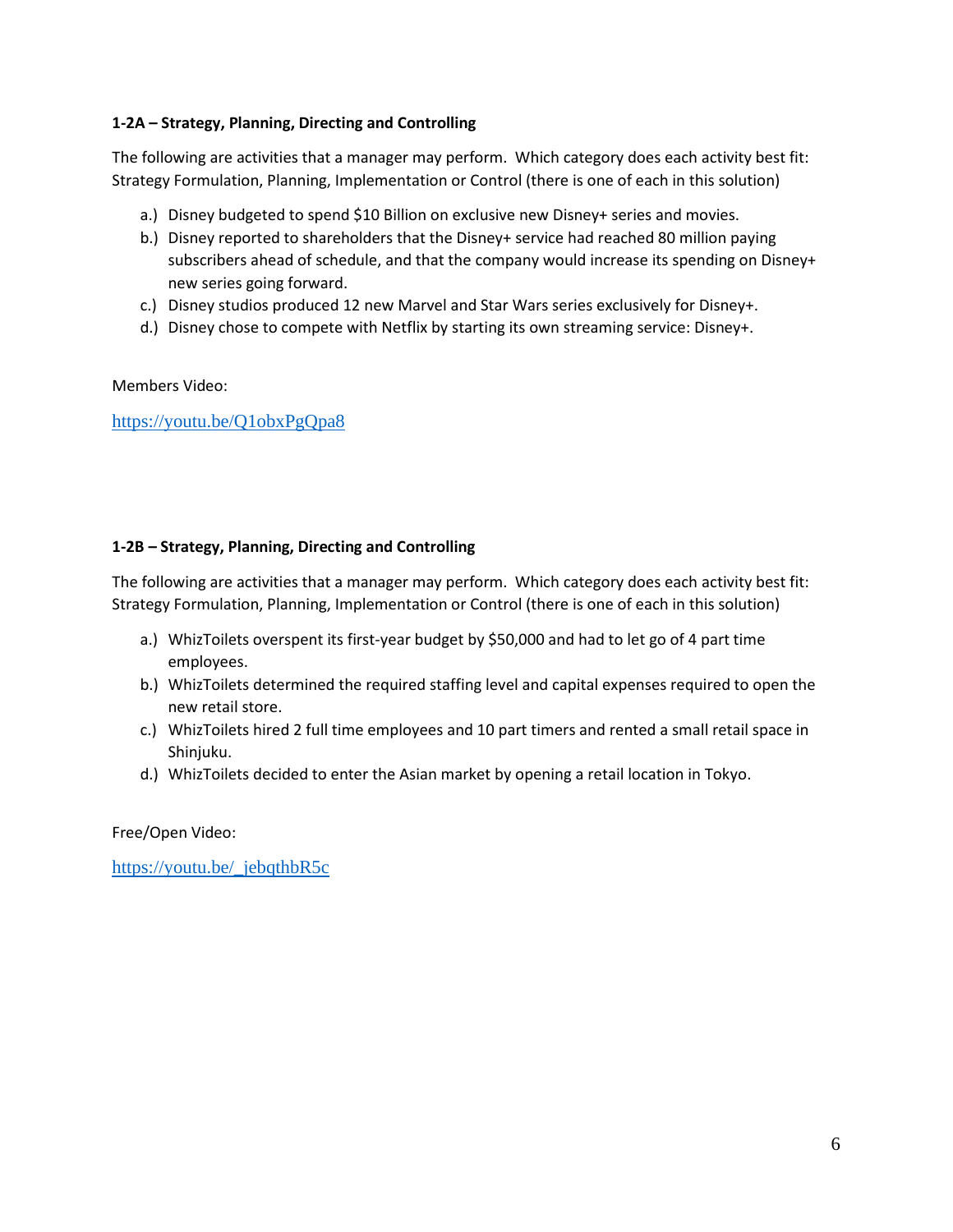**1-2A – Strategy, Planning, Directing and Controlling**

The following are activities that a manager may perform. Which category does each activity best fit: Strategy Formulation, Planning, Implementation or Control (there is one of each in this solution)

a.) Disney budgeted to spend $10 Billion on exclusive new Disney+ series and movies.
b.) Disney reported to shareholders that the Disney+ service had reached 80 million paying subscribers ahead of schedule, and that the company would increase its spending on Disney+ new series going forward.
c.) Disney studios produced 12 new Marvel and Star Wars series exclusively for Disney+.
d.) Disney chose to compete with Netflix by starting its own streaming service: Disney+.

Members Video:

https://youtu.be/Q1obxPgQpa8

**1-2B – Strategy, Planning, Directing and Controlling**

The following are activities that a manager may perform. Which category does each activity best fit: Strategy Formulation, Planning, Implementation or Control (there is one of each in this solution)

a.) WhizToilets overspent its first-year budget by $50,000 and had to let go of 4 part time employees.
b.) WhizToilets determined the required staffing level and capital expenses required to open the new retail store.
c.) WhizToilets hired 2 full time employees and 10 part timers and rented a small retail space in Shinjuku.
d.) WhizToilets decided to enter the Asian market by opening a retail location in Tokyo.

Free/Open Video:

https://youtu.be/_jebqthbR5c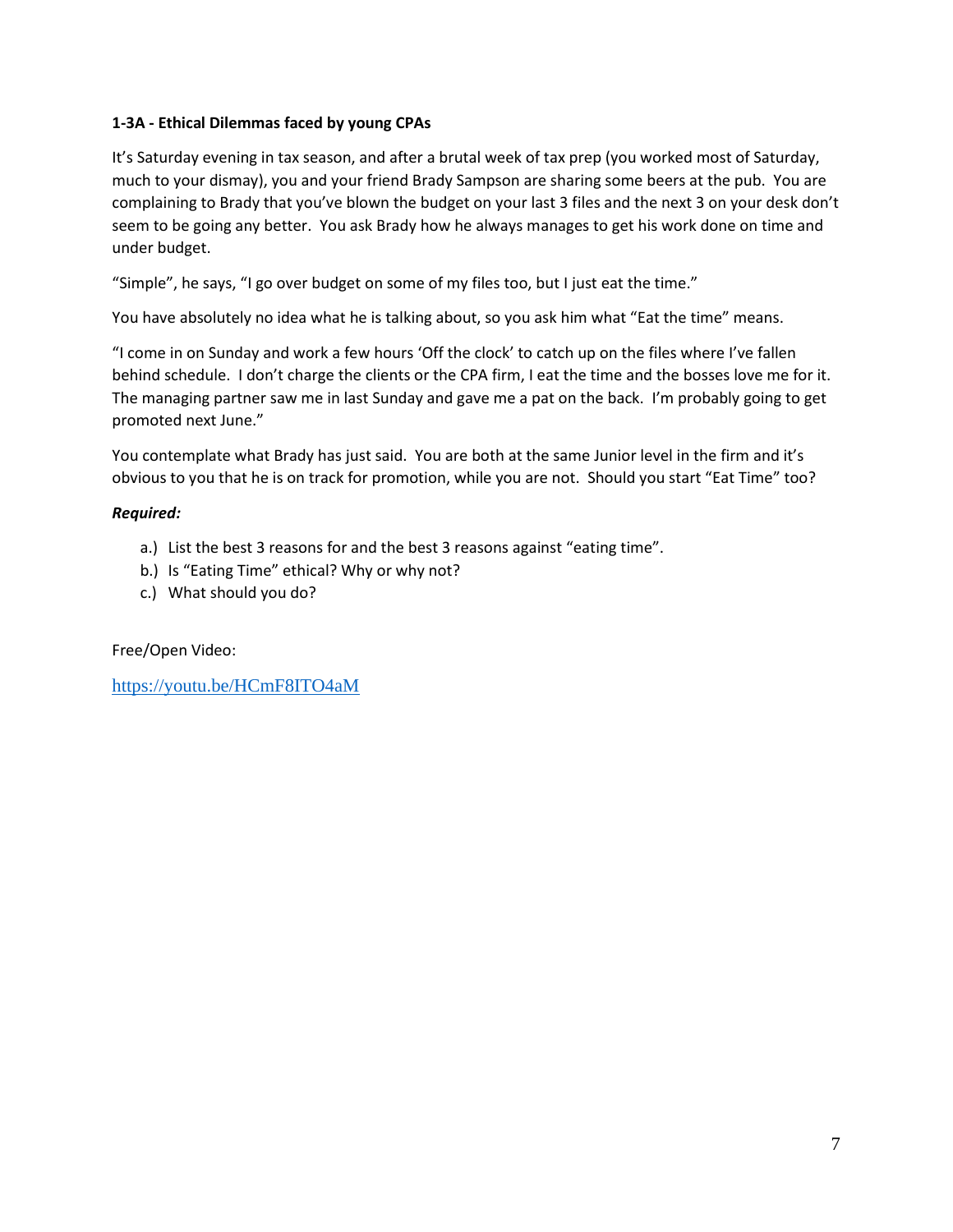**1-3A - Ethical Dilemmas faced by young CPAs**

It's Saturday evening in tax season, and after a brutal week of tax prep (you worked most of Saturday, much to your dismay), you and your friend Brady Sampson are sharing some beers at the pub. You are complaining to Brady that you've blown the budget on your last 3 files and the next 3 on your desk don't seem to be going any better. You ask Brady how he always manages to get his work done on time and under budget.

"Simple", he says, "I go over budget on some of my files too, but I just eat the time."

You have absolutely no idea what he is talking about, so you ask him what "Eat the time" means.

"I come in on Sunday and work a few hours 'Off the clock' to catch up on the files where I've fallen behind schedule. I don't charge the clients or the CPA firm, I eat the time and the bosses love me for it. The managing partner saw me in last Sunday and gave me a pat on the back. I'm probably going to get promoted next June."

You contemplate what Brady has just said. You are both at the same Junior level in the firm and it's obvious to you that he is on track for promotion, while you are not. Should you start "Eat Time" too?

***Required:***

a.) List the best 3 reasons for and the best 3 reasons against "eating time".
b.) Is "Eating Time" ethical? Why or why not?
c.) What should you do?

Free/Open Video:

https://youtu.be/HCmF8ITO4aM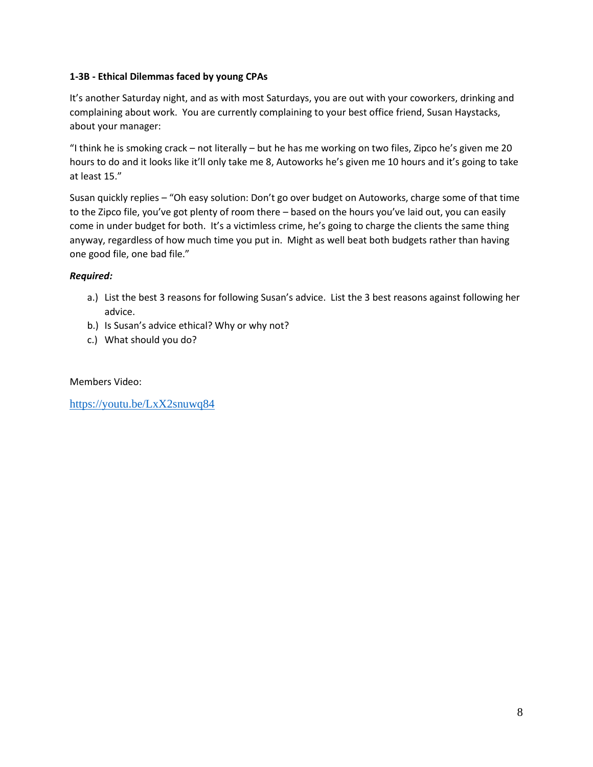**1-3B - Ethical Dilemmas faced by young CPAs**

It's another Saturday night, and as with most Saturdays, you are out with your coworkers, drinking and complaining about work. You are currently complaining to your best office friend, Susan Haystacks, about your manager:

"I think he is smoking crack – not literally – but he has me working on two files, Zipco he's given me 20 hours to do and it looks like it'll only take me 8, Autoworks he's given me 10 hours and it's going to take at least 15."

Susan quickly replies – "Oh easy solution: Don't go over budget on Autoworks, charge some of that time to the Zipco file, you've got plenty of room there – based on the hours you've laid out, you can easily come in under budget for both. It's a victimless crime, he's going to charge the clients the same thing anyway, regardless of how much time you put in. Might as well beat both budgets rather than having one good file, one bad file."

***Required:***

a.) List the best 3 reasons for following Susan's advice. List the 3 best reasons against following her advice.
b.) Is Susan's advice ethical? Why or why not?
c.) What should you do?

Members Video:

https://youtu.be/LxX2snuwq84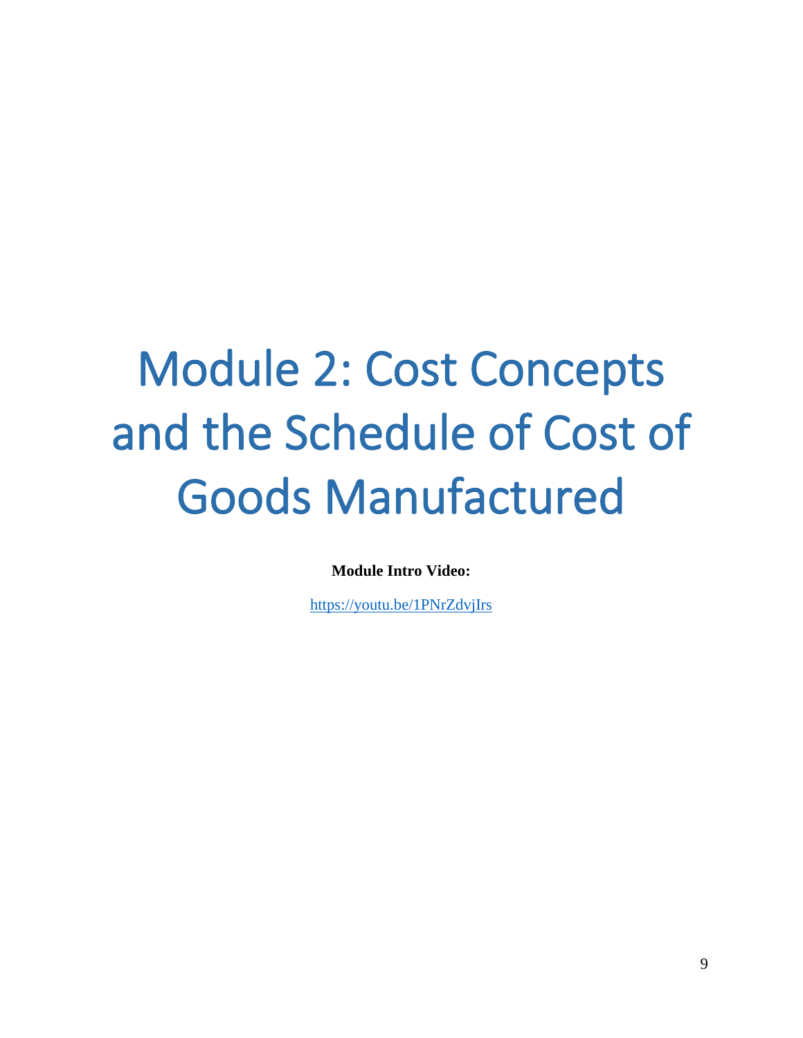# Module 2: Cost Concepts and the Schedule of Cost of Goods Manufactured

**Module Intro Video:**

https://youtu.be/1PNrZdvjIrs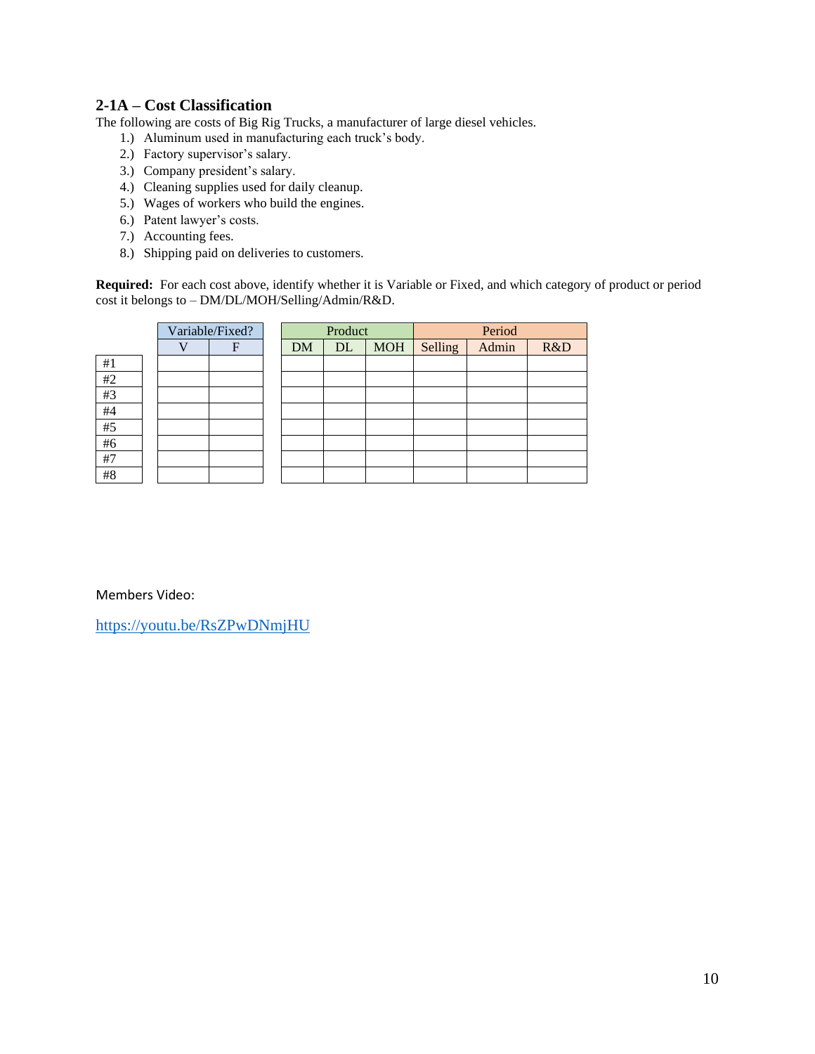## 2-1A – Cost Classification

The following are costs of Big Rig Trucks, a manufacturer of large diesel vehicles.

1.) Aluminum used in manufacturing each truck's body.
2.) Factory supervisor's salary.
3.) Company president's salary.
4.) Cleaning supplies used for daily cleanup.
5.) Wages of workers who build the engines.
6.) Patent lawyer's costs.
7.) Accounting fees.
8.) Shipping paid on deliveries to customers.

**Required:** For each cost above, identify whether it is Variable or Fixed, and which category of product or period cost it belongs to – DM/DL/MOH/Selling/Admin/R&D.

| | Variable/Fixed? | | Product | | | Period | | |
|---|---|---|---|---|---|---|---|---|
| | V | F | DM | DL | MOH | Selling | Admin | R&D |
| #1 | | | | | | | | |
| #2 | | | | | | | | |
| #3 | | | | | | | | |
| #4 | | | | | | | | |
| #5 | | | | | | | | |
| #6 | | | | | | | | |
| #7 | | | | | | | | |
| #8 | | | | | | | | |

Members Video:

https://youtu.be/RsZPwDNmjHU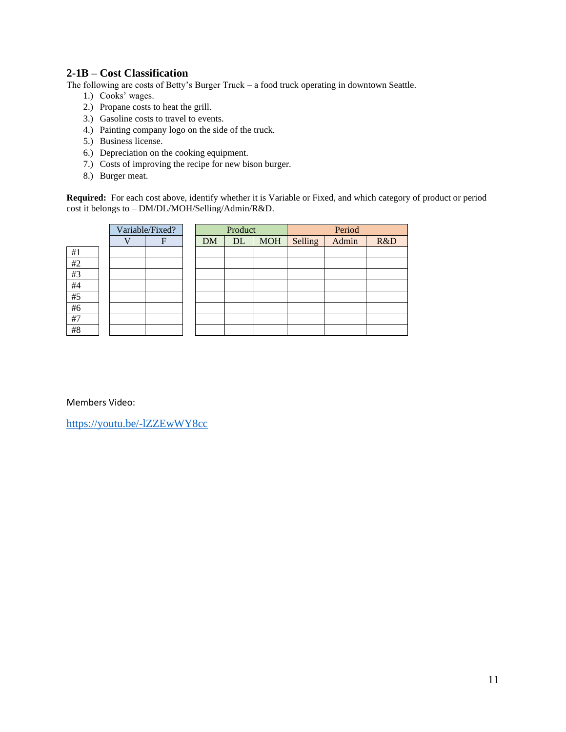## 2-1B – Cost Classification

The following are costs of Betty's Burger Truck – a food truck operating in downtown Seattle.

1.) Cooks' wages.
2.) Propane costs to heat the grill.
3.) Gasoline costs to travel to events.
4.) Painting company logo on the side of the truck.
5.) Business license.
6.) Depreciation on the cooking equipment.
7.) Costs of improving the recipe for new bison burger.
8.) Burger meat.

**Required:** For each cost above, identify whether it is Variable or Fixed, and which category of product or period cost it belongs to – DM/DL/MOH/Selling/Admin/R&D.

| | Variable/Fixed? | | Product | | | Period | | |
|---|---|---|---|---|---|---|---|---|
| | V | F | DM | DL | MOH | Selling | Admin | R&D |
| #1 | | | | | | | | |
| #2 | | | | | | | | |
| #3 | | | | | | | | |
| #4 | | | | | | | | |
| #5 | | | | | | | | |
| #6 | | | | | | | | |
| #7 | | | | | | | | |
| #8 | | | | | | | | |

Members Video:

https://youtu.be/-lZZEwWY8cc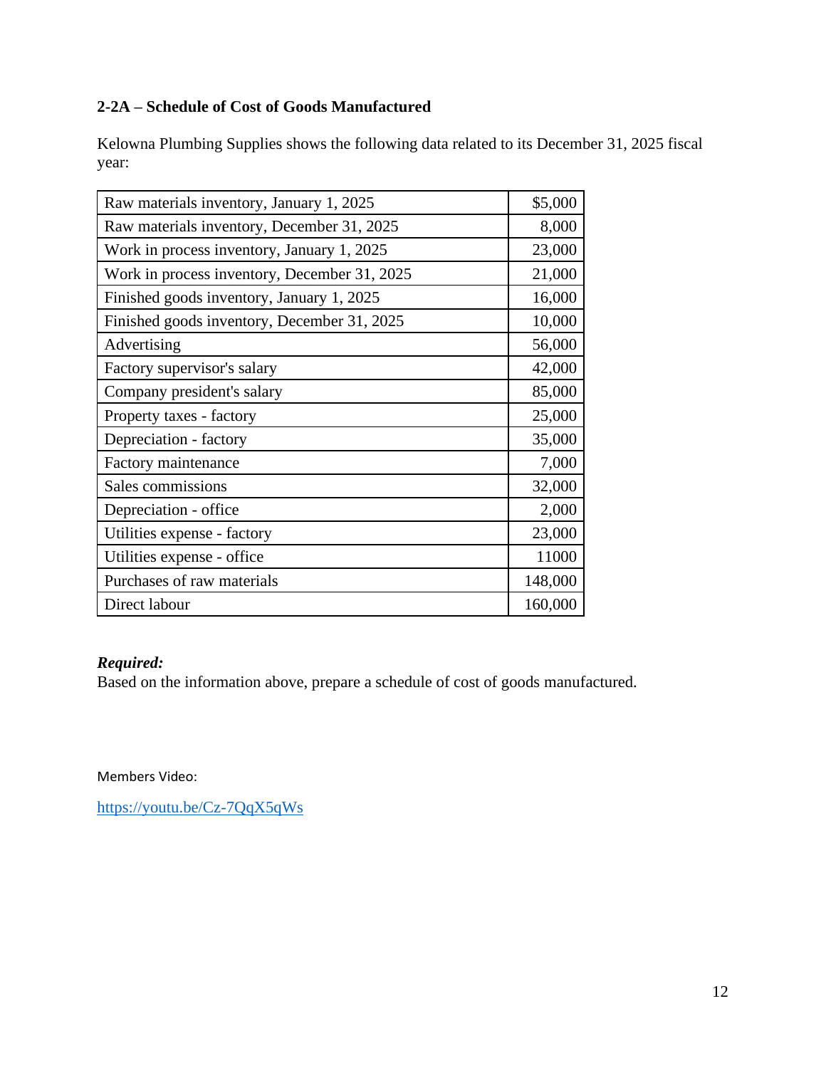**2-2A – Schedule of Cost of Goods Manufactured**

Kelowna Plumbing Supplies shows the following data related to its December 31, 2025 fiscal year:

| | |
|---|---|
| Raw materials inventory, January 1, 2025 | $5,000 |
| Raw materials inventory, December 31, 2025 | 8,000 |
| Work in process inventory, January 1, 2025 | 23,000 |
| Work in process inventory, December 31, 2025 | 21,000 |
| Finished goods inventory, January 1, 2025 | 16,000 |
| Finished goods inventory, December 31, 2025 | 10,000 |
| Advertising | 56,000 |
| Factory supervisor's salary | 42,000 |
| Company president's salary | 85,000 |
| Property taxes - factory | 25,000 |
| Depreciation - factory | 35,000 |
| Factory maintenance | 7,000 |
| Sales commissions | 32,000 |
| Depreciation - office | 2,000 |
| Utilities expense - factory | 23,000 |
| Utilities expense - office | 11000 |
| Purchases of raw materials | 148,000 |
| Direct labour | 160,000 |

***Required:***
Based on the information above, prepare a schedule of cost of goods manufactured.

Members Video:

https://youtu.be/Cz-7QqX5qWs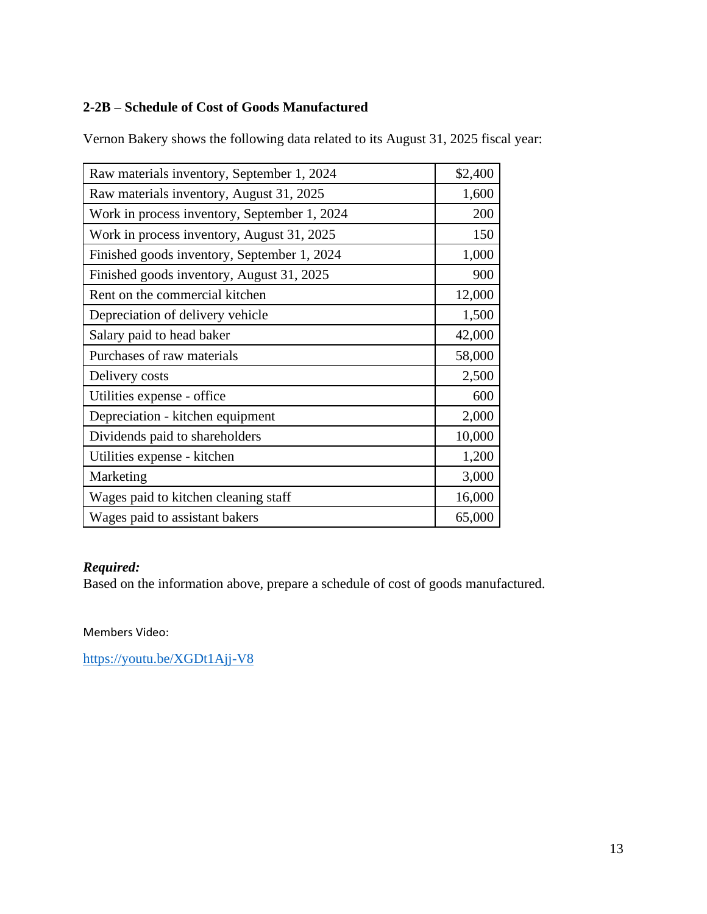### 2-2B – Schedule of Cost of Goods Manufactured

Vernon Bakery shows the following data related to its August 31, 2025 fiscal year:

| | |
|---|---|
| Raw materials inventory, September 1, 2024 | $2,400 |
| Raw materials inventory, August 31, 2025 | 1,600 |
| Work in process inventory, September 1, 2024 | 200 |
| Work in process inventory, August 31, 2025 | 150 |
| Finished goods inventory, September 1, 2024 | 1,000 |
| Finished goods inventory, August 31, 2025 | 900 |
| Rent on the commercial kitchen | 12,000 |
| Depreciation of delivery vehicle | 1,500 |
| Salary paid to head baker | 42,000 |
| Purchases of raw materials | 58,000 |
| Delivery costs | 2,500 |
| Utilities expense - office | 600 |
| Depreciation - kitchen equipment | 2,000 |
| Dividends paid to shareholders | 10,000 |
| Utilities expense - kitchen | 1,200 |
| Marketing | 3,000 |
| Wages paid to kitchen cleaning staff | 16,000 |
| Wages paid to assistant bakers | 65,000 |

***Required:***
Based on the information above, prepare a schedule of cost of goods manufactured.

Members Video:

https://youtu.be/XGDt1Ajj-V8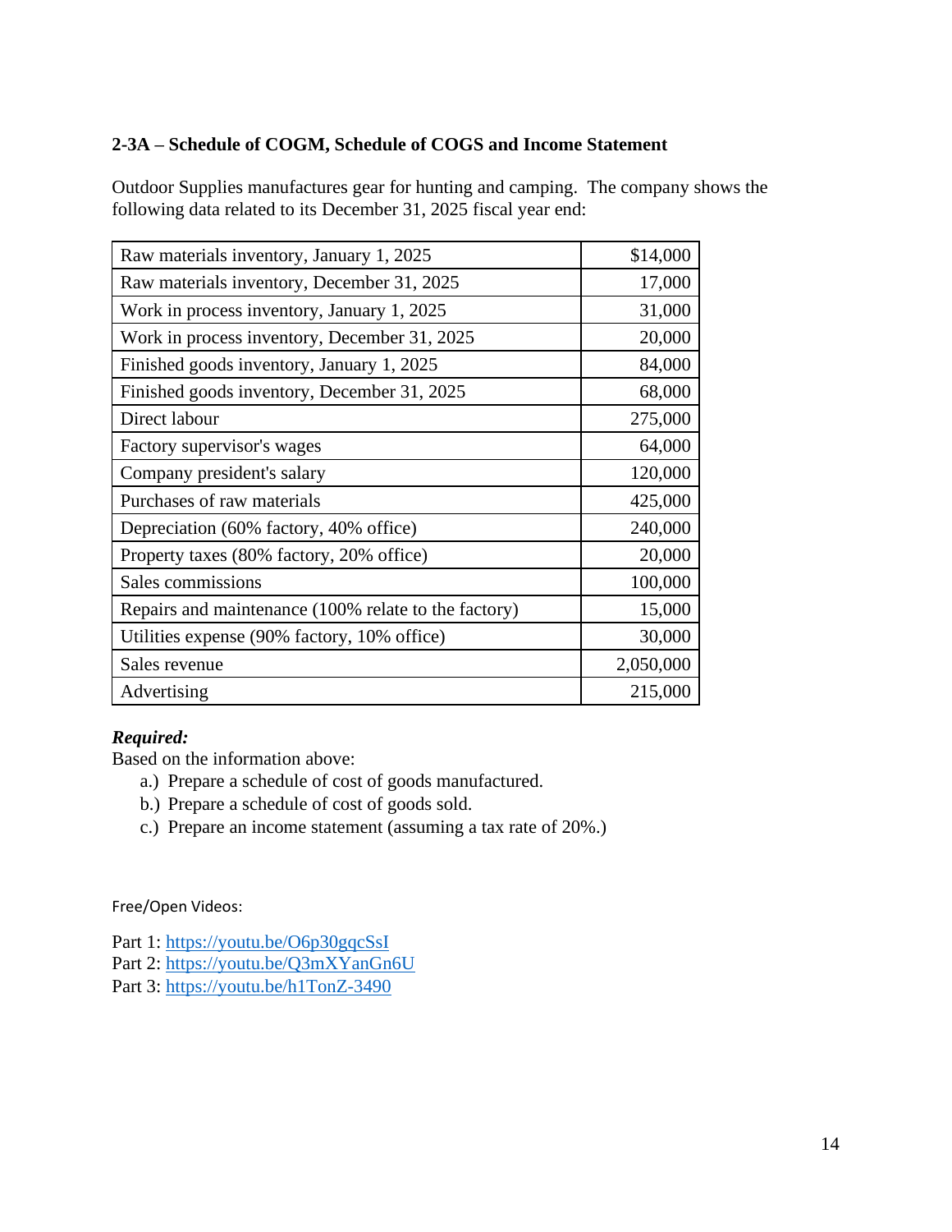### 2-3A – Schedule of COGM, Schedule of COGS and Income Statement

Outdoor Supplies manufactures gear for hunting and camping. The company shows the following data related to its December 31, 2025 fiscal year end:

| | |
|---|---:|
| Raw materials inventory, January 1, 2025 | $14,000 |
| Raw materials inventory, December 31, 2025 | 17,000 |
| Work in process inventory, January 1, 2025 | 31,000 |
| Work in process inventory, December 31, 2025 | 20,000 |
| Finished goods inventory, January 1, 2025 | 84,000 |
| Finished goods inventory, December 31, 2025 | 68,000 |
| Direct labour | 275,000 |
| Factory supervisor's wages | 64,000 |
| Company president's salary | 120,000 |
| Purchases of raw materials | 425,000 |
| Depreciation (60% factory, 40% office) | 240,000 |
| Property taxes (80% factory, 20% office) | 20,000 |
| Sales commissions | 100,000 |
| Repairs and maintenance (100% relate to the factory) | 15,000 |
| Utilities expense (90% factory, 10% office) | 30,000 |
| Sales revenue | 2,050,000 |
| Advertising | 215,000 |

***Required:***

Based on the information above:

a.) Prepare a schedule of cost of goods manufactured.
b.) Prepare a schedule of cost of goods sold.
c.) Prepare an income statement (assuming a tax rate of 20%.)

Free/Open Videos:

Part 1: [https://youtu.be/O6p30gqcSsI](https://youtu.be/O6p30gqcSsI)
Part 2: [https://youtu.be/Q3mXYanGn6U](https://youtu.be/Q3mXYanGn6U)
Part 3: [https://youtu.be/h1TonZ-3490](https://youtu.be/h1TonZ-3490)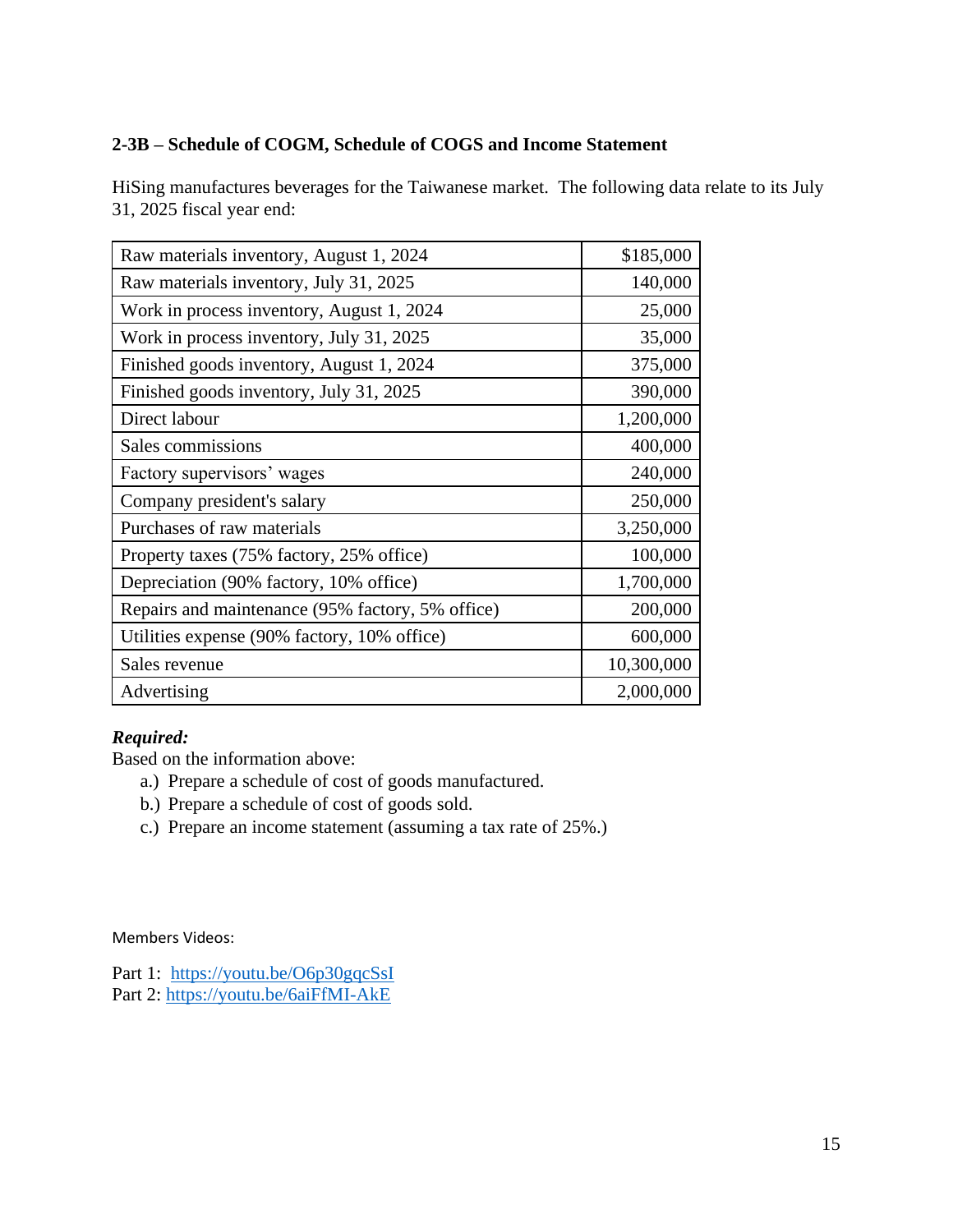**2-3B – Schedule of COGM, Schedule of COGS and Income Statement**

HiSing manufactures beverages for the Taiwanese market. The following data relate to its July 31, 2025 fiscal year end:

| | |
|---|---|
| Raw materials inventory, August 1, 2024 | $185,000 |
| Raw materials inventory, July 31, 2025 | 140,000 |
| Work in process inventory, August 1, 2024 | 25,000 |
| Work in process inventory, July 31, 2025 | 35,000 |
| Finished goods inventory, August 1, 2024 | 375,000 |
| Finished goods inventory, July 31, 2025 | 390,000 |
| Direct labour | 1,200,000 |
| Sales commissions | 400,000 |
| Factory supervisors' wages | 240,000 |
| Company president's salary | 250,000 |
| Purchases of raw materials | 3,250,000 |
| Property taxes (75% factory, 25% office) | 100,000 |
| Depreciation (90% factory, 10% office) | 1,700,000 |
| Repairs and maintenance (95% factory, 5% office) | 200,000 |
| Utilities expense (90% factory, 10% office) | 600,000 |
| Sales revenue | 10,300,000 |
| Advertising | 2,000,000 |

***Required:***

Based on the information above:

a.) Prepare a schedule of cost of goods manufactured.

b.) Prepare a schedule of cost of goods sold.

c.) Prepare an income statement (assuming a tax rate of 25%.)

Members Videos:

Part 1: https://youtu.be/O6p30gqcSsI

Part 2: https://youtu.be/6aiFfMI-AkE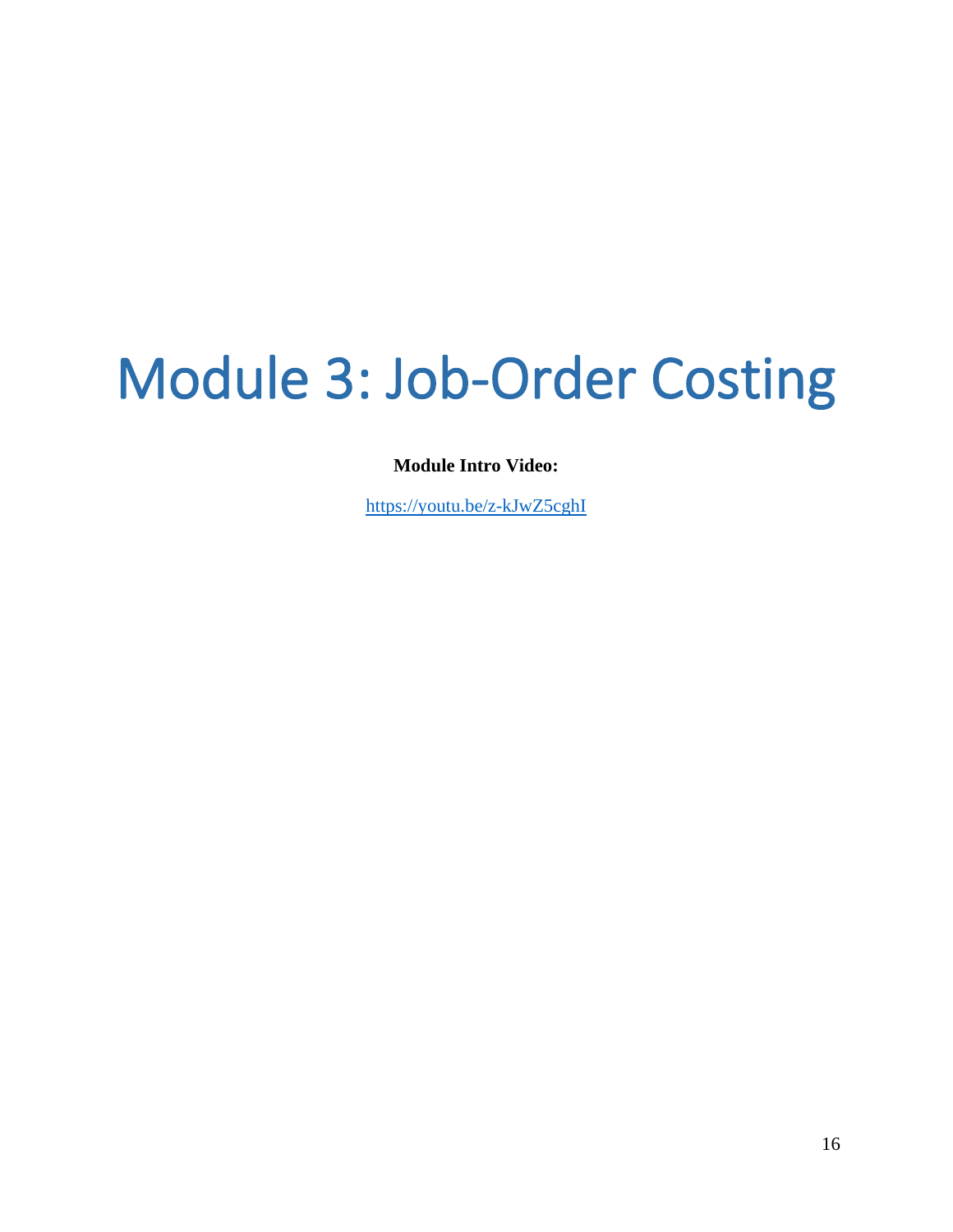# Module 3: Job-Order Costing

**Module Intro Video:**

https://youtu.be/z-kJwZ5cghI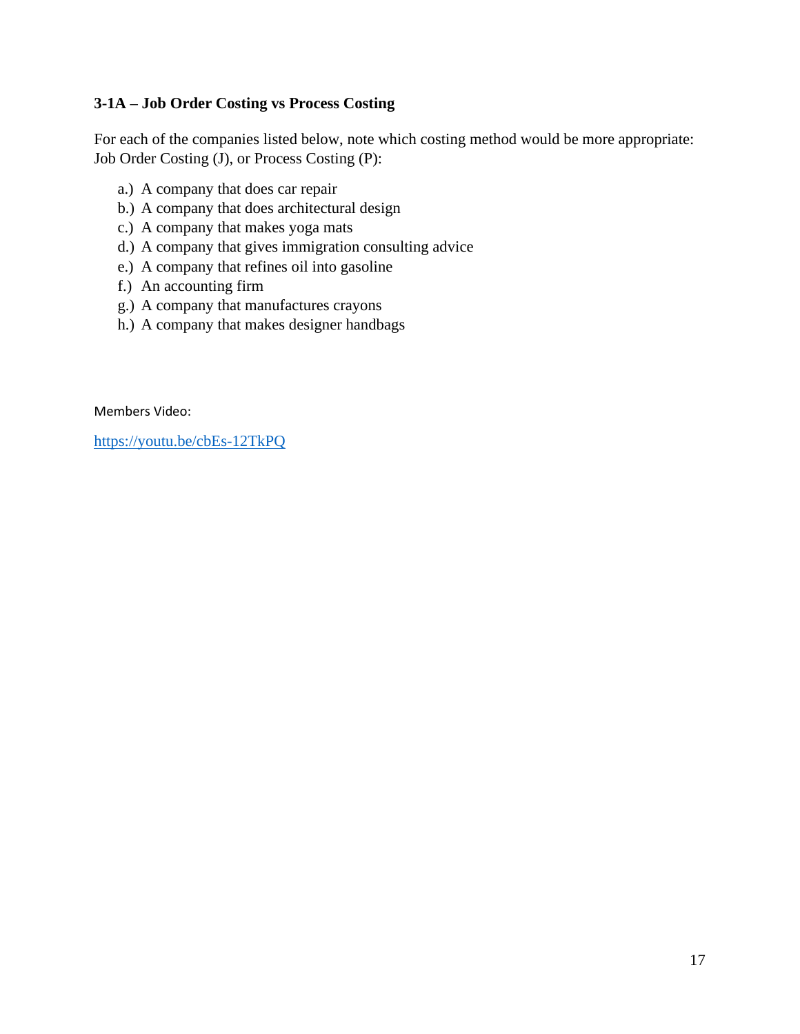### 3-1A – Job Order Costing vs Process Costing

For each of the companies listed below, note which costing method would be more appropriate: Job Order Costing (J), or Process Costing (P):

a.) A company that does car repair
b.) A company that does architectural design
c.) A company that makes yoga mats
d.) A company that gives immigration consulting advice
e.) A company that refines oil into gasoline
f.) An accounting firm
g.) A company that manufactures crayons
h.) A company that makes designer handbags

Members Video:

[https://youtu.be/cbEs-12TkPQ](https://youtu.be/cbEs-12TkPQ)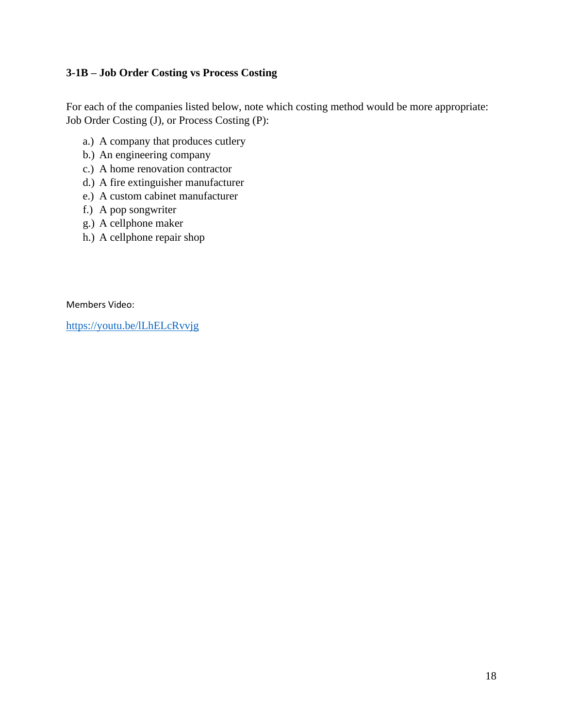### 3-1B – Job Order Costing vs Process Costing

For each of the companies listed below, note which costing method would be more appropriate: Job Order Costing (J), or Process Costing (P):

a.) A company that produces cutlery
b.) An engineering company
c.) A home renovation contractor
d.) A fire extinguisher manufacturer
e.) A custom cabinet manufacturer
f.) A pop songwriter
g.) A cellphone maker
h.) A cellphone repair shop

Members Video:

https://youtu.be/lLhELcRvvjg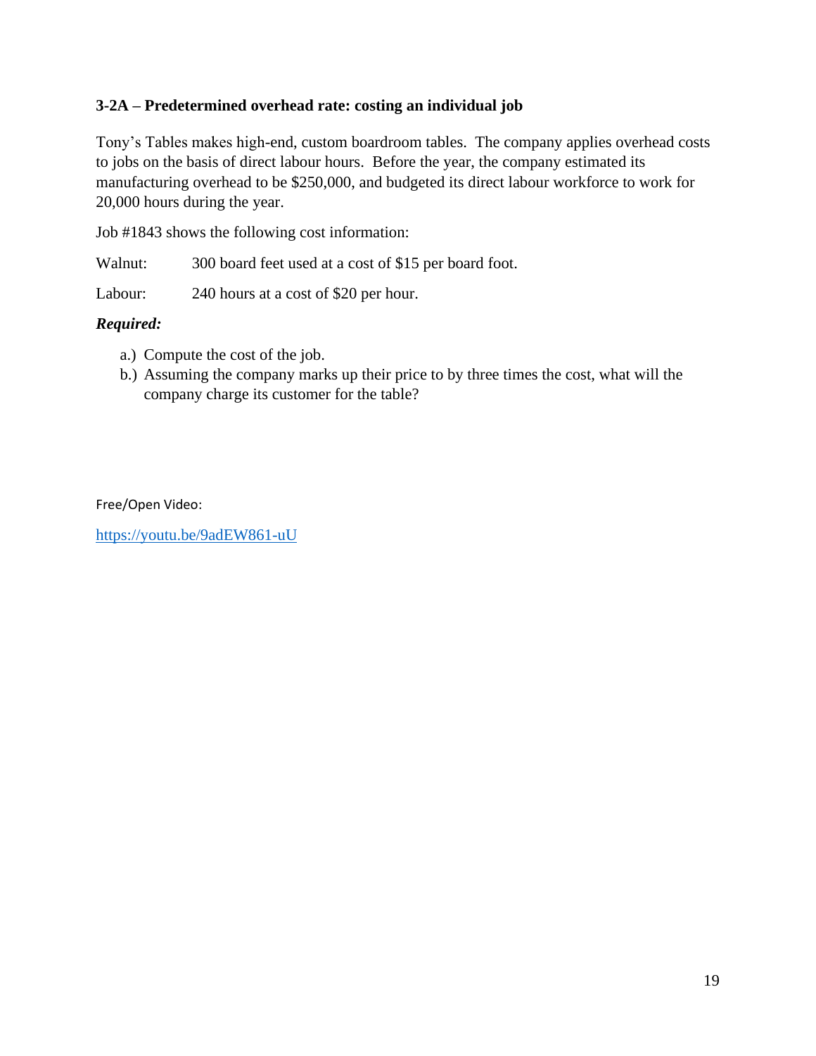### 3-2A – Predetermined overhead rate: costing an individual job

Tony's Tables makes high-end, custom boardroom tables. The company applies overhead costs to jobs on the basis of direct labour hours. Before the year, the company estimated its manufacturing overhead to be $250,000, and budgeted its direct labour workforce to work for 20,000 hours during the year.

Job #1843 shows the following cost information:

Walnut: 300 board feet used at a cost of $15 per board foot.

Labour: 240 hours at a cost of $20 per hour.

***Required:***

a.) Compute the cost of the job.
b.) Assuming the company marks up their price to by three times the cost, what will the company charge its customer for the table?

Free/Open Video:

https://youtu.be/9adEW861-uU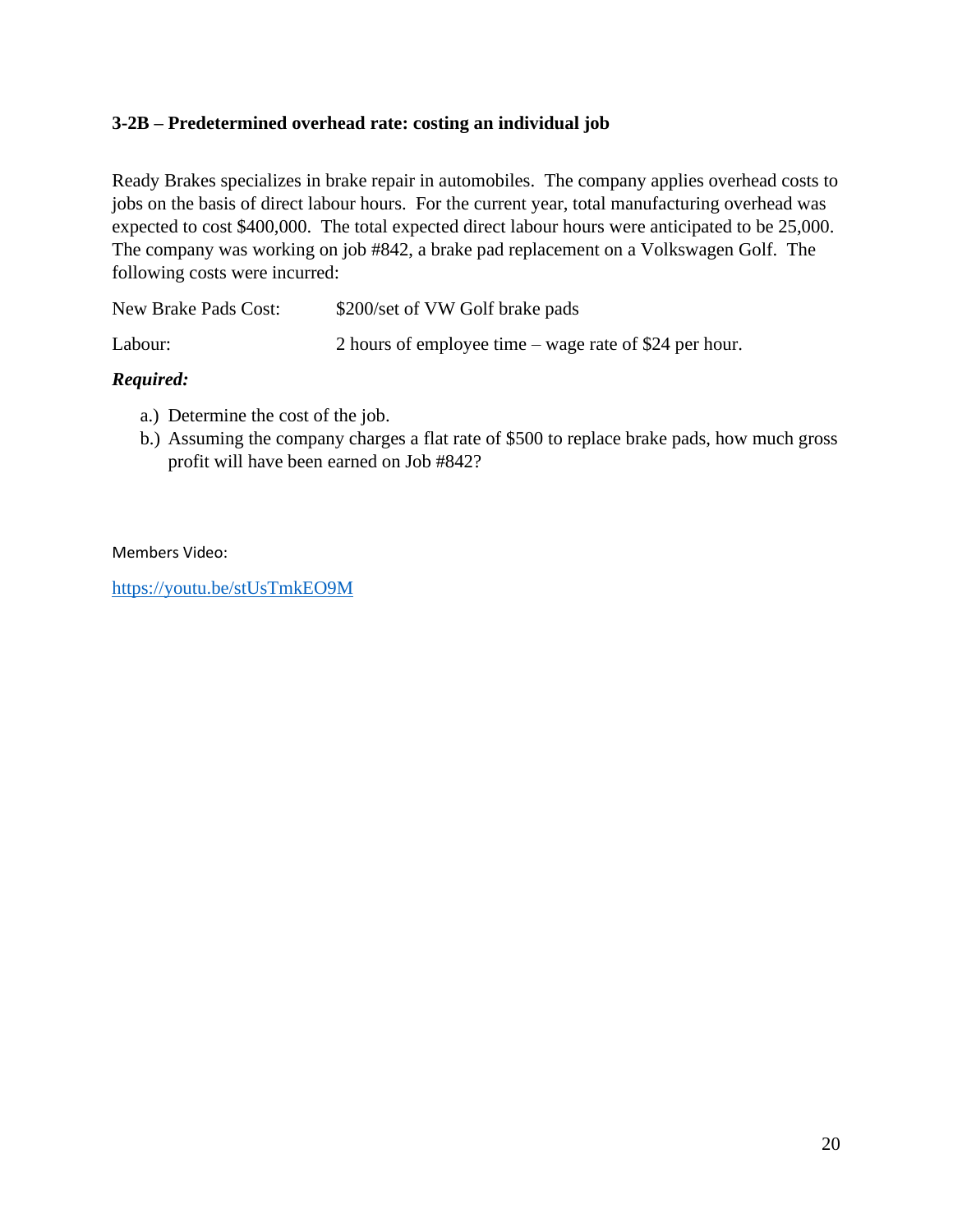### 3-2B – Predetermined overhead rate: costing an individual job

Ready Brakes specializes in brake repair in automobiles. The company applies overhead costs to jobs on the basis of direct labour hours. For the current year, total manufacturing overhead was expected to cost $400,000. The total expected direct labour hours were anticipated to be 25,000. The company was working on job #842, a brake pad replacement on a Volkswagen Golf. The following costs were incurred:

| | |
|---|---|
| New Brake Pads Cost: | $200/set of VW Golf brake pads |
| Labour: | 2 hours of employee time – wage rate of $24 per hour. |

***Required:***

a.) Determine the cost of the job.

b.) Assuming the company charges a flat rate of $500 to replace brake pads, how much gross profit will have been earned on Job #842?

Members Video:

https://youtu.be/stUsTmkEO9M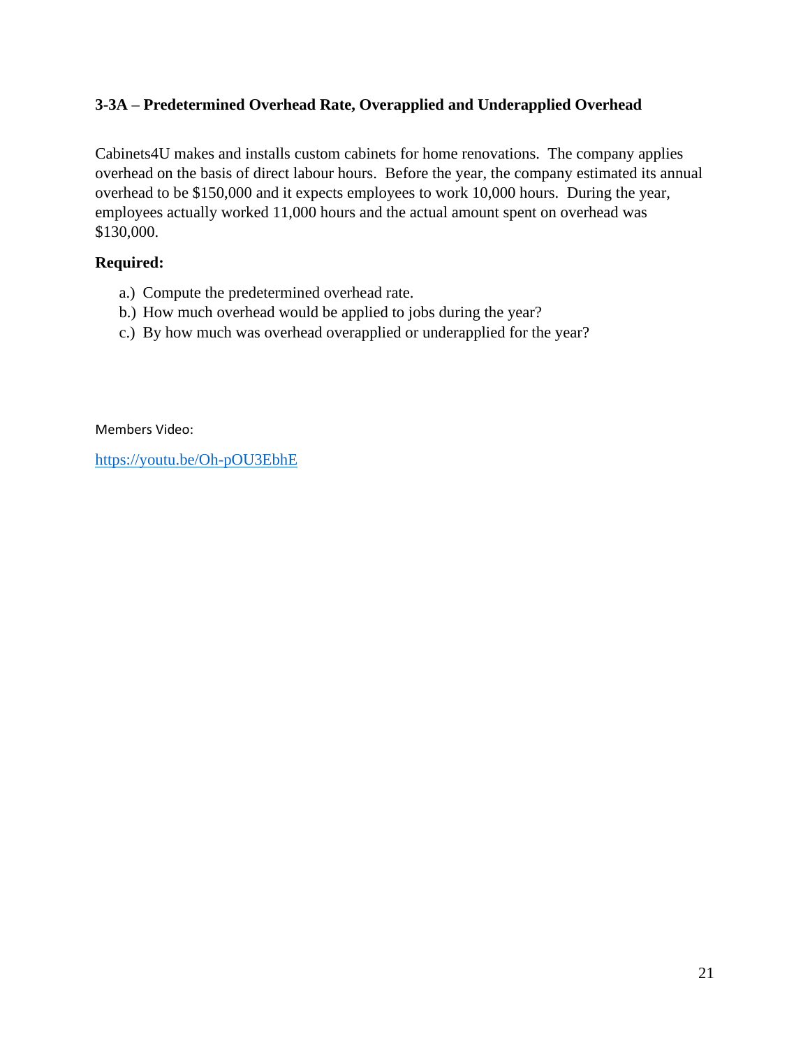### 3-3A – Predetermined Overhead Rate, Overapplied and Underapplied Overhead

Cabinets4U makes and installs custom cabinets for home renovations. The company applies overhead on the basis of direct labour hours. Before the year, the company estimated its annual overhead to be $150,000 and it expects employees to work 10,000 hours. During the year, employees actually worked 11,000 hours and the actual amount spent on overhead was $130,000.

**Required:**

a.) Compute the predetermined overhead rate.
b.) How much overhead would be applied to jobs during the year?
c.) By how much was overhead overapplied or underapplied for the year?

Members Video:

https://youtu.be/Oh-pOU3EbhE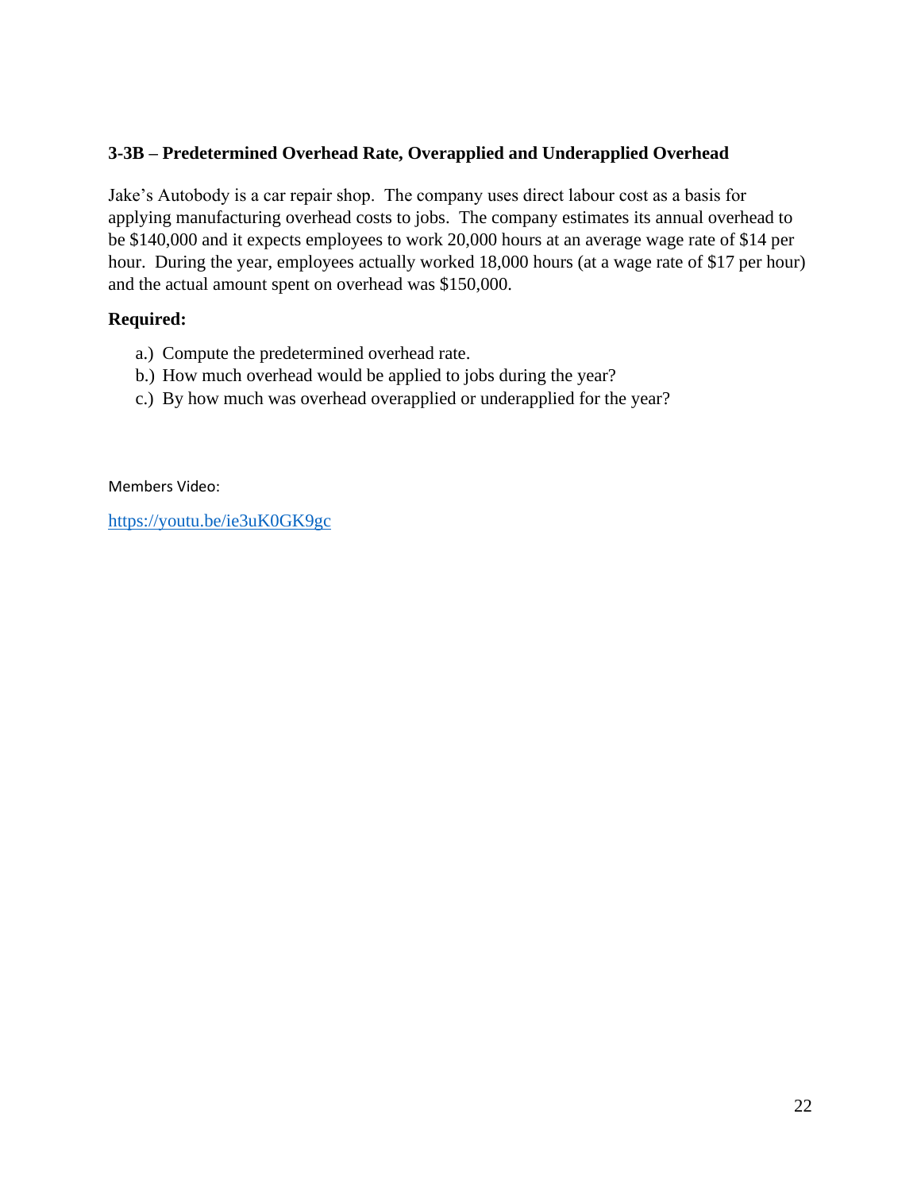### 3-3B – Predetermined Overhead Rate, Overapplied and Underapplied Overhead

Jake's Autobody is a car repair shop. The company uses direct labour cost as a basis for applying manufacturing overhead costs to jobs. The company estimates its annual overhead to be $140,000 and it expects employees to work 20,000 hours at an average wage rate of $14 per hour. During the year, employees actually worked 18,000 hours (at a wage rate of $17 per hour) and the actual amount spent on overhead was $150,000.

**Required:**

a.) Compute the predetermined overhead rate.
b.) How much overhead would be applied to jobs during the year?
c.) By how much was overhead overapplied or underapplied for the year?

Members Video:

https://youtu.be/ie3uK0GK9gc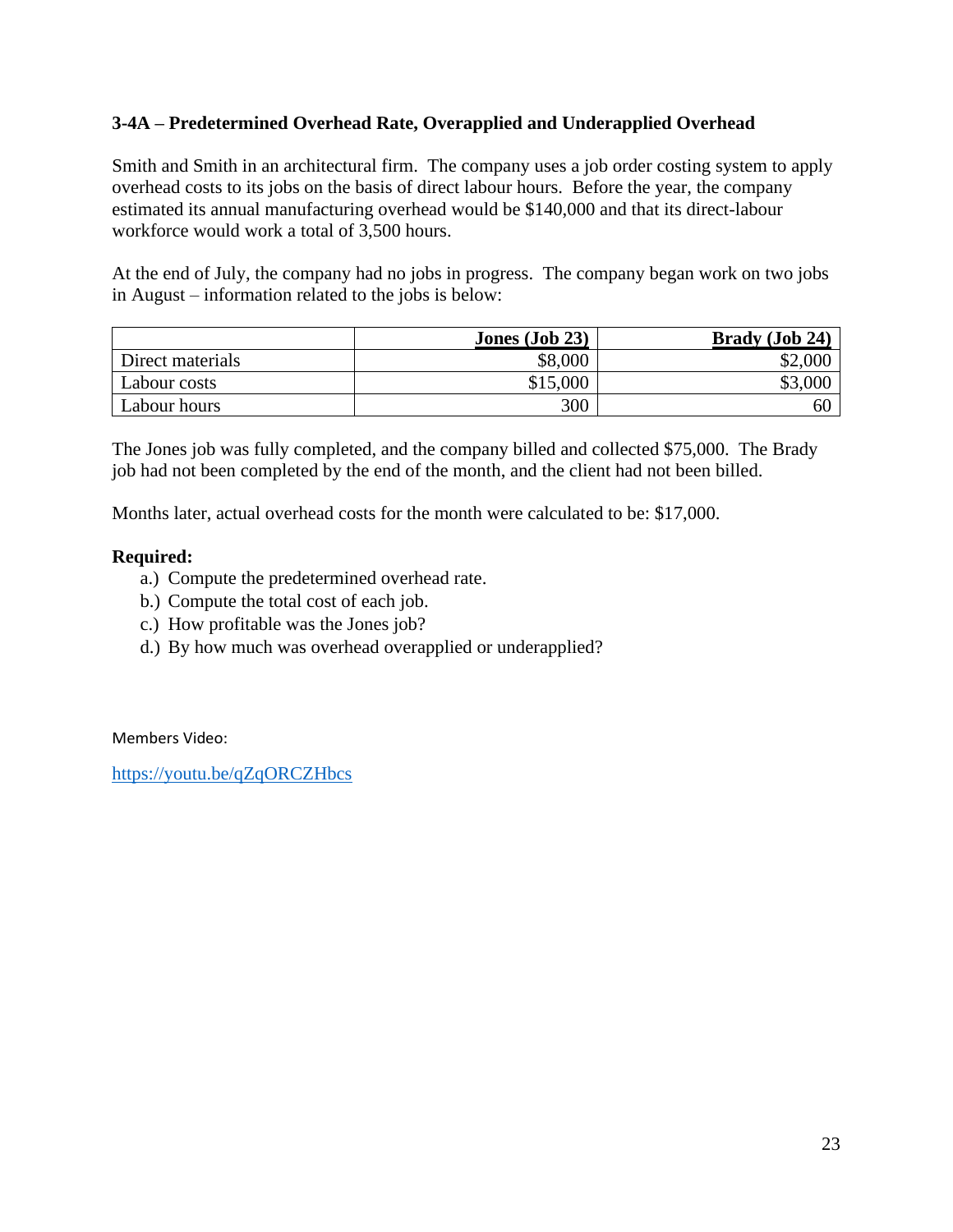### 3-4A – Predetermined Overhead Rate, Overapplied and Underapplied Overhead

Smith and Smith in an architectural firm. The company uses a job order costing system to apply overhead costs to its jobs on the basis of direct labour hours. Before the year, the company estimated its annual manufacturing overhead would be $140,000 and that its direct-labour workforce would work a total of 3,500 hours.

At the end of July, the company had no jobs in progress. The company began work on two jobs in August – information related to the jobs is below:

| | Jones (Job 23) | Brady (Job 24) |
|---|---:|---:|
| Direct materials | $8,000 | $2,000 |
| Labour costs | $15,000 | $3,000 |
| Labour hours | 300 | 60 |

The Jones job was fully completed, and the company billed and collected $75,000. The Brady job had not been completed by the end of the month, and the client had not been billed.

Months later, actual overhead costs for the month were calculated to be: $17,000.

**Required:**

a.) Compute the predetermined overhead rate.
b.) Compute the total cost of each job.
c.) How profitable was the Jones job?
d.) By how much was overhead overapplied or underapplied?

Members Video:

https://youtu.be/qZqORCZHbcs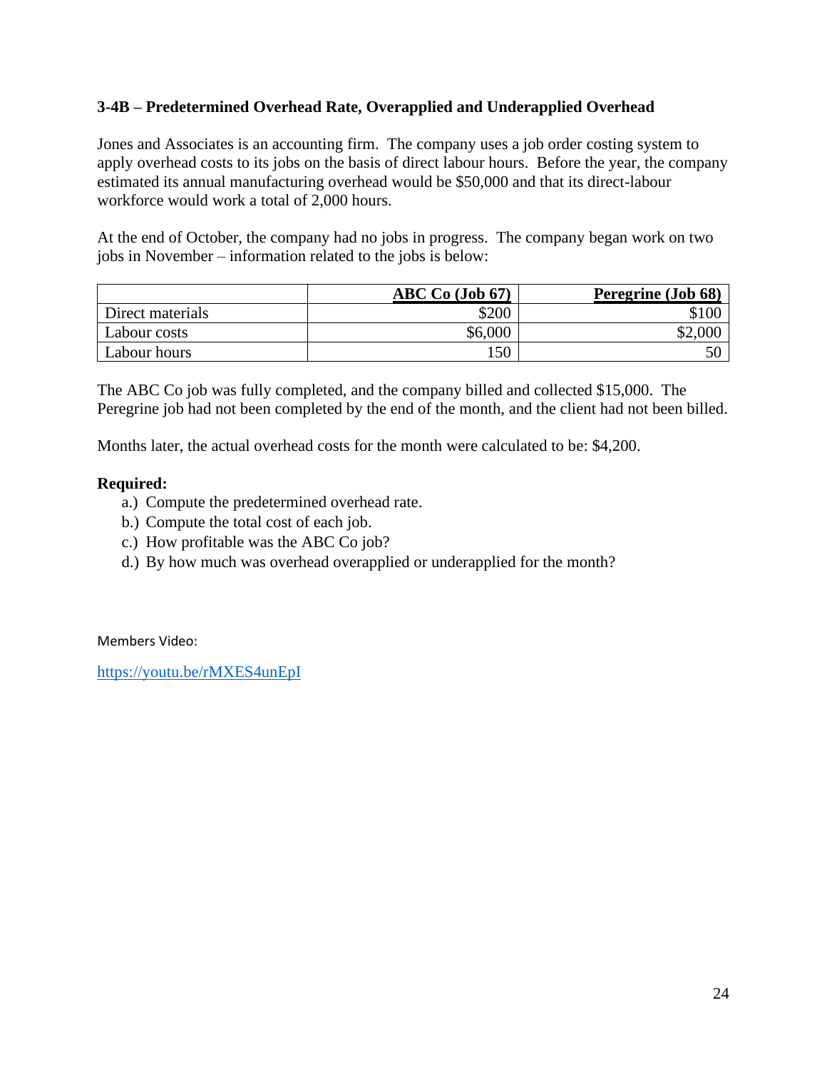**3-4B – Predetermined Overhead Rate, Overapplied and Underapplied Overhead**

Jones and Associates is an accounting firm. The company uses a job order costing system to apply overhead costs to its jobs on the basis of direct labour hours. Before the year, the company estimated its annual manufacturing overhead would be $50,000 and that its direct-labour workforce would work a total of 2,000 hours.

At the end of October, the company had no jobs in progress. The company began work on two jobs in November – information related to the jobs is below:

| | ABC Co (Job 67) | Peregrine (Job 68) |
|---|---:|---:|
| Direct materials | $200 | $100 |
| Labour costs | $6,000 | $2,000 |
| Labour hours | 150 | 50 |

The ABC Co job was fully completed, and the company billed and collected $15,000. The Peregrine job had not been completed by the end of the month, and the client had not been billed.

Months later, the actual overhead costs for the month were calculated to be: $4,200.

**Required:**

a.) Compute the predetermined overhead rate.
b.) Compute the total cost of each job.
c.) How profitable was the ABC Co job?
d.) By how much was overhead overapplied or underapplied for the month?

Members Video:

https://youtu.be/rMXES4unEpI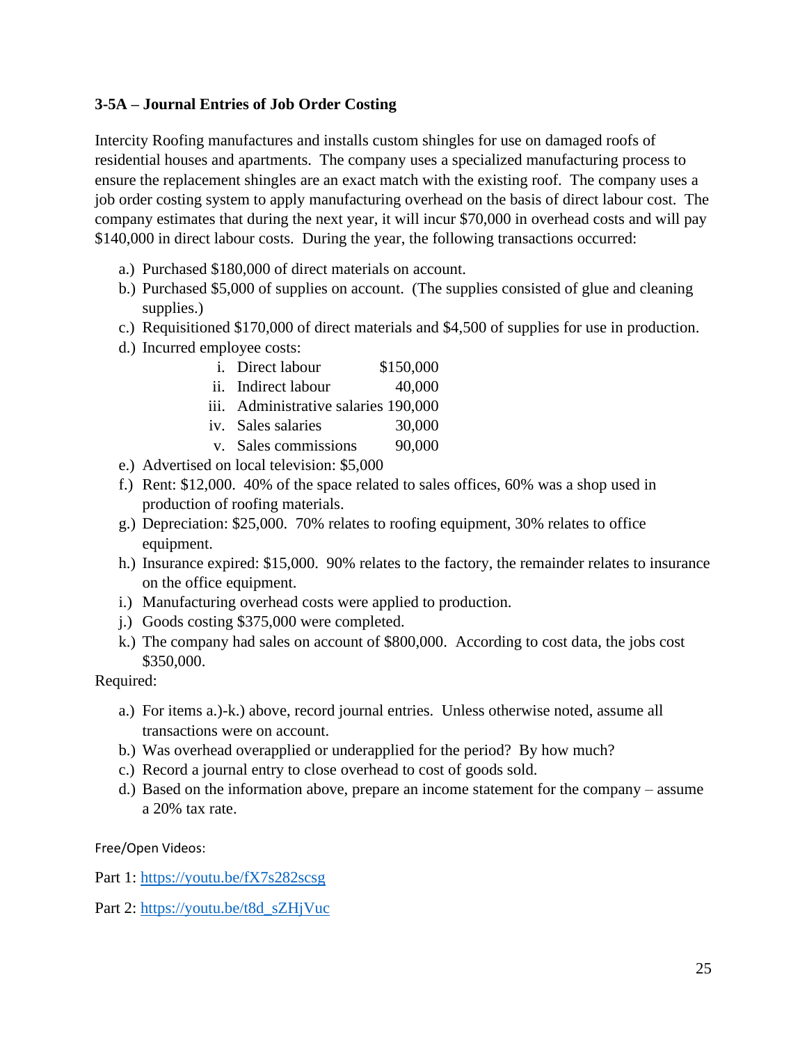**3-5A – Journal Entries of Job Order Costing**

Intercity Roofing manufactures and installs custom shingles for use on damaged roofs of residential houses and apartments. The company uses a specialized manufacturing process to ensure the replacement shingles are an exact match with the existing roof. The company uses a job order costing system to apply manufacturing overhead on the basis of direct labour cost. The company estimates that during the next year, it will incur $70,000 in overhead costs and will pay $140,000 in direct labour costs. During the year, the following transactions occurred:

a.) Purchased $180,000 of direct materials on account.
b.) Purchased $5,000 of supplies on account. (The supplies consisted of glue and cleaning supplies.)
c.) Requisitioned $170,000 of direct materials and $4,500 of supplies for use in production.
d.) Incurred employee costs:
   i. Direct labour $150,000
   ii. Indirect labour 40,000
   iii. Administrative salaries 190,000
   iv. Sales salaries 30,000
   v. Sales commissions 90,000
e.) Advertised on local television: $5,000
f.) Rent: $12,000. 40% of the space related to sales offices, 60% was a shop used in production of roofing materials.
g.) Depreciation: $25,000. 70% relates to roofing equipment, 30% relates to office equipment.
h.) Insurance expired: $15,000. 90% relates to the factory, the remainder relates to insurance on the office equipment.
i.) Manufacturing overhead costs were applied to production.
j.) Goods costing $375,000 were completed.
k.) The company had sales on account of $800,000. According to cost data, the jobs cost $350,000.

Required:

a.) For items a.)-k.) above, record journal entries. Unless otherwise noted, assume all transactions were on account.
b.) Was overhead overapplied or underapplied for the period? By how much?
c.) Record a journal entry to close overhead to cost of goods sold.
d.) Based on the information above, prepare an income statement for the company – assume a 20% tax rate.

Free/Open Videos:

Part 1: https://youtu.be/fX7s282scsg

Part 2: https://youtu.be/t8d_sZHjVuc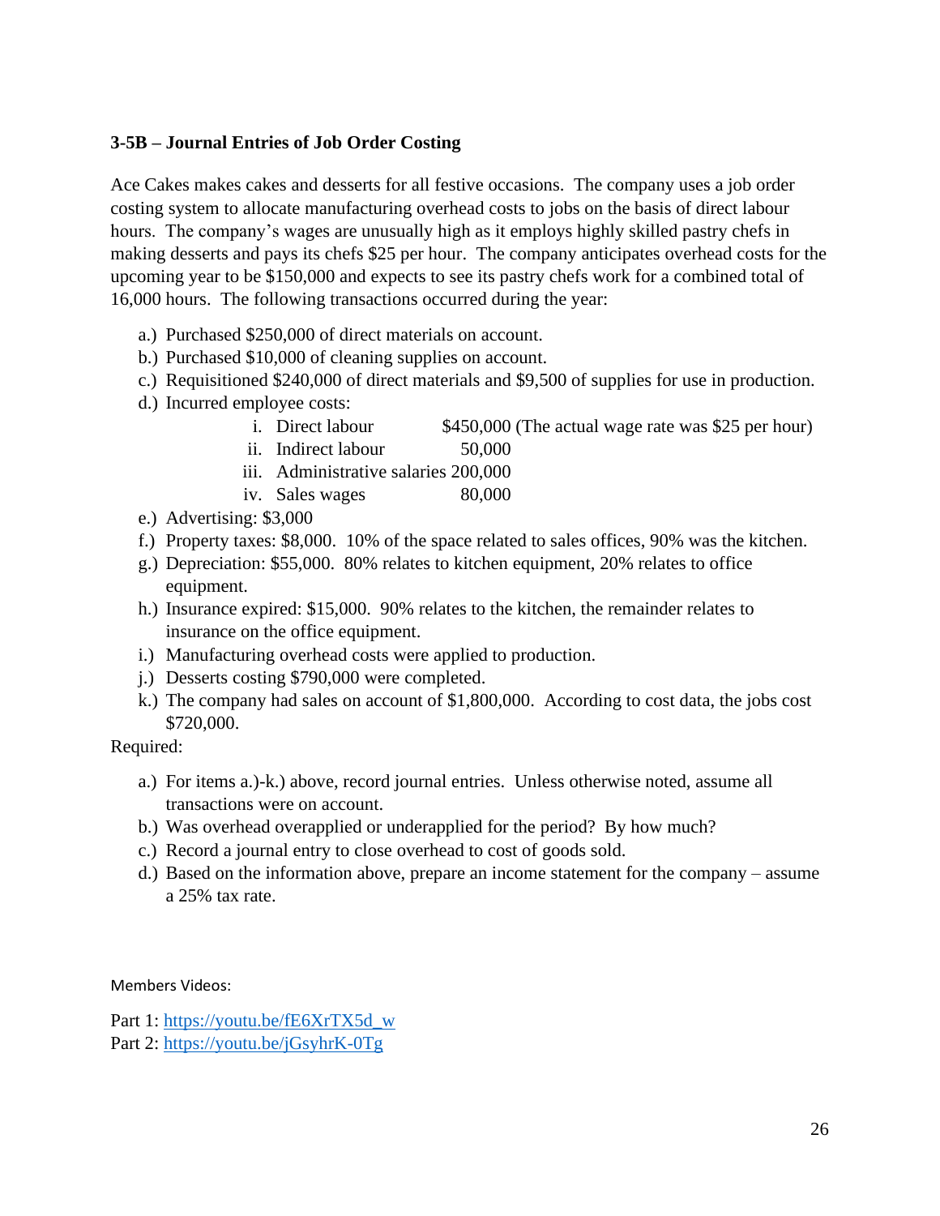**3-5B – Journal Entries of Job Order Costing**

Ace Cakes makes cakes and desserts for all festive occasions. The company uses a job order costing system to allocate manufacturing overhead costs to jobs on the basis of direct labour hours. The company's wages are unusually high as it employs highly skilled pastry chefs in making desserts and pays its chefs $25 per hour. The company anticipates overhead costs for the upcoming year to be $150,000 and expects to see its pastry chefs work for a combined total of 16,000 hours. The following transactions occurred during the year:

a.) Purchased $250,000 of direct materials on account.
b.) Purchased $10,000 of cleaning supplies on account.
c.) Requisitioned $240,000 of direct materials and $9,500 of supplies for use in production.
d.) Incurred employee costs:
    i. Direct labour $450,000 (The actual wage rate was $25 per hour)
    ii. Indirect labour 50,000
    iii. Administrative salaries 200,000
    iv. Sales wages 80,000
e.) Advertising: $3,000
f.) Property taxes: $8,000. 10% of the space related to sales offices, 90% was the kitchen.
g.) Depreciation: $55,000. 80% relates to kitchen equipment, 20% relates to office equipment.
h.) Insurance expired: $15,000. 90% relates to the kitchen, the remainder relates to insurance on the office equipment.
i.) Manufacturing overhead costs were applied to production.
j.) Desserts costing $790,000 were completed.
k.) The company had sales on account of $1,800,000. According to cost data, the jobs cost $720,000.

Required:

a.) For items a.)-k.) above, record journal entries. Unless otherwise noted, assume all transactions were on account.
b.) Was overhead overapplied or underapplied for the period? By how much?
c.) Record a journal entry to close overhead to cost of goods sold.
d.) Based on the information above, prepare an income statement for the company – assume a 25% tax rate.

Members Videos:

Part 1: https://youtu.be/fE6XrTX5d_w
Part 2: https://youtu.be/jGsyhrK-0Tg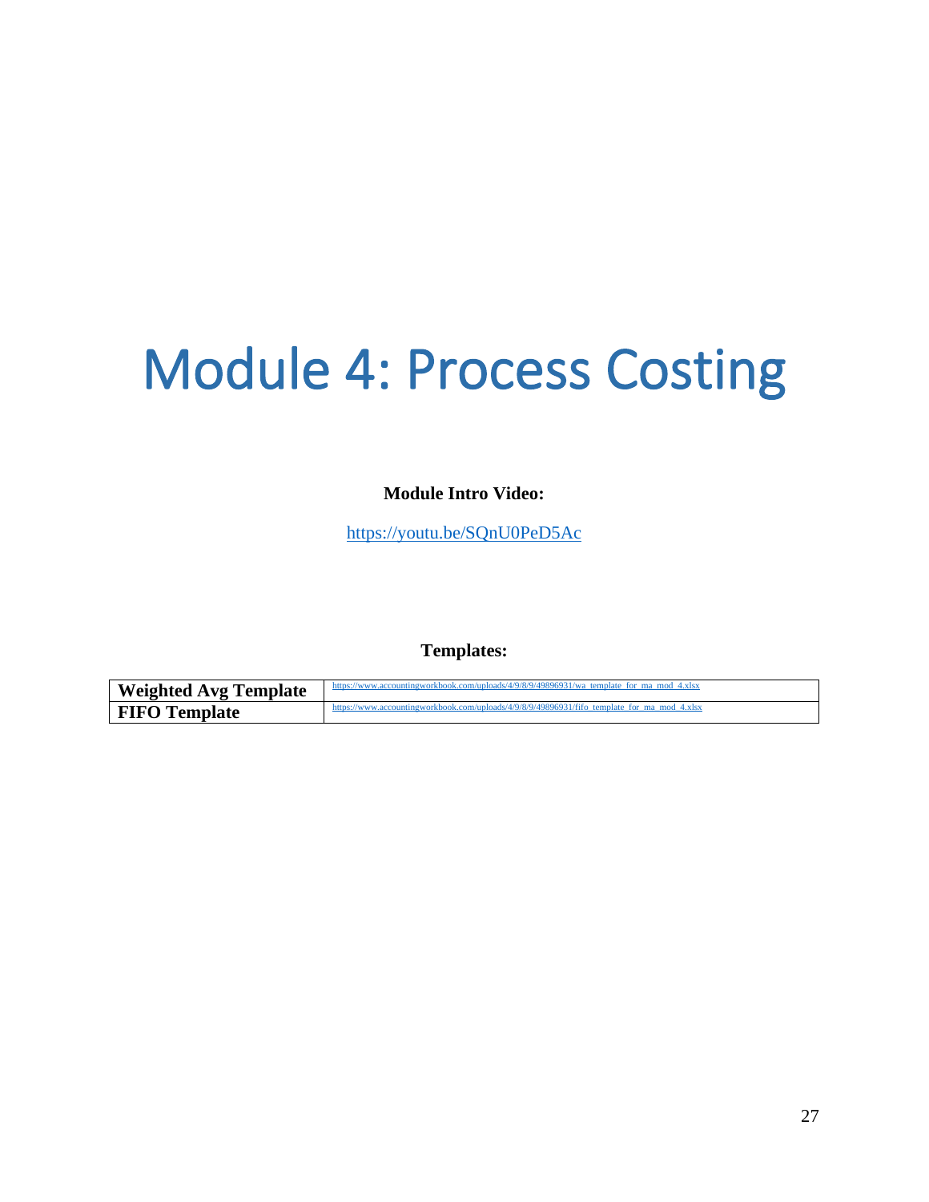# Module 4: Process Costing

**Module Intro Video:**

https://youtu.be/SQnU0PeD5Ac

**Templates:**

| | |
|---|---|
| **Weighted Avg Template** | https://www.accountingworkbook.com/uploads/4/9/8/9/49896931/wa_template_for_ma_mod_4.xlsx |
| **FIFO Template** | https://www.accountingworkbook.com/uploads/4/9/8/9/49896931/fifo_template_for_ma_mod_4.xlsx |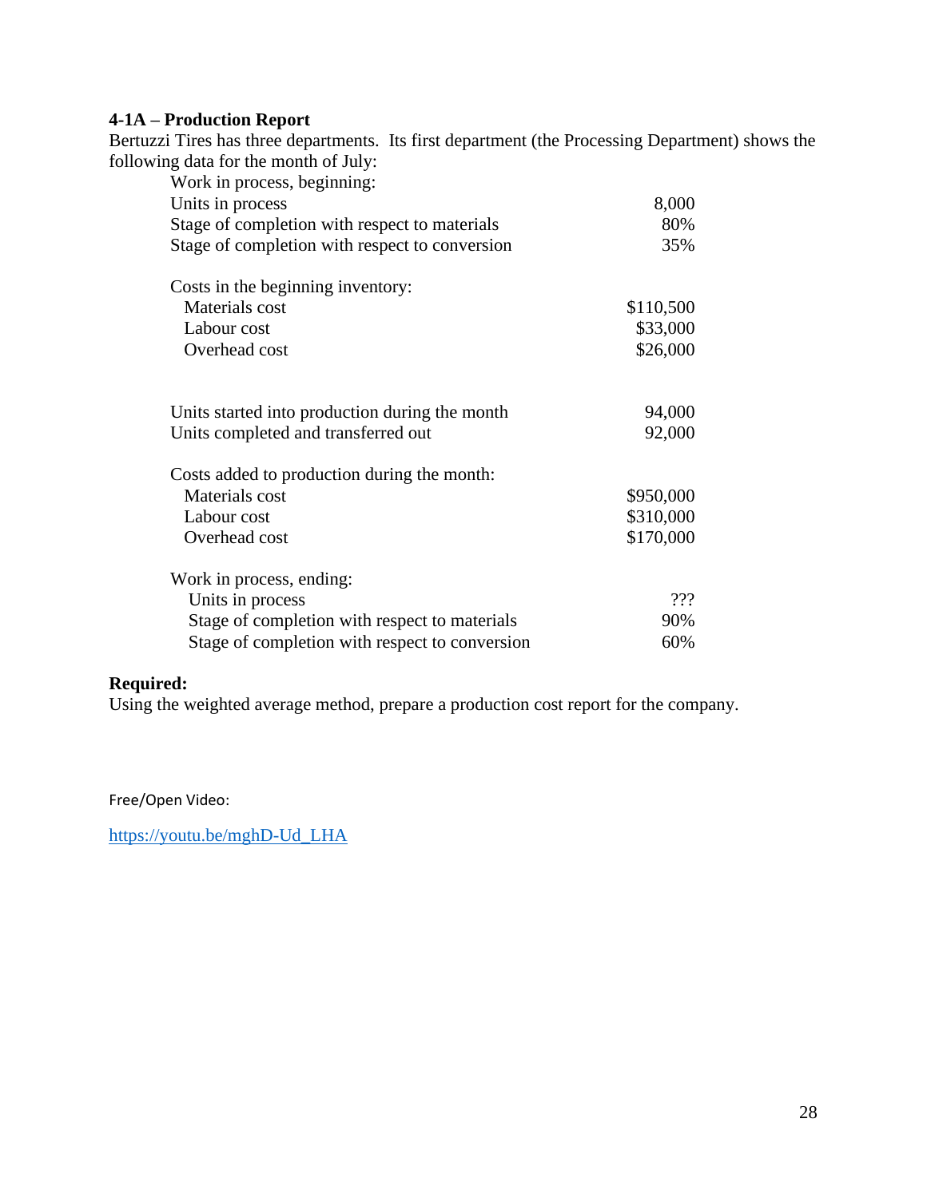### 4-1A – Production Report

Bertuzzi Tires has three departments. Its first department (the Processing Department) shows the following data for the month of July:

| | |
|---|---|
| Work in process, beginning: | |
| Units in process | 8,000 |
| Stage of completion with respect to materials | 80% |
| Stage of completion with respect to conversion | 35% |
| | |
| Costs in the beginning inventory: | |
| Materials cost | $110,500 |
| Labour cost | $33,000 |
| Overhead cost | $26,000 |
| | |
| Units started into production during the month | 94,000 |
| Units completed and transferred out | 92,000 |
| | |
| Costs added to production during the month: | |
| Materials cost | $950,000 |
| Labour cost | $310,000 |
| Overhead cost | $170,000 |
| | |
| Work in process, ending: | |
| Units in process | ??? |
| Stage of completion with respect to materials | 90% |
| Stage of completion with respect to conversion | 60% |

**Required:**

Using the weighted average method, prepare a production cost report for the company.

Free/Open Video:

https://youtu.be/mghD-Ud_LHA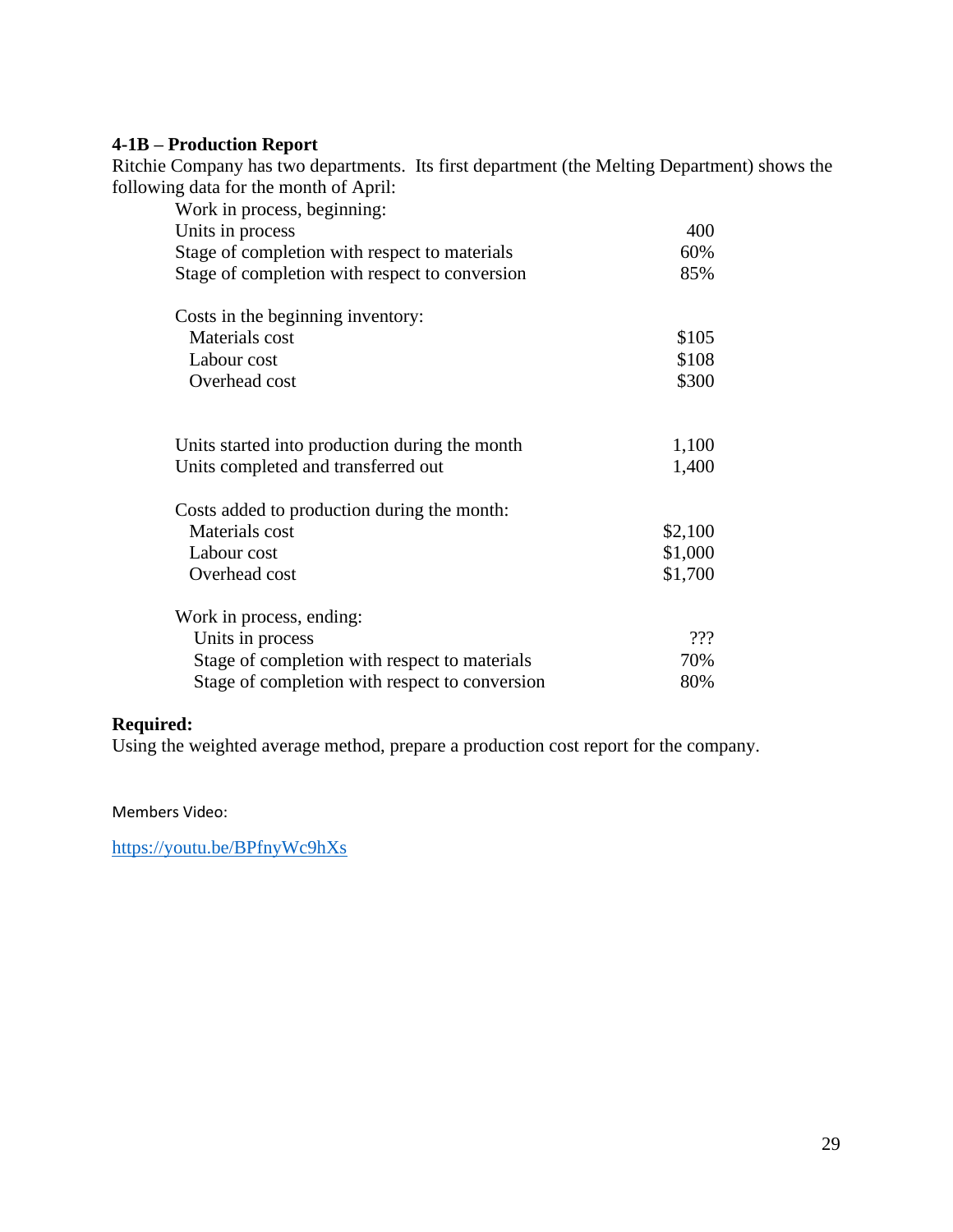**4-1B – Production Report**

Ritchie Company has two departments. Its first department (the Melting Department) shows the following data for the month of April:

| | |
|---|---|
| Work in process, beginning: | |
| Units in process | 400 |
| Stage of completion with respect to materials | 60% |
| Stage of completion with respect to conversion | 85% |
| | |
| Costs in the beginning inventory: | |
| Materials cost | $105 |
| Labour cost | $108 |
| Overhead cost | $300 |
| | |
| Units started into production during the month | 1,100 |
| Units completed and transferred out | 1,400 |
| | |
| Costs added to production during the month: | |
| Materials cost | $2,100 |
| Labour cost | $1,000 |
| Overhead cost | $1,700 |
| | |
| Work in process, ending: | |
| Units in process | ??? |
| Stage of completion with respect to materials | 70% |
| Stage of completion with respect to conversion | 80% |

**Required:**

Using the weighted average method, prepare a production cost report for the company.

Members Video:

https://youtu.be/BPfnyWc9hXs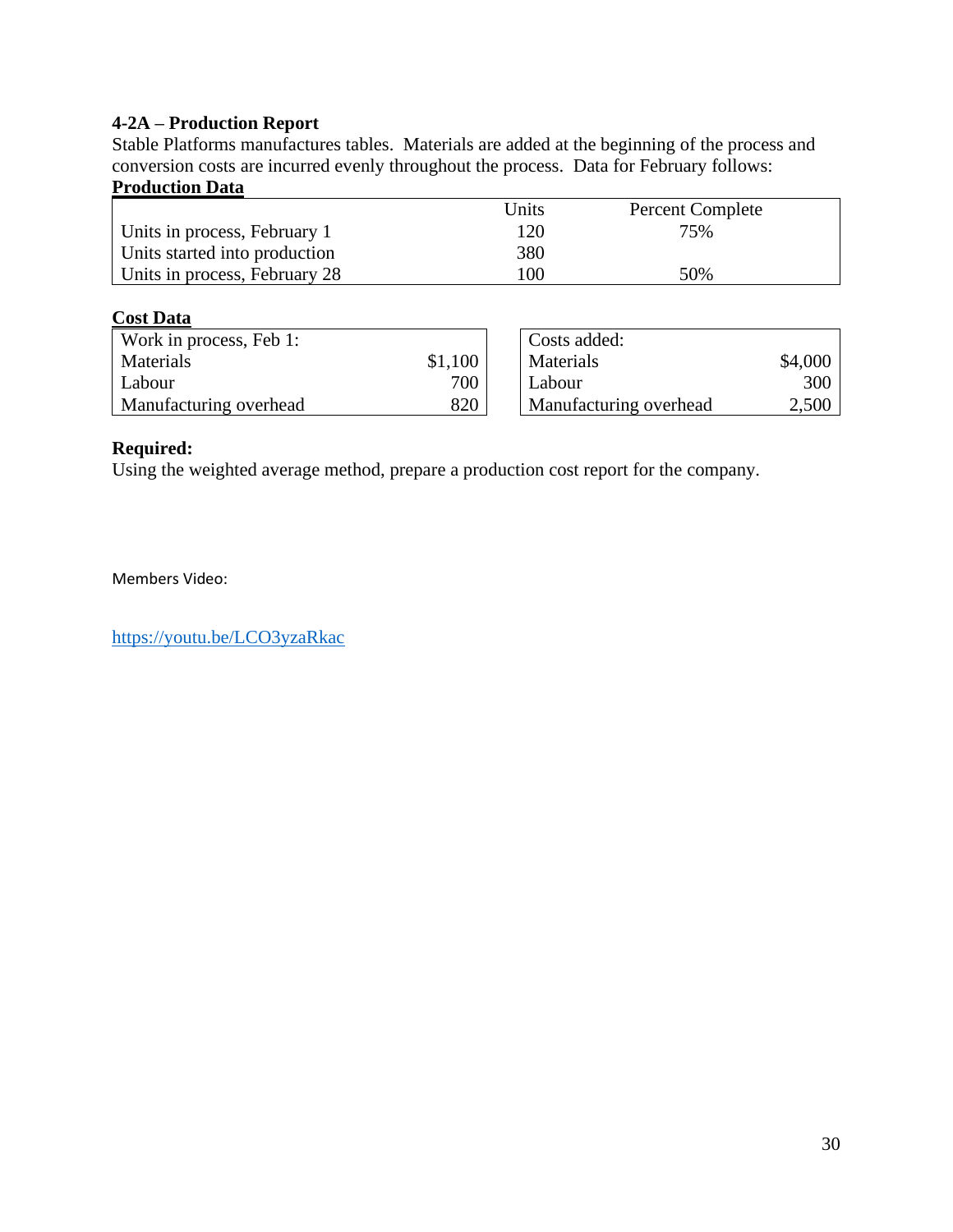**4-2A – Production Report**

Stable Platforms manufactures tables. Materials are added at the beginning of the process and conversion costs are incurred evenly throughout the process. Data for February follows:

**Production Data**

| | Units | Percent Complete |
|---|---|---|
| Units in process, February 1 | 120 | 75% |
| Units started into production | 380 | |
| Units in process, February 28 | 100 | 50% |

**Cost Data**

| Work in process, Feb 1: | |
|---|---|
| Materials | $1,100 |
| Labour | 700 |
| Manufacturing overhead | 820 |

| Costs added: | |
|---|---|
| Materials | $4,000 |
| Labour | 300 |
| Manufacturing overhead | 2,500 |

**Required:**

Using the weighted average method, prepare a production cost report for the company.

Members Video:

https://youtu.be/LCO3yzaRkac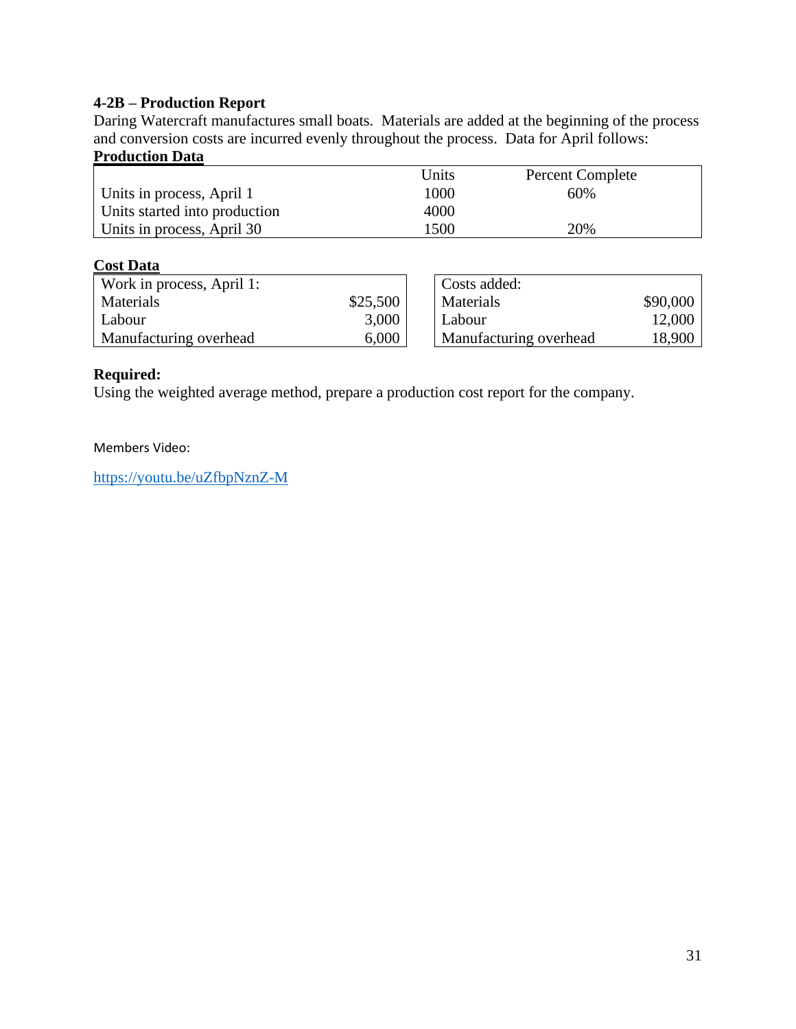**4-2B – Production Report**

Daring Watercraft manufactures small boats. Materials are added at the beginning of the process and conversion costs are incurred evenly throughout the process. Data for April follows:

**Production Data**

| | Units | Percent Complete |
|---|---|---|
| Units in process, April 1 | 1000 | 60% |
| Units started into production | 4000 | |
| Units in process, April 30 | 1500 | 20% |

**Cost Data**

| Work in process, April 1: | |
|---|---|
| Materials | $25,500 |
| Labour | 3,000 |
| Manufacturing overhead | 6,000 |

| Costs added: | |
|---|---|
| Materials | $90,000 |
| Labour | 12,000 |
| Manufacturing overhead | 18,900 |

**Required:**

Using the weighted average method, prepare a production cost report for the company.

Members Video:

https://youtu.be/uZfbpNznZ-M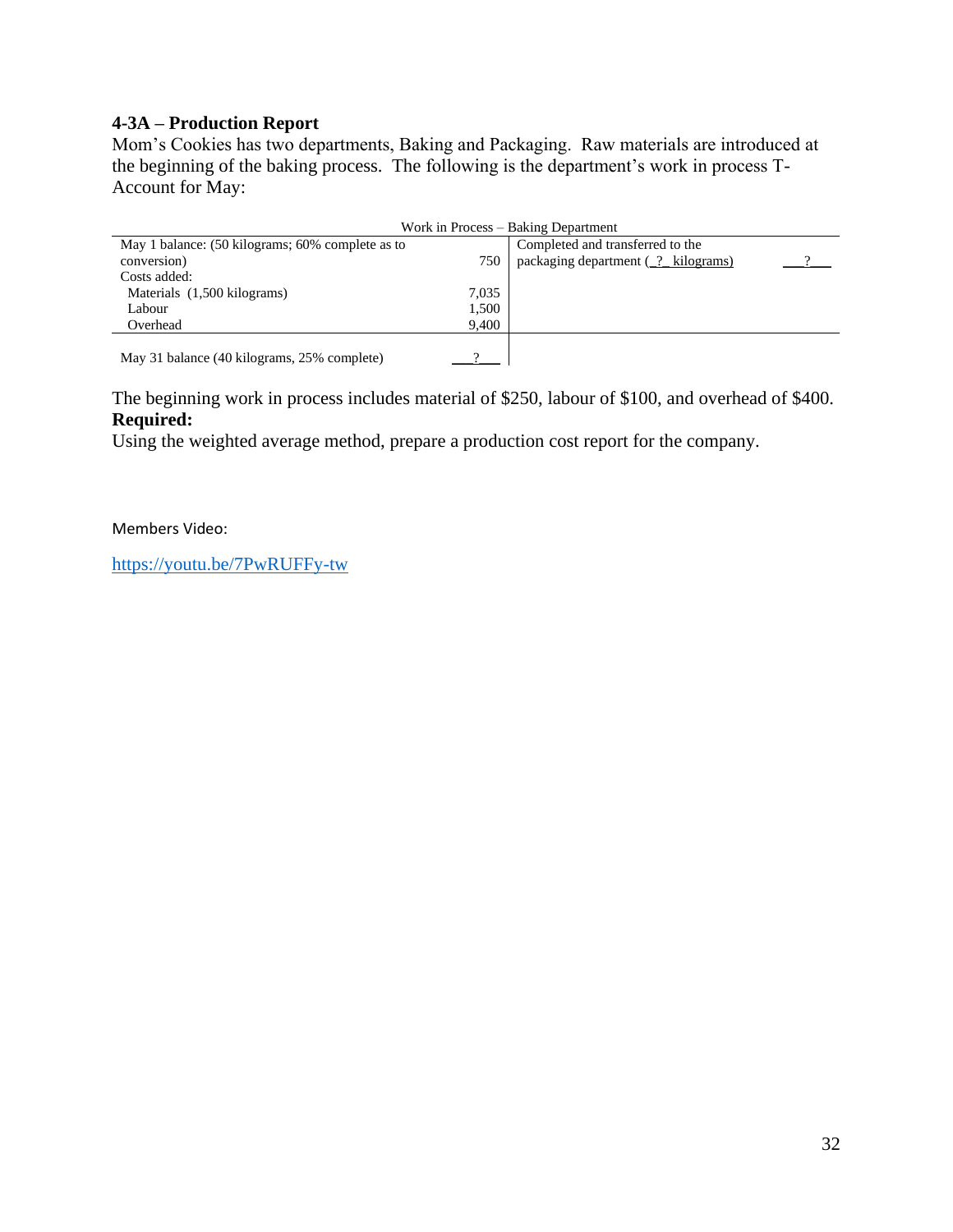### 4-3A – Production Report

Mom's Cookies has two departments, Baking and Packaging. Raw materials are introduced at the beginning of the baking process. The following is the department's work in process T-Account for May:

Work in Process – Baking Department

| | | | |
|---|---|---|---|
| May 1 balance: (50 kilograms; 60% complete as to conversion) | 750 | Completed and transferred to the packaging department (_?_ kilograms) | ? |
| Costs added: | | | |
| Materials (1,500 kilograms) | 7,035 | | |
| Labour | 1,500 | | |
| Overhead | 9,400 | | |
| May 31 balance (40 kilograms, 25% complete) | ? | | |

The beginning work in process includes material of $250, labour of $100, and overhead of $400.

**Required:**

Using the weighted average method, prepare a production cost report for the company.

Members Video:

https://youtu.be/7PwRUFFy-tw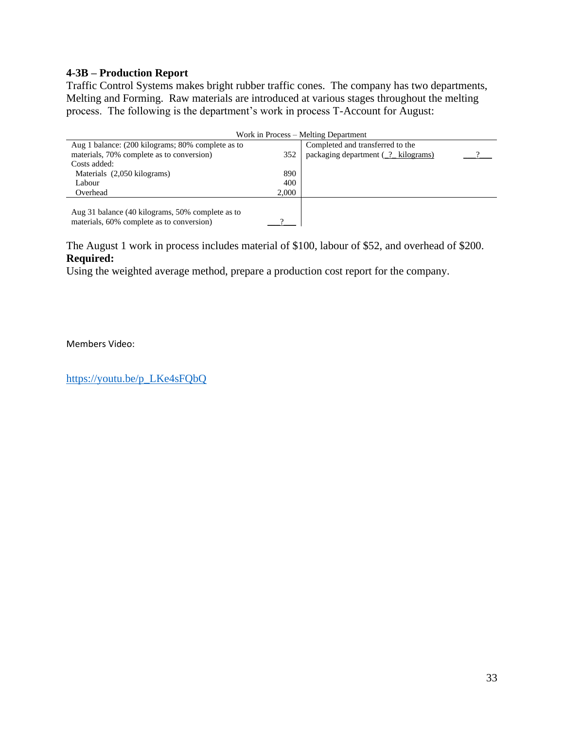### 4-3B – Production Report

Traffic Control Systems makes bright rubber traffic cones. The company has two departments, Melting and Forming. Raw materials are introduced at various stages throughout the melting process. The following is the department's work in process T-Account for August:

Work in Process – Melting Department

| | | | |
|---|---|---|---|
| Aug 1 balance: (200 kilograms; 80% complete as to materials, 70% complete as to conversion) | 352 | Completed and transferred to the packaging department (_?_ kilograms) | ? |
| Costs added: | | | |
| Materials (2,050 kilograms) | 890 | | |
| Labour | 400 | | |
| Overhead | 2,000 | | |
| Aug 31 balance (40 kilograms, 50% complete as to materials, 60% complete as to conversion) | ? | | |

The August 1 work in process includes material of $100, labour of $52, and overhead of $200.

**Required:**

Using the weighted average method, prepare a production cost report for the company.

Members Video:

https://youtu.be/p_LKe4sFQbQ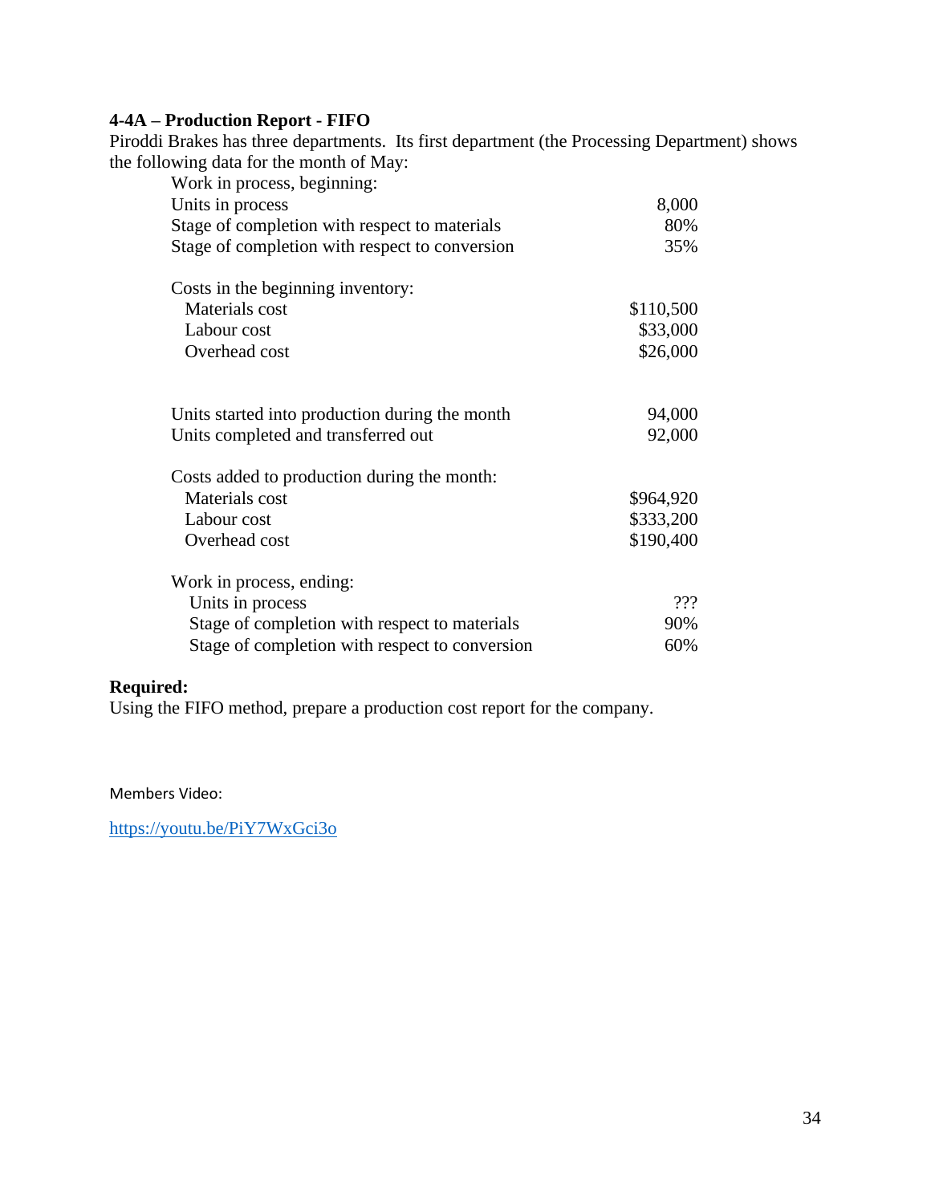### 4-4A – Production Report - FIFO

Piroddi Brakes has three departments. Its first department (the Processing Department) shows the following data for the month of May:

| | |
|---|---|
| Work in process, beginning: | |
| Units in process | 8,000 |
| Stage of completion with respect to materials | 80% |
| Stage of completion with respect to conversion | 35% |
| | |
| Costs in the beginning inventory: | |
| Materials cost | $110,500 |
| Labour cost | $33,000 |
| Overhead cost | $26,000 |
| | |
| Units started into production during the month | 94,000 |
| Units completed and transferred out | 92,000 |
| | |
| Costs added to production during the month: | |
| Materials cost | $964,920 |
| Labour cost | $333,200 |
| Overhead cost | $190,400 |
| | |
| Work in process, ending: | |
| Units in process | ??? |
| Stage of completion with respect to materials | 90% |
| Stage of completion with respect to conversion | 60% |

**Required:**

Using the FIFO method, prepare a production cost report for the company.

Members Video:

https://youtu.be/PiY7WxGci3o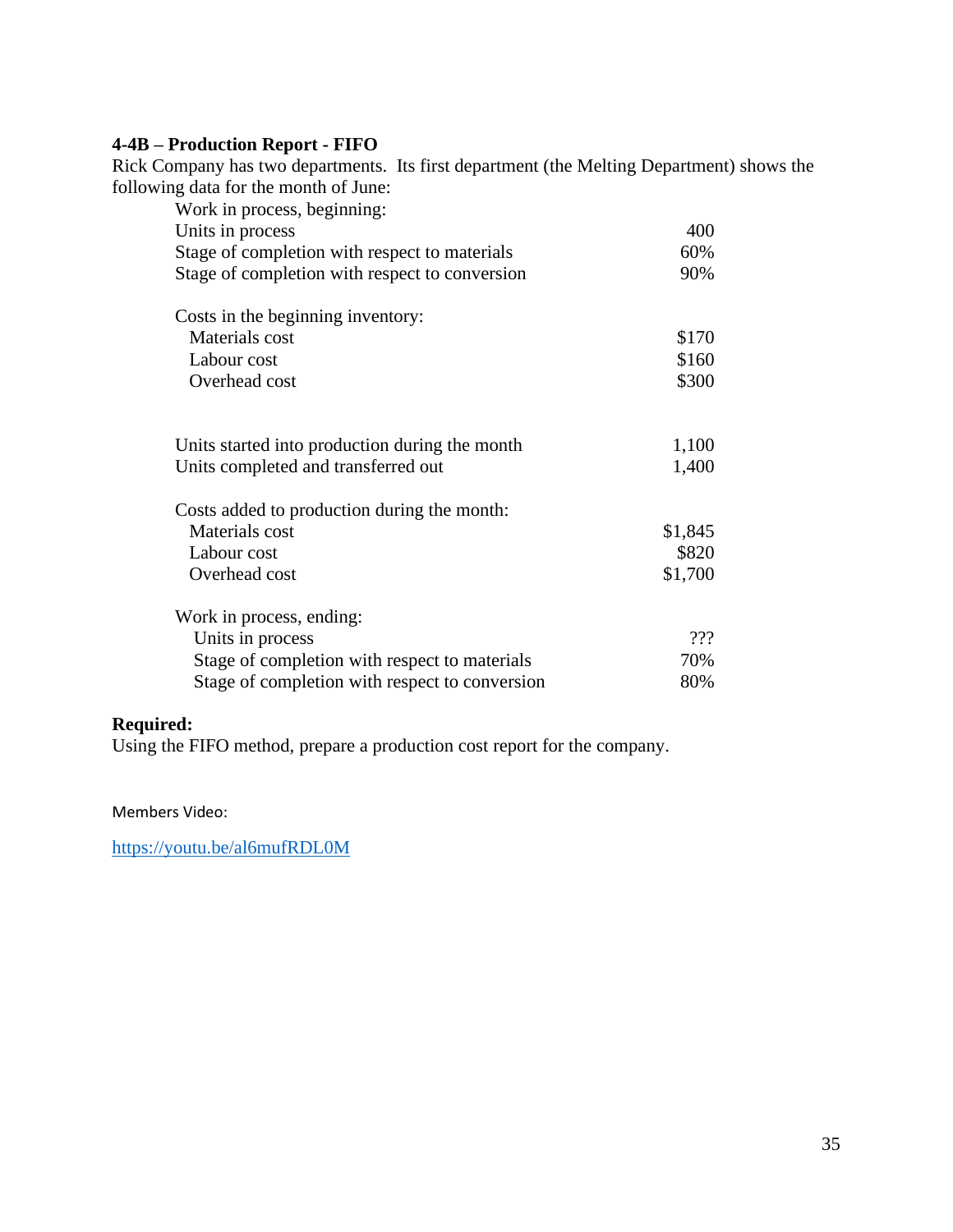**4-4B – Production Report - FIFO**

Rick Company has two departments. Its first department (the Melting Department) shows the following data for the month of June:

| | |
|---|---|
| Work in process, beginning: | |
| Units in process | 400 |
| Stage of completion with respect to materials | 60% |
| Stage of completion with respect to conversion | 90% |
| | |
| Costs in the beginning inventory: | |
| Materials cost | $170 |
| Labour cost | $160 |
| Overhead cost | $300 |
| | |
| Units started into production during the month | 1,100 |
| Units completed and transferred out | 1,400 |
| | |
| Costs added to production during the month: | |
| Materials cost | $1,845 |
| Labour cost | $820 |
| Overhead cost | $1,700 |
| | |
| Work in process, ending: | |
| Units in process | ??? |
| Stage of completion with respect to materials | 70% |
| Stage of completion with respect to conversion | 80% |

**Required:**

Using the FIFO method, prepare a production cost report for the company.

Members Video:

https://youtu.be/al6mufRDL0M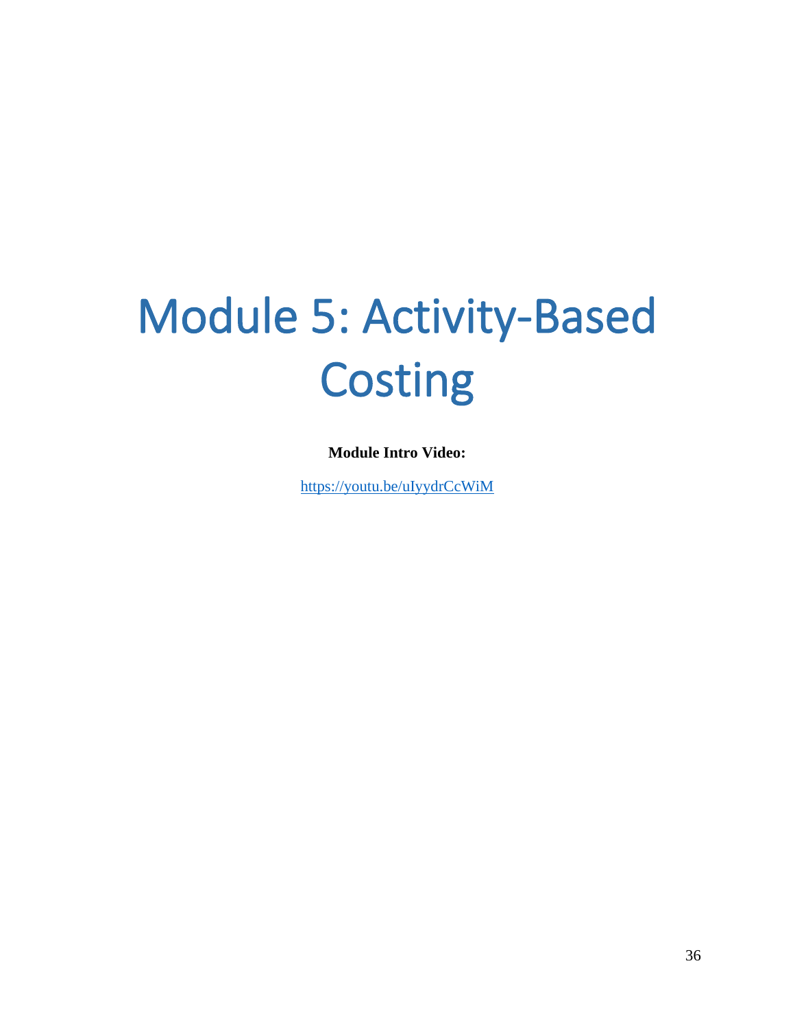# Module 5: Activity-Based Costing

**Module Intro Video:**

https://youtu.be/uIyydrCcWiM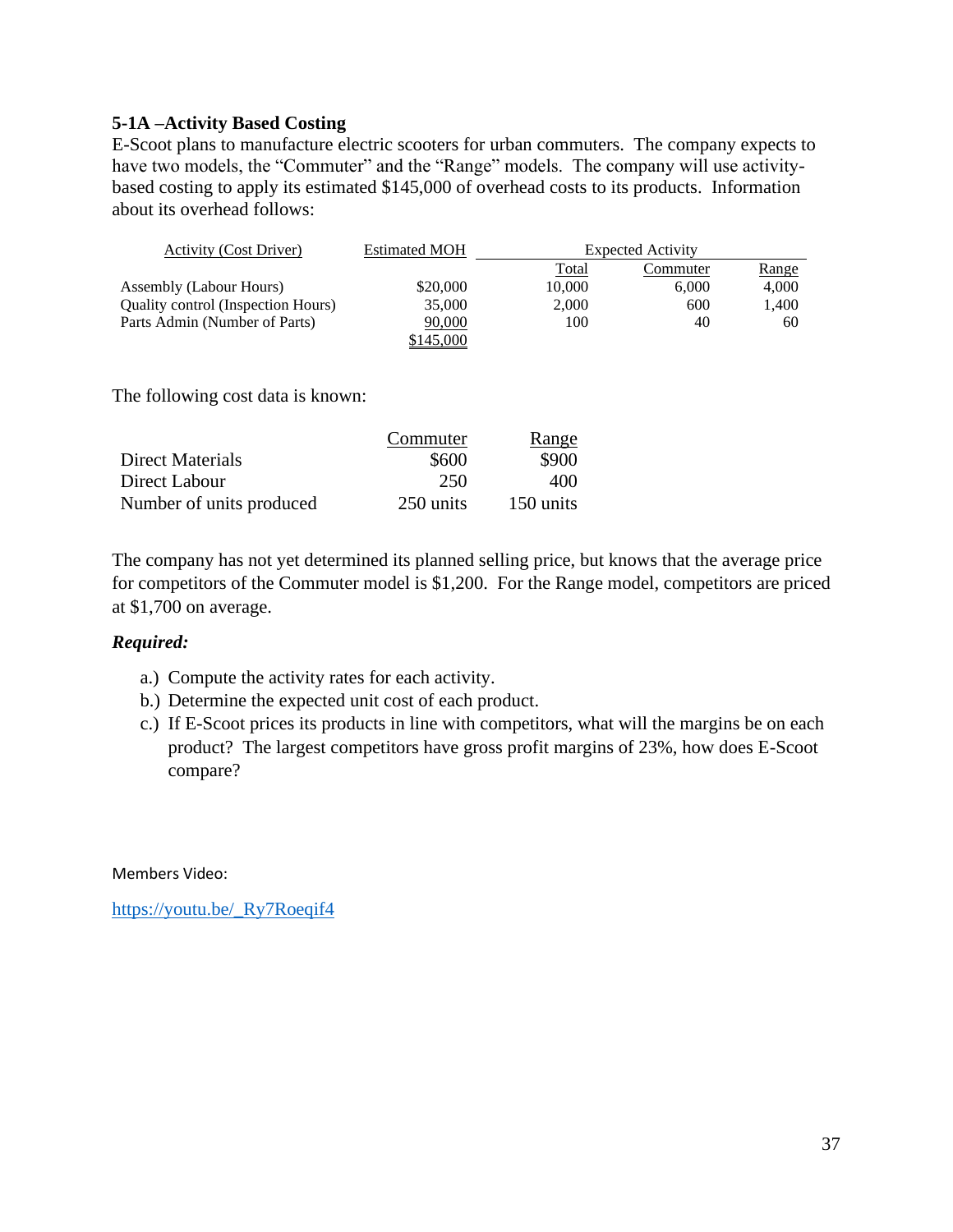### 5-1A –Activity Based Costing

E-Scoot plans to manufacture electric scooters for urban commuters. The company expects to have two models, the "Commuter" and the "Range" models. The company will use activity-based costing to apply its estimated $145,000 of overhead costs to its products. Information about its overhead follows:

| Activity (Cost Driver) | Estimated MOH | Expected Activity | | |
|---|---|---|---|---|
| | | Total | Commuter | Range |
| Assembly (Labour Hours) | $20,000 | 10,000 | 6,000 | 4,000 |
| Quality control (Inspection Hours) | 35,000 | 2,000 | 600 | 1,400 |
| Parts Admin (Number of Parts) | 90,000 | 100 | 40 | 60 |
| | $145,000 | | | |

The following cost data is known:

| | Commuter | Range |
|---|---|---|
| Direct Materials | $600 | $900 |
| Direct Labour | 250 | 400 |
| Number of units produced | 250 units | 150 units |

The company has not yet determined its planned selling price, but knows that the average price for competitors of the Commuter model is $1,200. For the Range model, competitors are priced at $1,700 on average.

***Required:***

a.) Compute the activity rates for each activity.
b.) Determine the expected unit cost of each product.
c.) If E-Scoot prices its products in line with competitors, what will the margins be on each product? The largest competitors have gross profit margins of 23%, how does E-Scoot compare?

Members Video:

https://youtu.be/_Ry7Roeqif4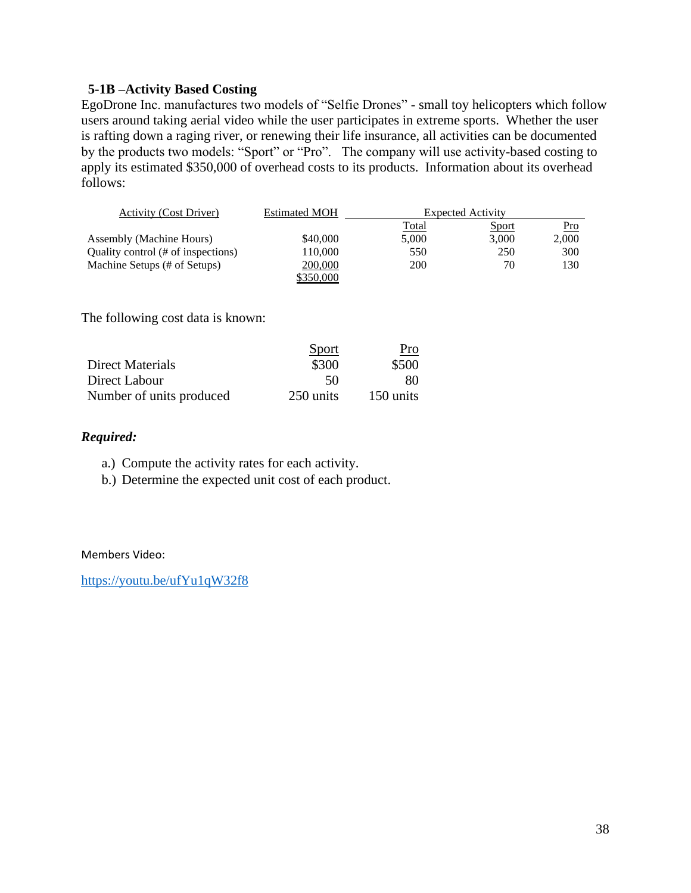## 5-1B –Activity Based Costing

EgoDrone Inc. manufactures two models of "Selfie Drones" - small toy helicopters which follow users around taking aerial video while the user participates in extreme sports. Whether the user is rafting down a raging river, or renewing their life insurance, all activities can be documented by the products two models: "Sport" or "Pro". The company will use activity-based costing to apply its estimated $350,000 of overhead costs to its products. Information about its overhead follows:

| Activity (Cost Driver) | Estimated MOH | Expected Activity | | |
|---|---|---|---|---|
| | | Total | Sport | Pro |
| Assembly (Machine Hours) | $40,000 | 5,000 | 3,000 | 2,000 |
| Quality control (# of inspections) | 110,000 | 550 | 250 | 300 |
| Machine Setups (# of Setups) | 200,000 | 200 | 70 | 130 |
| | $350,000 | | | |

The following cost data is known:

| | Sport | Pro |
|---|---|---|
| Direct Materials | $300 | $500 |
| Direct Labour | 50 | 80 |
| Number of units produced | 250 units | 150 units |

***Required:***

a.) Compute the activity rates for each activity.

b.) Determine the expected unit cost of each product.

Members Video:

https://youtu.be/ufYu1qW32f8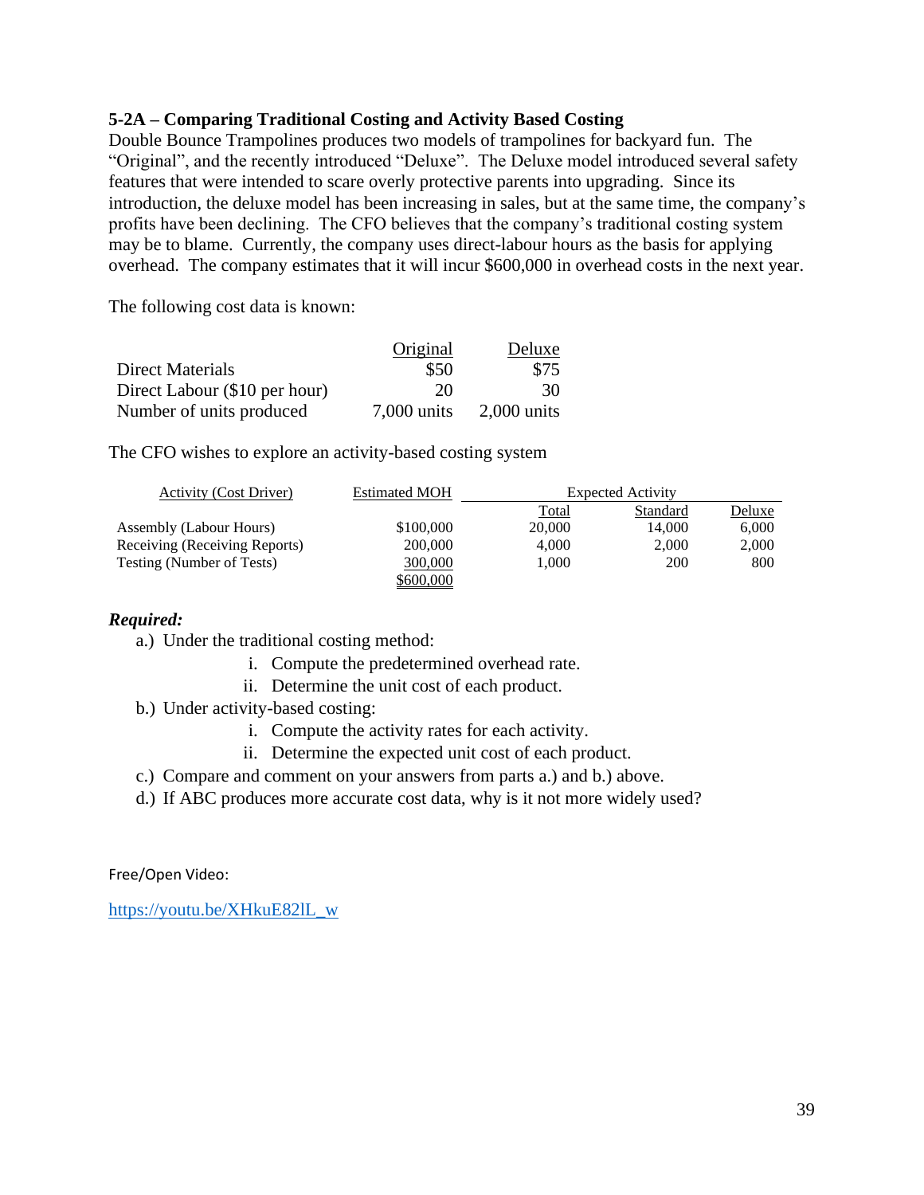### 5-2A – Comparing Traditional Costing and Activity Based Costing

Double Bounce Trampolines produces two models of trampolines for backyard fun. The "Original", and the recently introduced "Deluxe". The Deluxe model introduced several safety features that were intended to scare overly protective parents into upgrading. Since its introduction, the deluxe model has been increasing in sales, but at the same time, the company's profits have been declining. The CFO believes that the company's traditional costing system may be to blame. Currently, the company uses direct-labour hours as the basis for applying overhead. The company estimates that it will incur $600,000 in overhead costs in the next year.

The following cost data is known:

| | Original | Deluxe |
|---|---|---|
| Direct Materials | $50 | $75 |
| Direct Labour ($10 per hour) | 20 | 30 |
| Number of units produced | 7,000 units | 2,000 units |

The CFO wishes to explore an activity-based costing system

| Activity (Cost Driver) | Estimated MOH | Expected Activity | | |
|---|---|---|---|---|
| | | Total | Standard | Deluxe |
| Assembly (Labour Hours) | $100,000 | 20,000 | 14,000 | 6,000 |
| Receiving (Receiving Reports) | 200,000 | 4,000 | 2,000 | 2,000 |
| Testing (Number of Tests) | 300,000 | 1,000 | 200 | 800 |
| | $600,000 | | | |

***Required:***

a.) Under the traditional costing method:
   i. Compute the predetermined overhead rate.
   ii. Determine the unit cost of each product.

b.) Under activity-based costing:
   i. Compute the activity rates for each activity.
   ii. Determine the expected unit cost of each product.

c.) Compare and comment on your answers from parts a.) and b.) above.

d.) If ABC produces more accurate cost data, why is it not more widely used?

Free/Open Video:

https://youtu.be/XHkuE82lL_w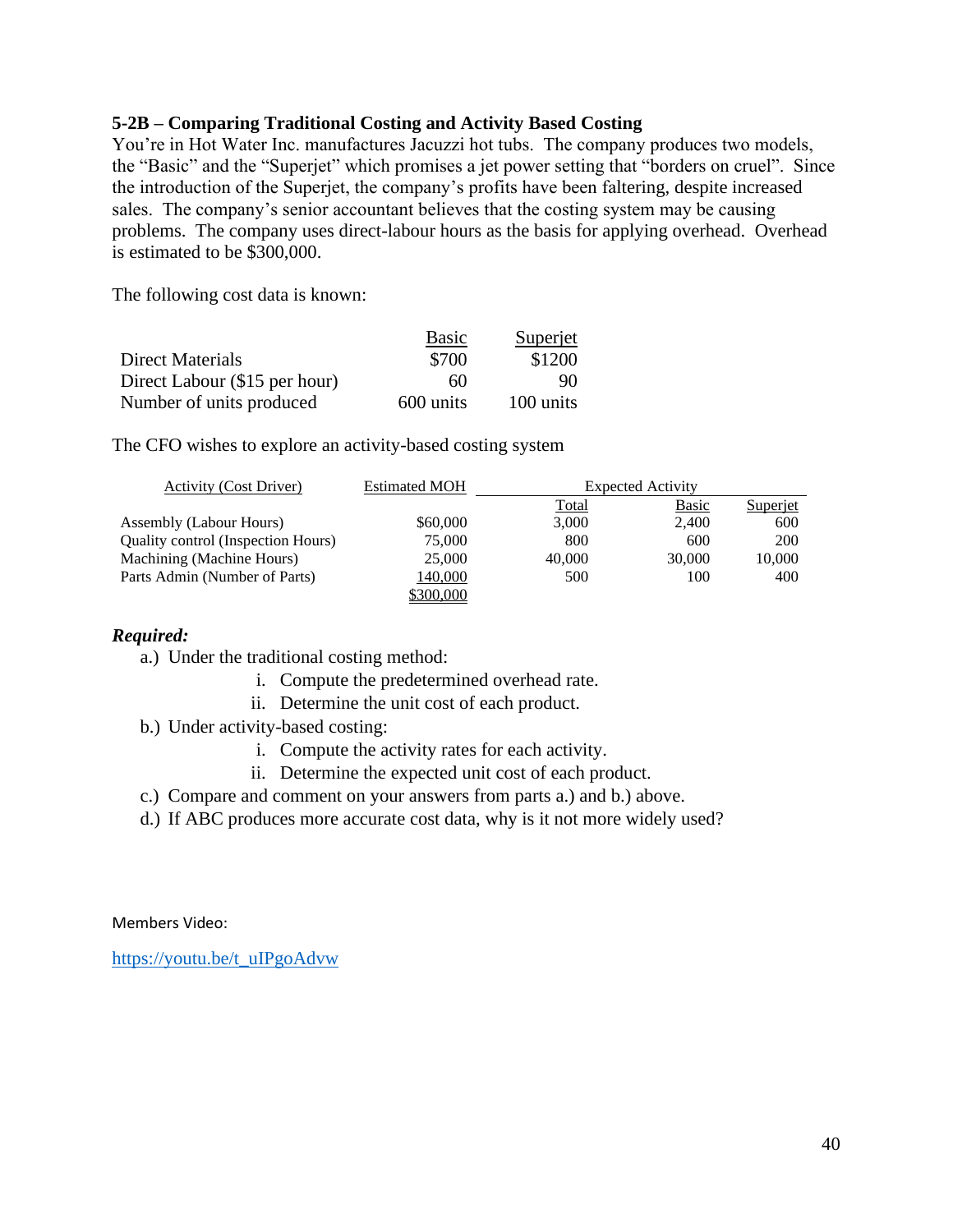### 5-2B – Comparing Traditional Costing and Activity Based Costing

You're in Hot Water Inc. manufactures Jacuzzi hot tubs. The company produces two models, the "Basic" and the "Superjet" which promises a jet power setting that "borders on cruel". Since the introduction of the Superjet, the company's profits have been faltering, despite increased sales. The company's senior accountant believes that the costing system may be causing problems. The company uses direct-labour hours as the basis for applying overhead. Overhead is estimated to be $300,000.

The following cost data is known:

| | Basic | Superjet |
|---|---|---|
| Direct Materials | $700 | $1200 |
| Direct Labour ($15 per hour) | 60 | 90 |
| Number of units produced | 600 units | 100 units |

The CFO wishes to explore an activity-based costing system

| Activity (Cost Driver) | Estimated MOH | Expected Activity | | |
|---|---|---|---|---|
| | | Total | Basic | Superjet |
| Assembly (Labour Hours) | $60,000 | 3,000 | 2,400 | 600 |
| Quality control (Inspection Hours) | 75,000 | 800 | 600 | 200 |
| Machining (Machine Hours) | 25,000 | 40,000 | 30,000 | 10,000 |
| Parts Admin (Number of Parts) | 140,000 | 500 | 100 | 400 |
| | $300,000 | | | |

***Required:***

a.) Under the traditional costing method:
   i. Compute the predetermined overhead rate.
   ii. Determine the unit cost of each product.

b.) Under activity-based costing:
   i. Compute the activity rates for each activity.
   ii. Determine the expected unit cost of each product.

c.) Compare and comment on your answers from parts a.) and b.) above.

d.) If ABC produces more accurate cost data, why is it not more widely used?

Members Video:

https://youtu.be/t_uIPgoAdvw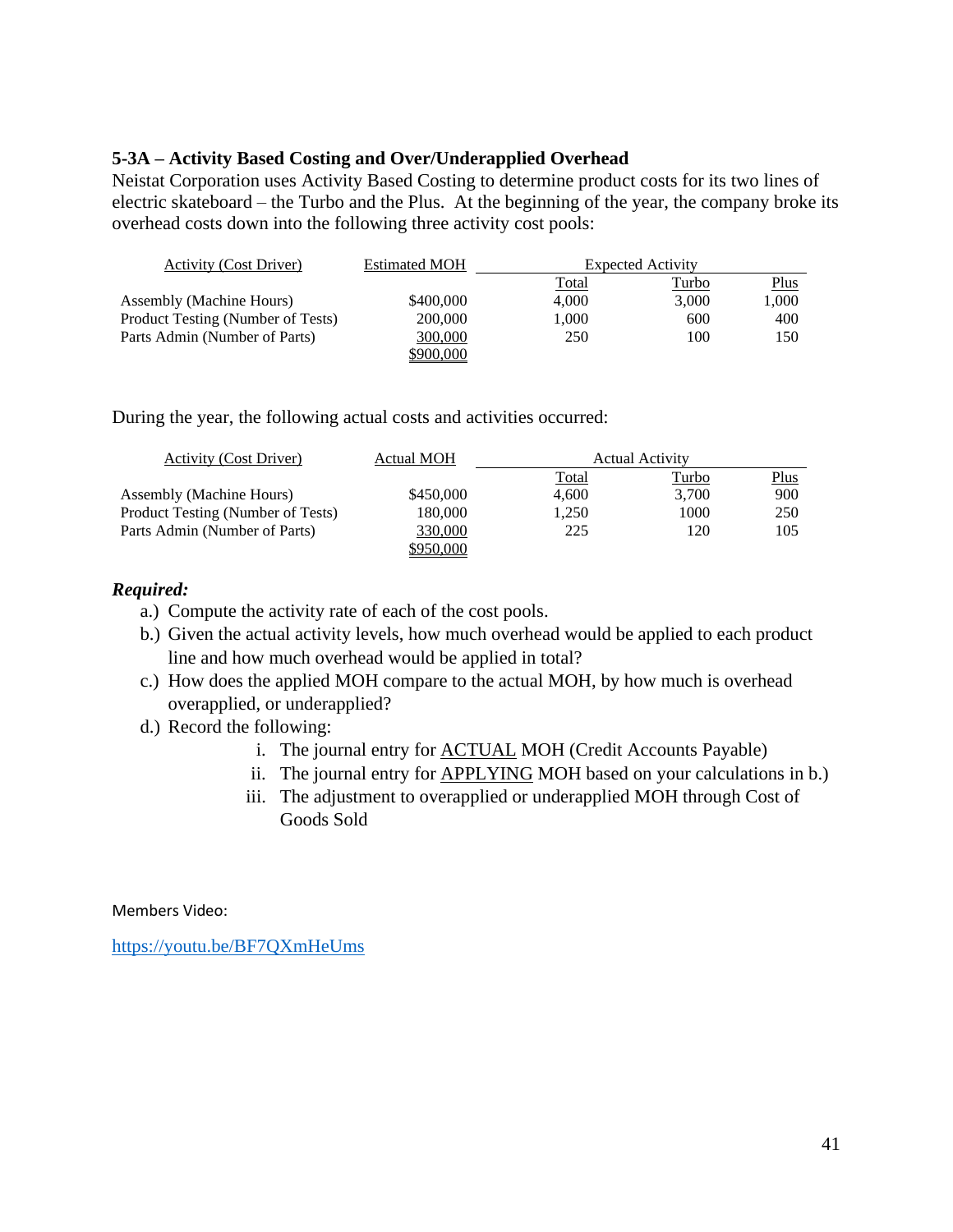### 5-3A – Activity Based Costing and Over/Underapplied Overhead

Neistat Corporation uses Activity Based Costing to determine product costs for its two lines of electric skateboard – the Turbo and the Plus. At the beginning of the year, the company broke its overhead costs down into the following three activity cost pools:

| Activity (Cost Driver) | Estimated MOH | Expected Activity | | |
|---|---|---|---|---|
| | | Total | Turbo | Plus |
| Assembly (Machine Hours) | $400,000 | 4,000 | 3,000 | 1,000 |
| Product Testing (Number of Tests) | 200,000 | 1,000 | 600 | 400 |
| Parts Admin (Number of Parts) | 300,000 | 250 | 100 | 150 |
| | $900,000 | | | |

During the year, the following actual costs and activities occurred:

| Activity (Cost Driver) | Actual MOH | Actual Activity | | |
|---|---|---|---|---|
| | | Total | Turbo | Plus |
| Assembly (Machine Hours) | $450,000 | 4,600 | 3,700 | 900 |
| Product Testing (Number of Tests) | 180,000 | 1,250 | 1000 | 250 |
| Parts Admin (Number of Parts) | 330,000 | 225 | 120 | 105 |
| | $950,000 | | | |

***Required:***

a.) Compute the activity rate of each of the cost pools.

b.) Given the actual activity levels, how much overhead would be applied to each product line and how much overhead would be applied in total?

c.) How does the applied MOH compare to the actual MOH, by how much is overhead overapplied, or underapplied?

d.) Record the following:

i. The journal entry for ACTUAL MOH (Credit Accounts Payable)

ii. The journal entry for APPLYING MOH based on your calculations in b.)

iii. The adjustment to overapplied or underapplied MOH through Cost of Goods Sold

Members Video:

https://youtu.be/BF7QXmHeUms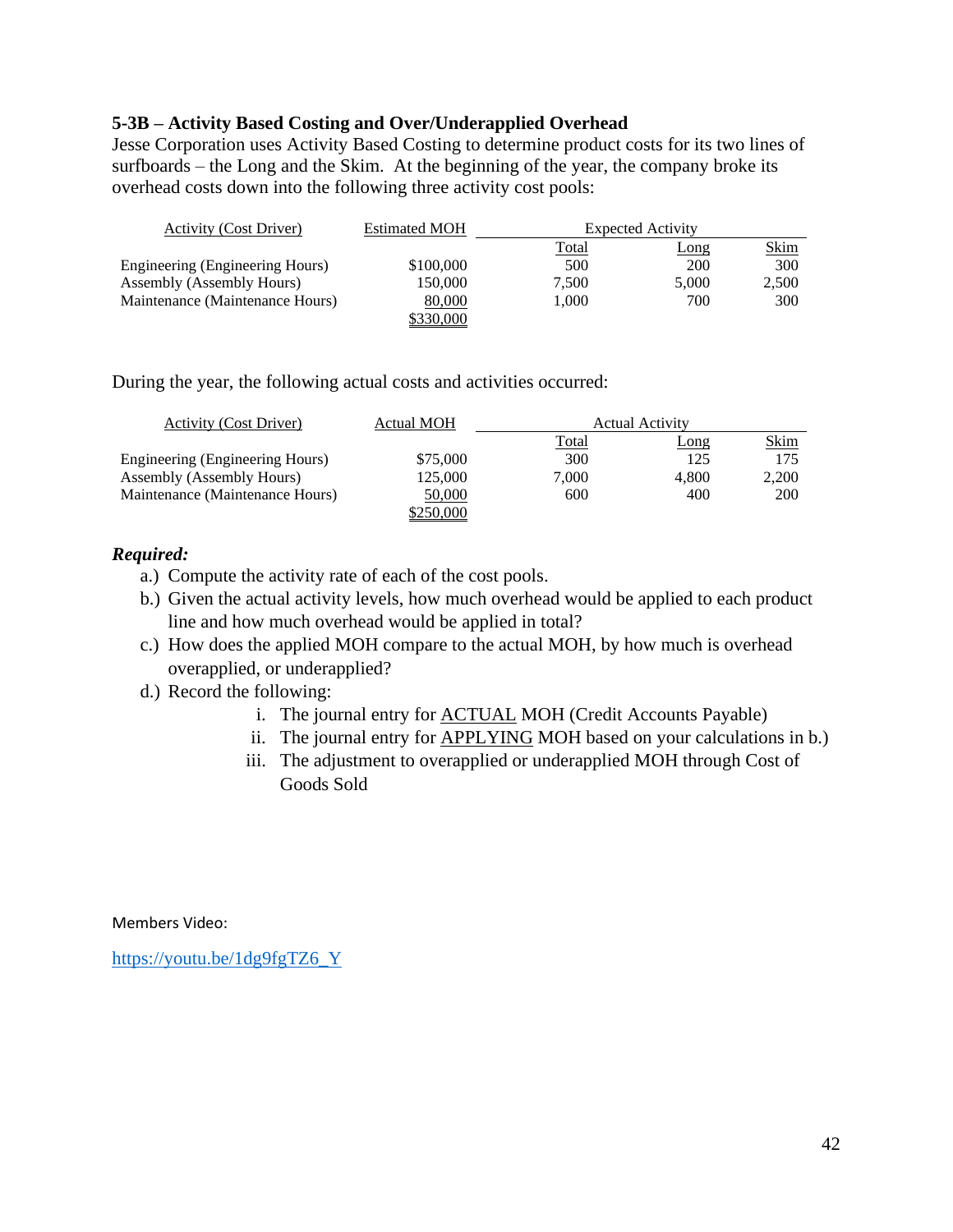### 5-3B – Activity Based Costing and Over/Underapplied Overhead

Jesse Corporation uses Activity Based Costing to determine product costs for its two lines of surfboards – the Long and the Skim. At the beginning of the year, the company broke its overhead costs down into the following three activity cost pools:

| Activity (Cost Driver) | Estimated MOH | Expected Activity | | |
|---|---|---|---|---|
| | | Total | Long | Skim |
| Engineering (Engineering Hours) | $100,000 | 500 | 200 | 300 |
| Assembly (Assembly Hours) | 150,000 | 7,500 | 5,000 | 2,500 |
| Maintenance (Maintenance Hours) | 80,000 | 1,000 | 700 | 300 |
| | $330,000 | | | |

During the year, the following actual costs and activities occurred:

| Activity (Cost Driver) | Actual MOH | Actual Activity | | |
|---|---|---|---|---|
| | | Total | Long | Skim |
| Engineering (Engineering Hours) | $75,000 | 300 | 125 | 175 |
| Assembly (Assembly Hours) | 125,000 | 7,000 | 4,800 | 2,200 |
| Maintenance (Maintenance Hours) | 50,000 | 600 | 400 | 200 |
| | $250,000 | | | |

***Required:***

a.) Compute the activity rate of each of the cost pools.

b.) Given the actual activity levels, how much overhead would be applied to each product line and how much overhead would be applied in total?

c.) How does the applied MOH compare to the actual MOH, by how much is overhead overapplied, or underapplied?

d.) Record the following:

  i. The journal entry for ACTUAL MOH (Credit Accounts Payable)

  ii. The journal entry for APPLYING MOH based on your calculations in b.)

  iii. The adjustment to overapplied or underapplied MOH through Cost of Goods Sold

Members Video:

https://youtu.be/1dg9fgTZ6_Y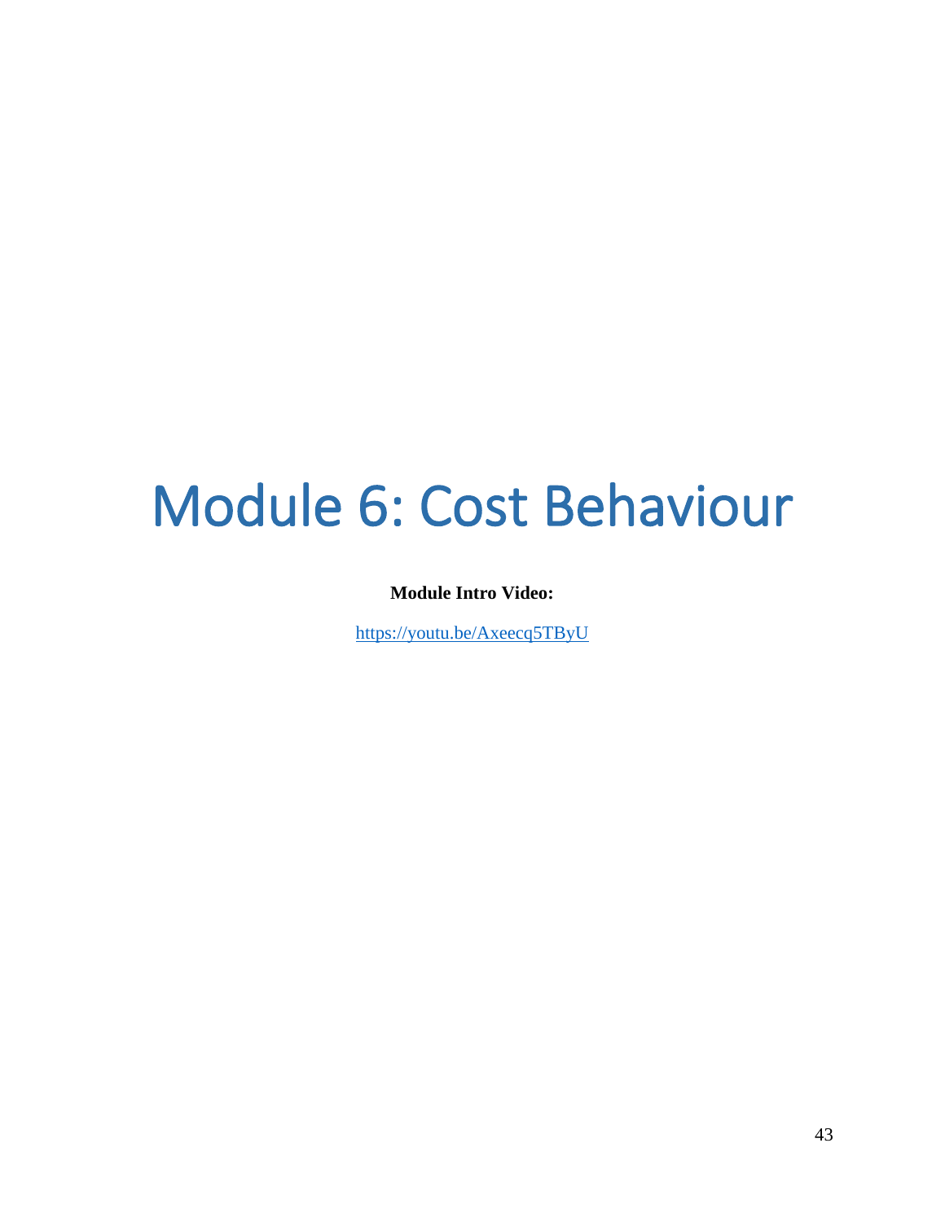# Module 6: Cost Behaviour

**Module Intro Video:**

https://youtu.be/Axeecq5TByU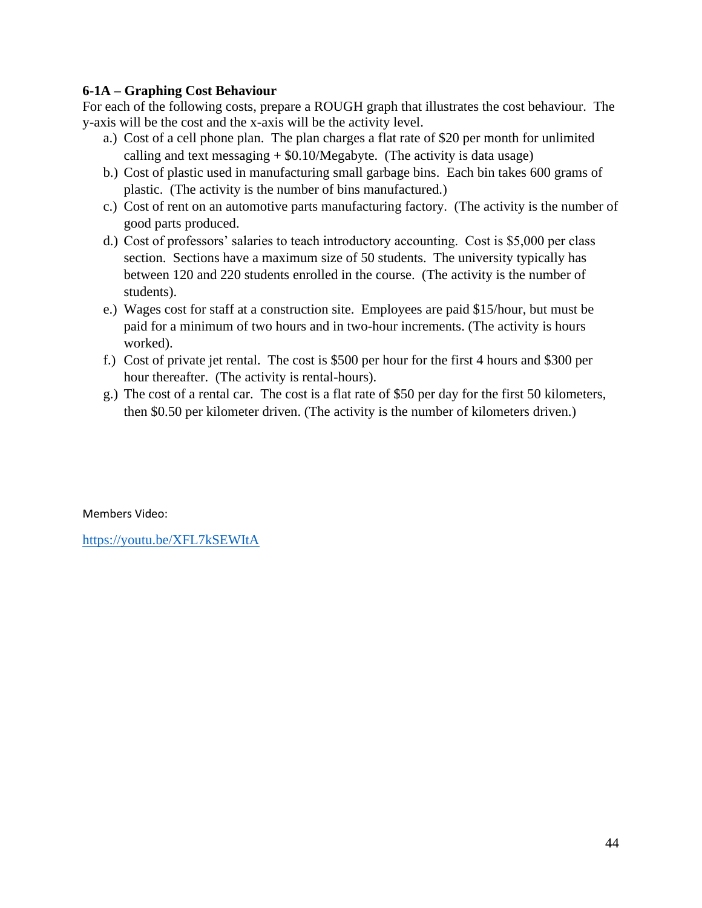### 6-1A – Graphing Cost Behaviour

For each of the following costs, prepare a ROUGH graph that illustrates the cost behaviour. The y-axis will be the cost and the x-axis will be the activity level.

a.) Cost of a cell phone plan. The plan charges a flat rate of $20 per month for unlimited calling and text messaging + $0.10/Megabyte. (The activity is data usage)

b.) Cost of plastic used in manufacturing small garbage bins. Each bin takes 600 grams of plastic. (The activity is the number of bins manufactured.)

c.) Cost of rent on an automotive parts manufacturing factory. (The activity is the number of good parts produced.

d.) Cost of professors' salaries to teach introductory accounting. Cost is $5,000 per class section. Sections have a maximum size of 50 students. The university typically has between 120 and 220 students enrolled in the course. (The activity is the number of students).

e.) Wages cost for staff at a construction site. Employees are paid $15/hour, but must be paid for a minimum of two hours and in two-hour increments. (The activity is hours worked).

f.) Cost of private jet rental. The cost is $500 per hour for the first 4 hours and $300 per hour thereafter. (The activity is rental-hours).

g.) The cost of a rental car. The cost is a flat rate of $50 per day for the first 50 kilometers, then $0.50 per kilometer driven. (The activity is the number of kilometers driven.)

Members Video:

https://youtu.be/XFL7kSEWItA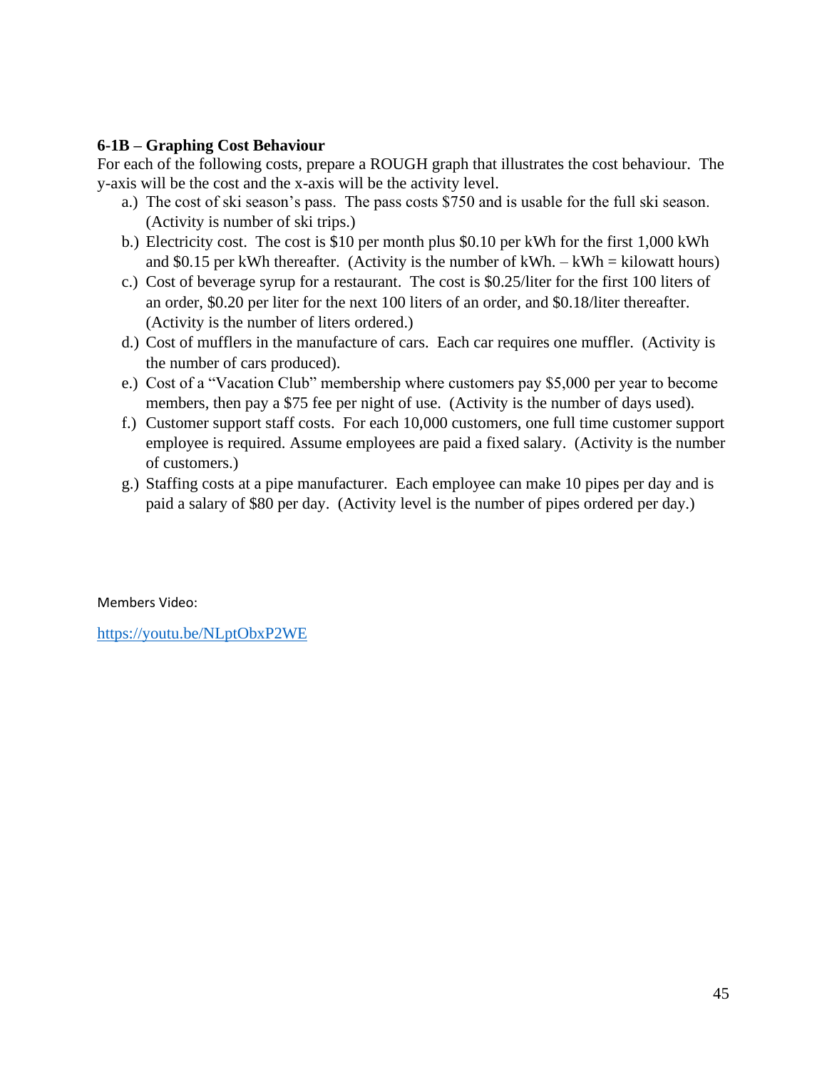**6-1B – Graphing Cost Behaviour**

For each of the following costs, prepare a ROUGH graph that illustrates the cost behaviour. The y-axis will be the cost and the x-axis will be the activity level.

a.) The cost of ski season's pass. The pass costs $750 and is usable for the full ski season. (Activity is number of ski trips.)

b.) Electricity cost. The cost is $10 per month plus $0.10 per kWh for the first 1,000 kWh and $0.15 per kWh thereafter. (Activity is the number of kWh. – kWh = kilowatt hours)

c.) Cost of beverage syrup for a restaurant. The cost is $0.25/liter for the first 100 liters of an order, $0.20 per liter for the next 100 liters of an order, and $0.18/liter thereafter. (Activity is the number of liters ordered.)

d.) Cost of mufflers in the manufacture of cars. Each car requires one muffler. (Activity is the number of cars produced).

e.) Cost of a "Vacation Club" membership where customers pay $5,000 per year to become members, then pay a $75 fee per night of use. (Activity is the number of days used).

f.) Customer support staff costs. For each 10,000 customers, one full time customer support employee is required. Assume employees are paid a fixed salary. (Activity is the number of customers.)

g.) Staffing costs at a pipe manufacturer. Each employee can make 10 pipes per day and is paid a salary of $80 per day. (Activity level is the number of pipes ordered per day.)

Members Video:

https://youtu.be/NLptObxP2WE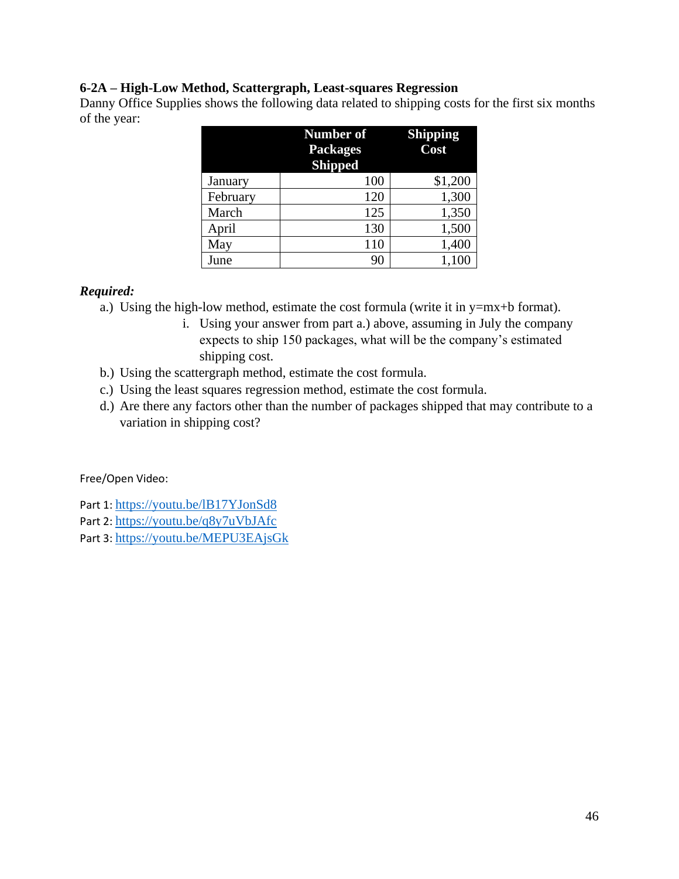**6-2A – High-Low Method, Scattergraph, Least-squares Regression**

Danny Office Supplies shows the following data related to shipping costs for the first six months of the year:

| | Number of Packages Shipped | Shipping Cost |
|---|---:|---:|
| January | 100 | $1,200 |
| February | 120 | 1,300 |
| March | 125 | 1,350 |
| April | 130 | 1,500 |
| May | 110 | 1,400 |
| June | 90 | 1,100 |

***Required:***

a.) Using the high-low method, estimate the cost formula (write it in y=mx+b format).

  i. Using your answer from part a.) above, assuming in July the company expects to ship 150 packages, what will be the company's estimated shipping cost.

b.) Using the scattergraph method, estimate the cost formula.

c.) Using the least squares regression method, estimate the cost formula.

d.) Are there any factors other than the number of packages shipped that may contribute to a variation in shipping cost?

Free/Open Video:

Part 1: https://youtu.be/lB17YJonSd8
Part 2: https://youtu.be/q8y7uVbJAfc
Part 3: https://youtu.be/MEPU3EAjsGk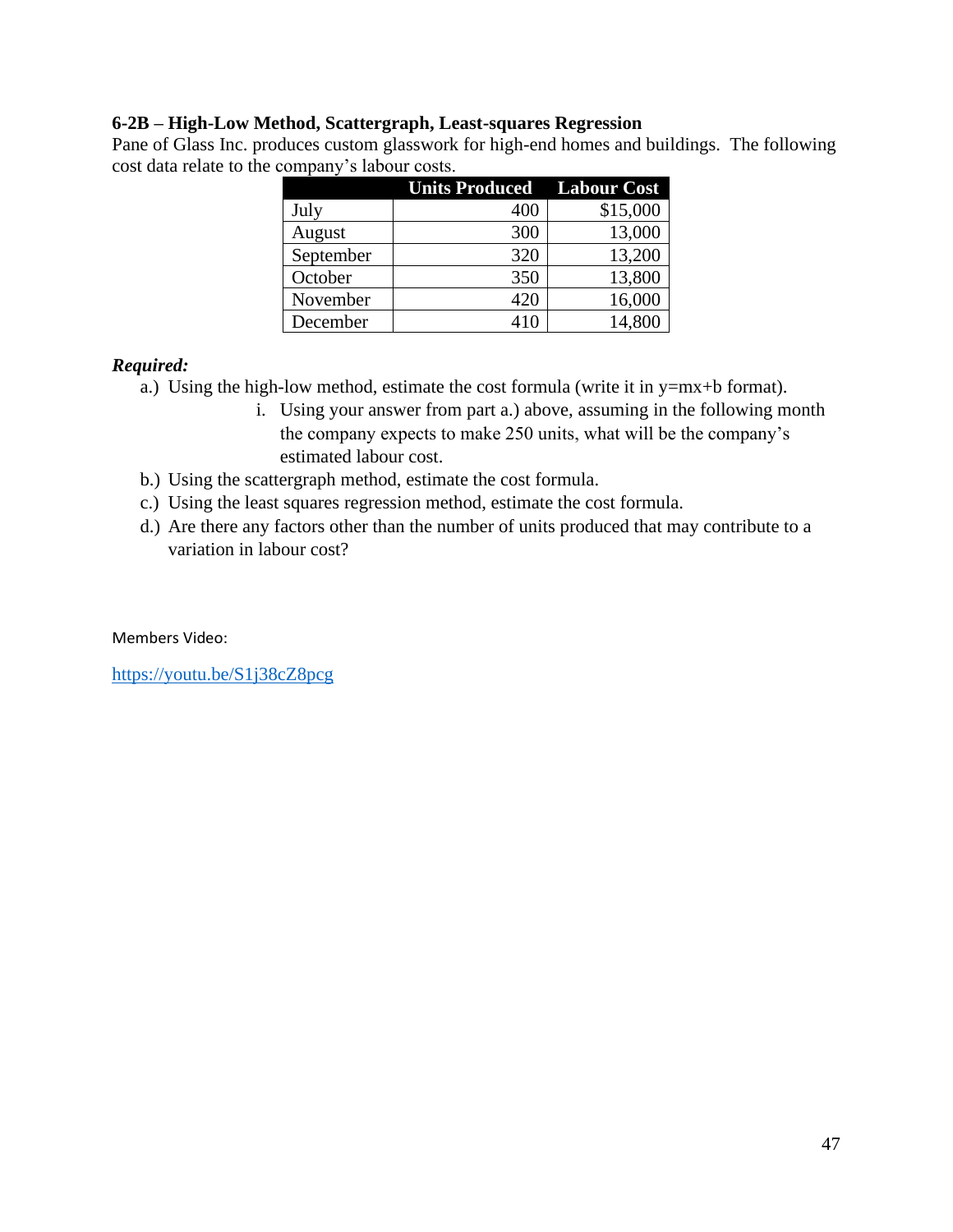**6-2B – High-Low Method, Scattergraph, Least-squares Regression**

Pane of Glass Inc. produces custom glasswork for high-end homes and buildings. The following cost data relate to the company's labour costs.

| | Units Produced | Labour Cost |
|---|---:|---:|
| July | 400 | $15,000 |
| August | 300 | 13,000 |
| September | 320 | 13,200 |
| October | 350 | 13,800 |
| November | 420 | 16,000 |
| December | 410 | 14,800 |

***Required:***

a.) Using the high-low method, estimate the cost formula (write it in y=mx+b format).

   i. Using your answer from part a.) above, assuming in the following month the company expects to make 250 units, what will be the company's estimated labour cost.

b.) Using the scattergraph method, estimate the cost formula.

c.) Using the least squares regression method, estimate the cost formula.

d.) Are there any factors other than the number of units produced that may contribute to a variation in labour cost?

Members Video:

https://youtu.be/S1j38cZ8pcg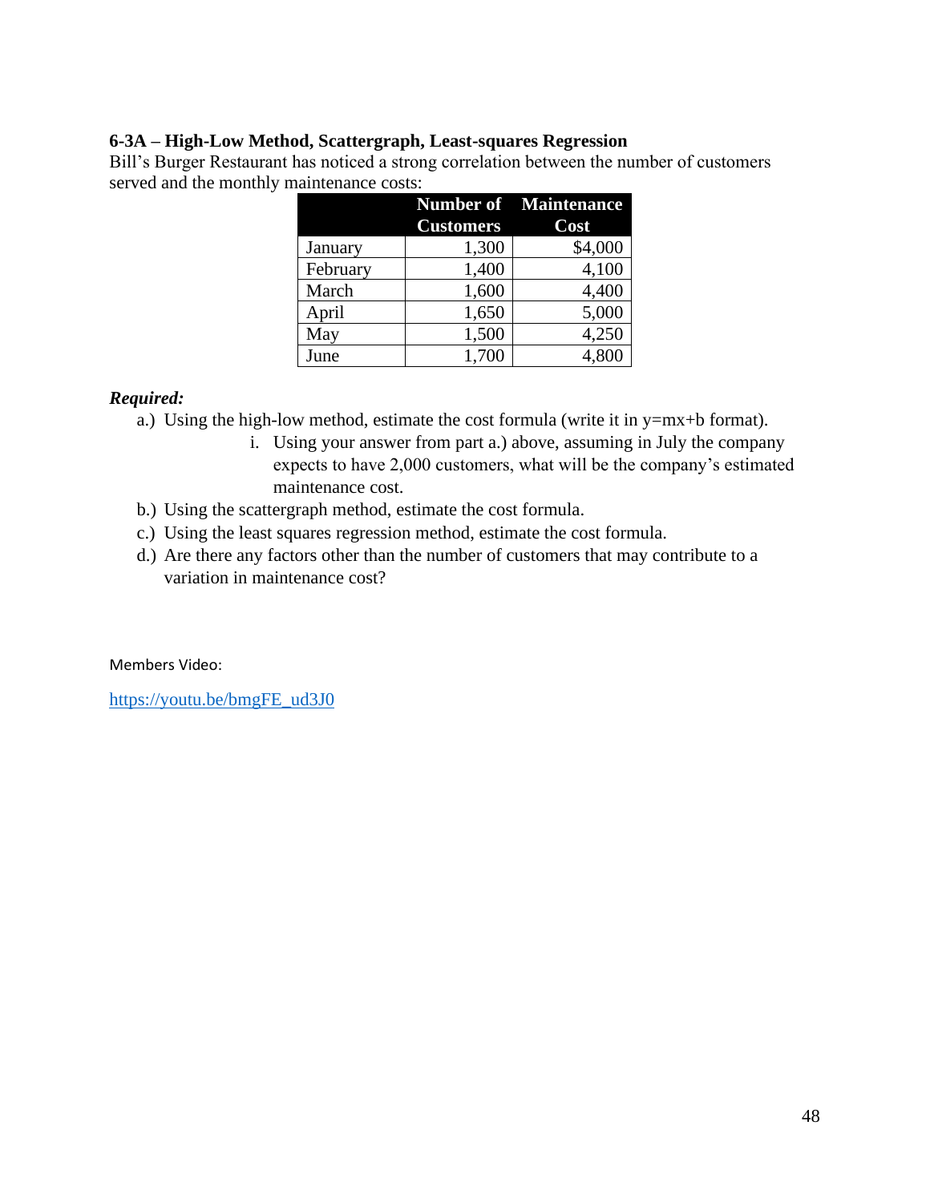### 6-3A – High-Low Method, Scattergraph, Least-squares Regression

Bill's Burger Restaurant has noticed a strong correlation between the number of customers served and the monthly maintenance costs:

| | Number of Customers | Maintenance Cost |
|---|---|---|
| January | 1,300 | $4,000 |
| February | 1,400 | 4,100 |
| March | 1,600 | 4,400 |
| April | 1,650 | 5,000 |
| May | 1,500 | 4,250 |
| June | 1,700 | 4,800 |

***Required:***

a.) Using the high-low method, estimate the cost formula (write it in y=mx+b format).

   i. Using your answer from part a.) above, assuming in July the company expects to have 2,000 customers, what will be the company's estimated maintenance cost.

b.) Using the scattergraph method, estimate the cost formula.

c.) Using the least squares regression method, estimate the cost formula.

d.) Are there any factors other than the number of customers that may contribute to a variation in maintenance cost?

Members Video:

https://youtu.be/bmgFE_ud3J0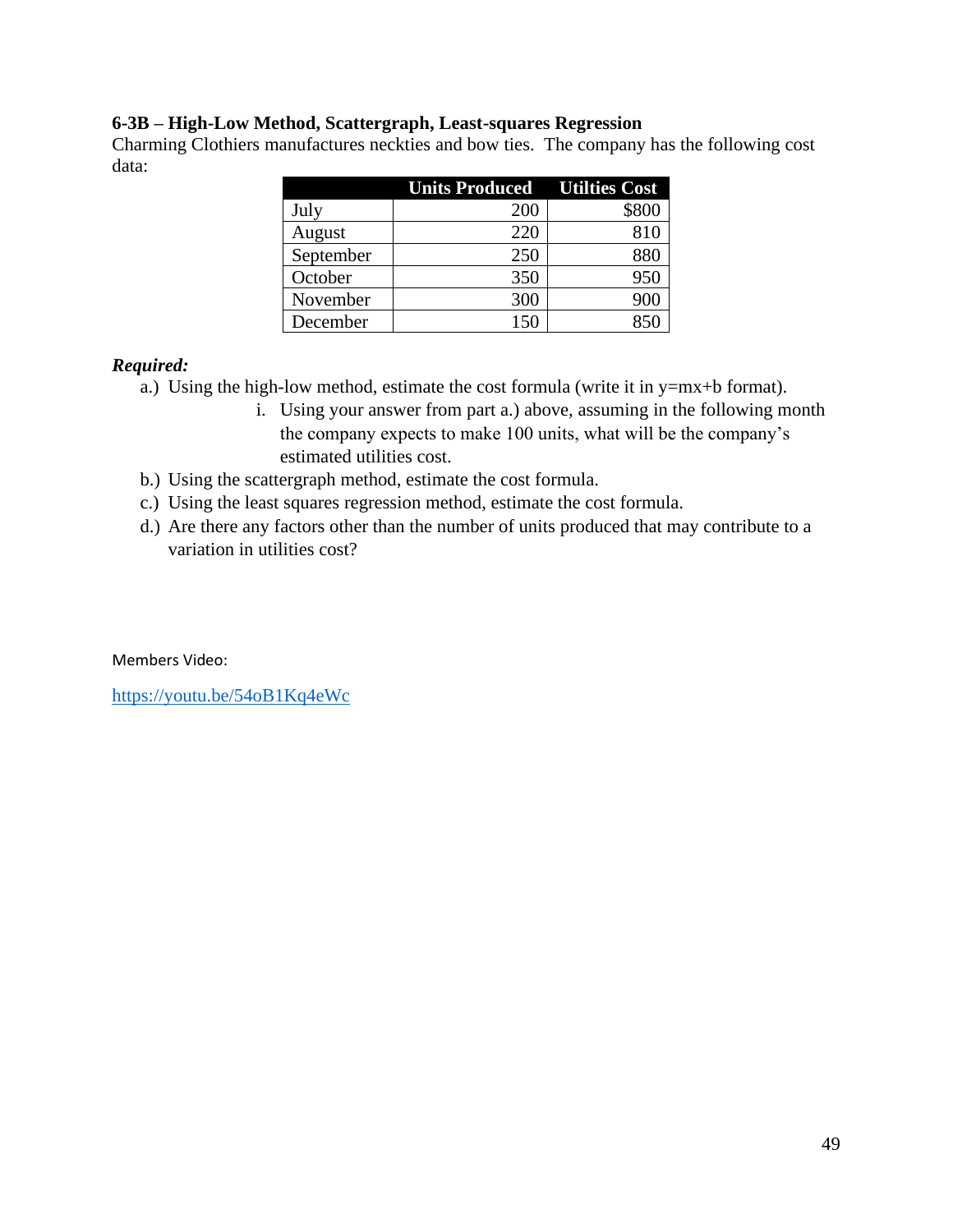### 6-3B – High-Low Method, Scattergraph, Least-squares Regression

Charming Clothiers manufactures neckties and bow ties. The company has the following cost data:

| | Units Produced | Utilties Cost |
|---|---|---|
| July | 200 | $800 |
| August | 220 | 810 |
| September | 250 | 880 |
| October | 350 | 950 |
| November | 300 | 900 |
| December | 150 | 850 |

***Required:***

a.) Using the high-low method, estimate the cost formula (write it in y=mx+b format).

   i. Using your answer from part a.) above, assuming in the following month the company expects to make 100 units, what will be the company's estimated utilities cost.

b.) Using the scattergraph method, estimate the cost formula.

c.) Using the least squares regression method, estimate the cost formula.

d.) Are there any factors other than the number of units produced that may contribute to a variation in utilities cost?

Members Video:

https://youtu.be/54oB1Kq4eWc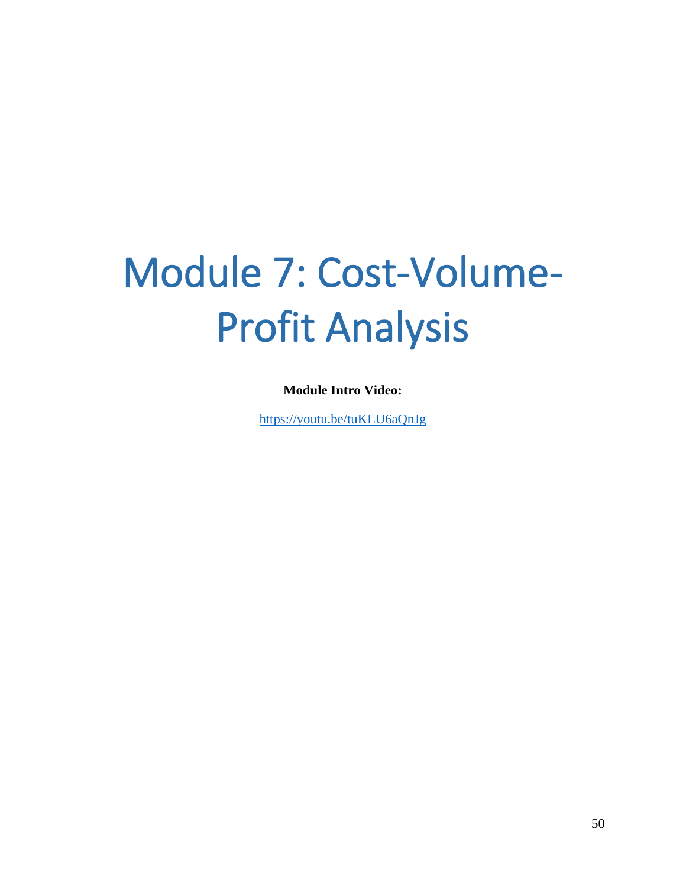# Module 7: Cost-Volume-Profit Analysis

**Module Intro Video:**

https://youtu.be/tuKLU6aQnJg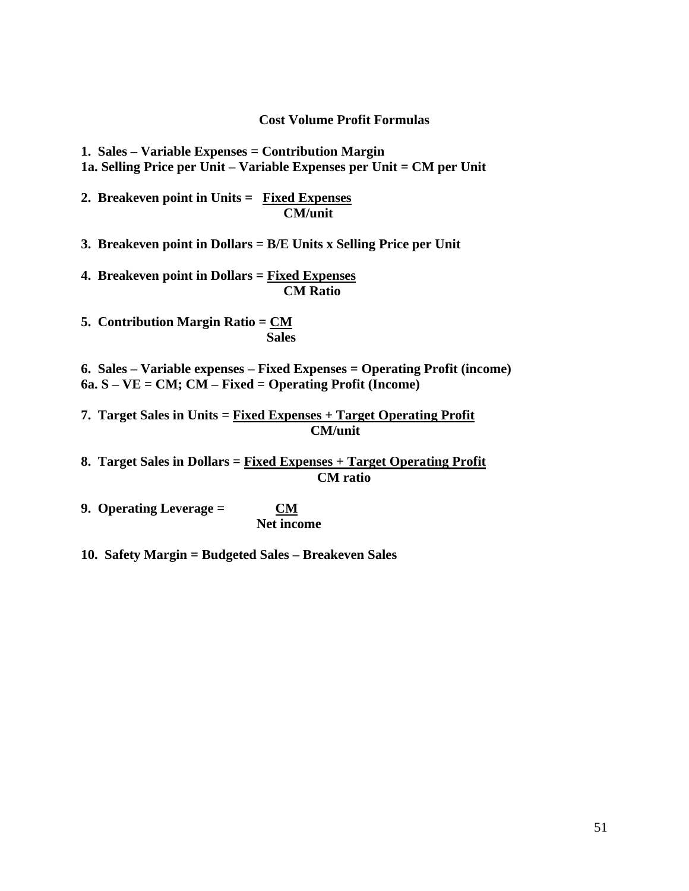## Cost Volume Profit Formulas

**1. Sales – Variable Expenses = Contribution Margin**

**1a. Selling Price per Unit – Variable Expenses per Unit = CM per Unit**

**2. Breakeven point in Units =** $\frac{\text{Fixed Expenses}}{\text{CM/unit}}$

**3. Breakeven point in Dollars = B/E Units x Selling Price per Unit**

**4. Breakeven point in Dollars =** $\frac{\text{Fixed Expenses}}{\text{CM Ratio}}$

**5. Contribution Margin Ratio =** $\frac{\text{CM}}{\text{Sales}}$

**6. Sales – Variable expenses – Fixed Expenses = Operating Profit (income)**

**6a. S – VE = CM; CM – Fixed = Operating Profit (Income)**

**7. Target Sales in Units =** $\frac{\text{Fixed Expenses + Target Operating Profit}}{\text{CM/unit}}$

**8. Target Sales in Dollars =** $\frac{\text{Fixed Expenses + Target Operating Profit}}{\text{CM ratio}}$

**9. Operating Leverage =** $\frac{\text{CM}}{\text{Net income}}$

**10. Safety Margin = Budgeted Sales – Breakeven Sales**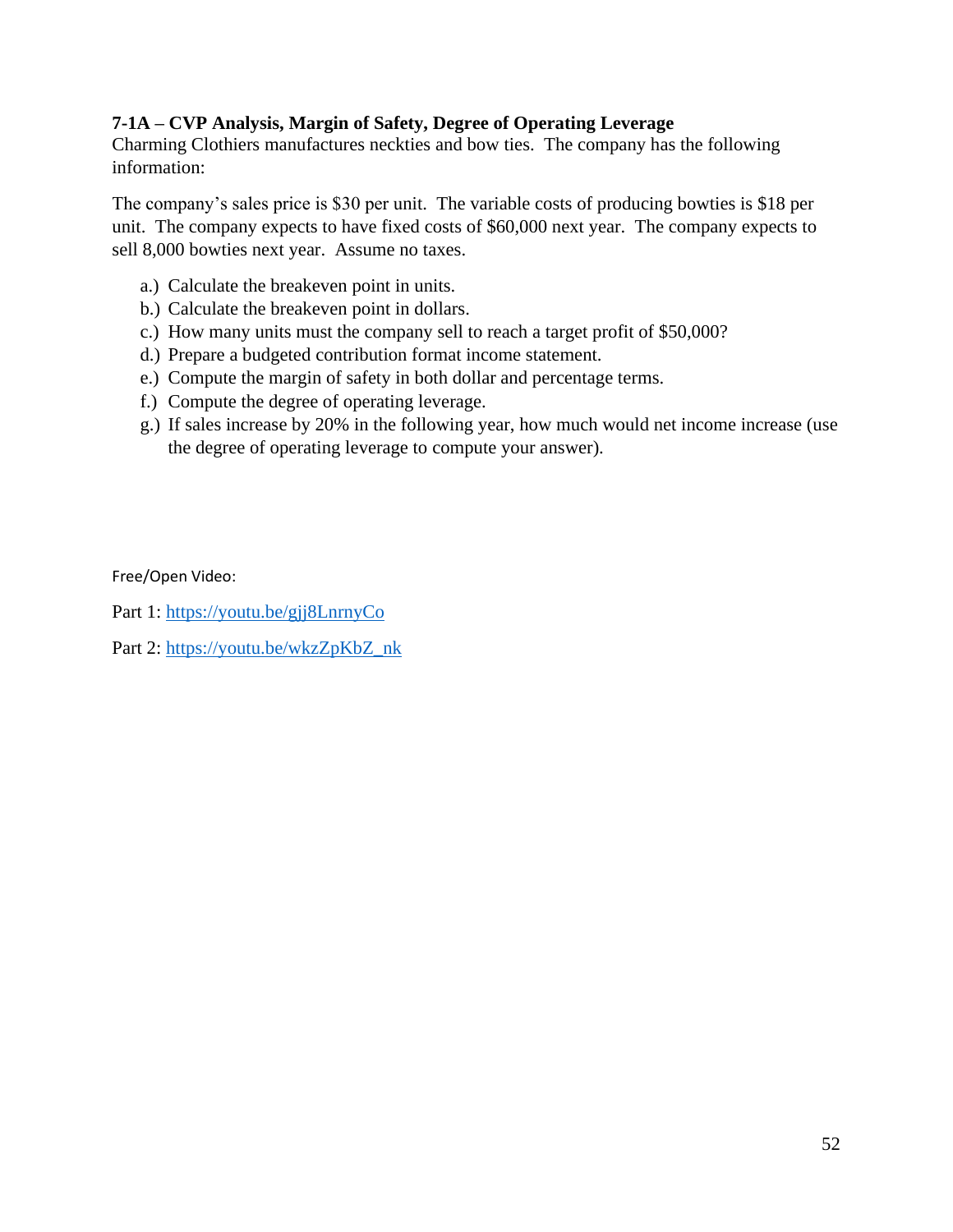**7-1A – CVP Analysis, Margin of Safety, Degree of Operating Leverage**
Charming Clothiers manufactures neckties and bow ties. The company has the following information:

The company's sales price is $30 per unit. The variable costs of producing bowties is $18 per unit. The company expects to have fixed costs of $60,000 next year. The company expects to sell 8,000 bowties next year. Assume no taxes.

a.) Calculate the breakeven point in units.
b.) Calculate the breakeven point in dollars.
c.) How many units must the company sell to reach a target profit of $50,000?
d.) Prepare a budgeted contribution format income statement.
e.) Compute the margin of safety in both dollar and percentage terms.
f.) Compute the degree of operating leverage.
g.) If sales increase by 20% in the following year, how much would net income increase (use the degree of operating leverage to compute your answer).

Free/Open Video:

Part 1: https://youtu.be/gjj8LnrnyCo

Part 2: https://youtu.be/wkzZpKbZ_nk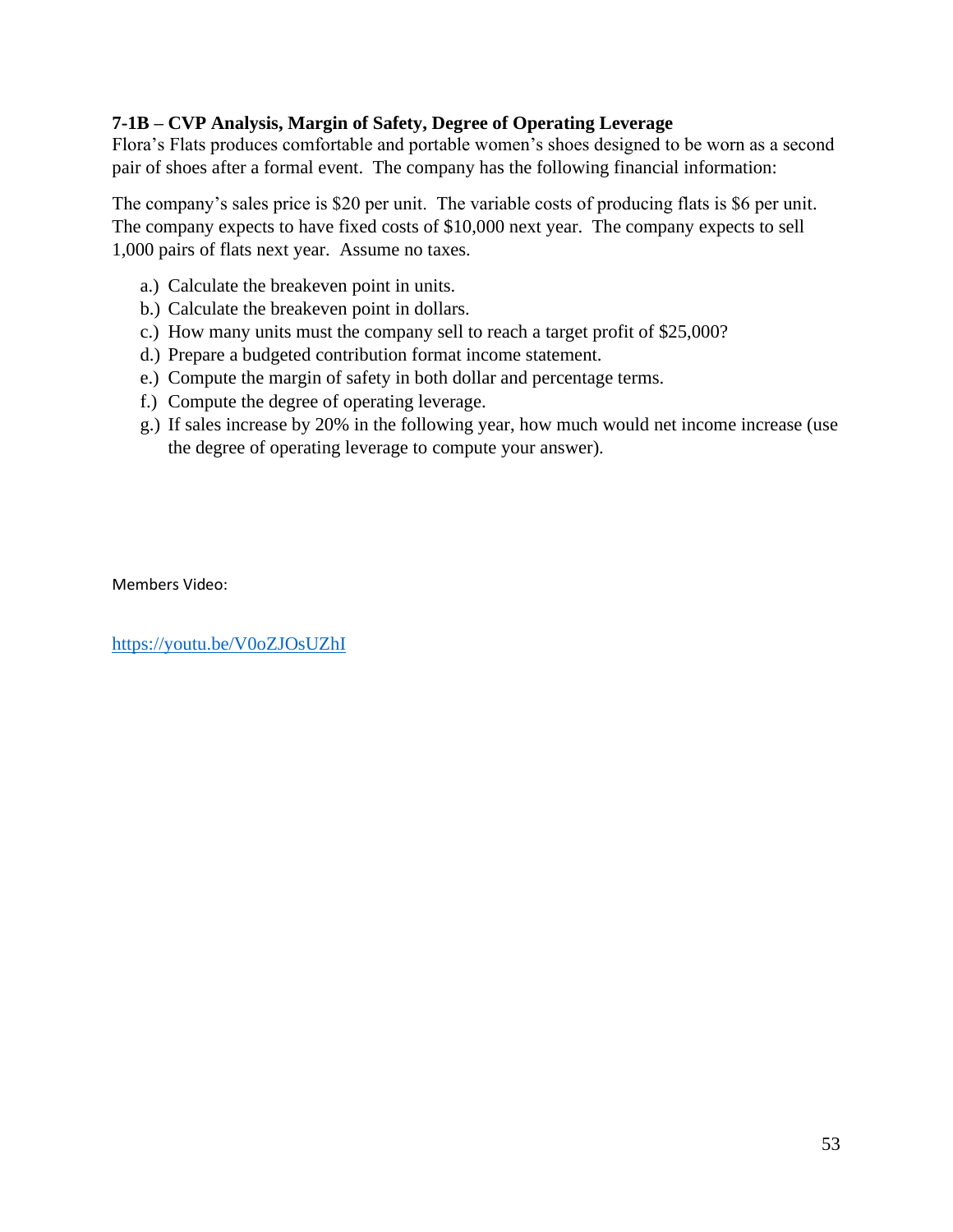**7-1B – CVP Analysis, Margin of Safety, Degree of Operating Leverage**
Flora's Flats produces comfortable and portable women's shoes designed to be worn as a second pair of shoes after a formal event. The company has the following financial information:

The company's sales price is $20 per unit. The variable costs of producing flats is $6 per unit. The company expects to have fixed costs of $10,000 next year. The company expects to sell 1,000 pairs of flats next year. Assume no taxes.

a.) Calculate the breakeven point in units.
b.) Calculate the breakeven point in dollars.
c.) How many units must the company sell to reach a target profit of $25,000?
d.) Prepare a budgeted contribution format income statement.
e.) Compute the margin of safety in both dollar and percentage terms.
f.) Compute the degree of operating leverage.
g.) If sales increase by 20% in the following year, how much would net income increase (use the degree of operating leverage to compute your answer).

Members Video:

https://youtu.be/V0oZJOsUZhI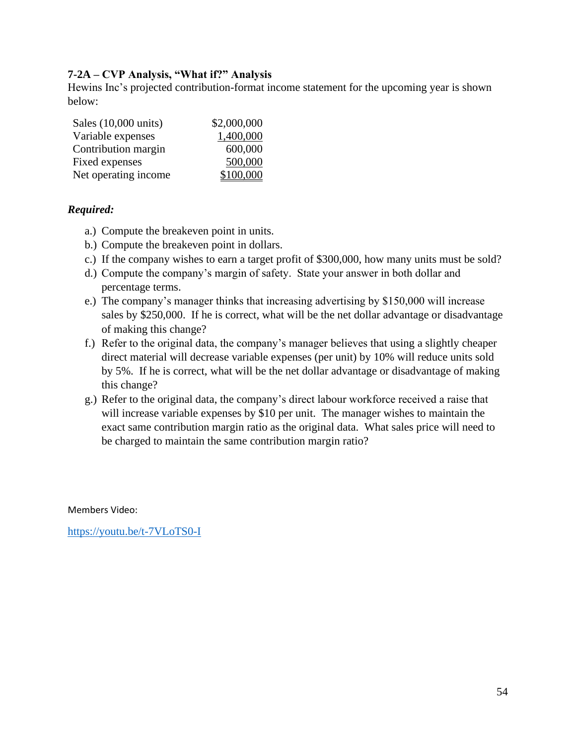### 7-2A – CVP Analysis, "What if?" Analysis

Hewins Inc's projected contribution-format income statement for the upcoming year is shown below:

| | |
|---|---|
| Sales (10,000 units) | $2,000,000 |
| Variable expenses | 1,400,000 |
| Contribution margin | 600,000 |
| Fixed expenses | 500,000 |
| Net operating income | $100,000 |

***Required:***

a.) Compute the breakeven point in units.

b.) Compute the breakeven point in dollars.

c.) If the company wishes to earn a target profit of $300,000, how many units must be sold?

d.) Compute the company's margin of safety. State your answer in both dollar and percentage terms.

e.) The company's manager thinks that increasing advertising by $150,000 will increase sales by $250,000. If he is correct, what will be the net dollar advantage or disadvantage of making this change?

f.) Refer to the original data, the company's manager believes that using a slightly cheaper direct material will decrease variable expenses (per unit) by 10% will reduce units sold by 5%. If he is correct, what will be the net dollar advantage or disadvantage of making this change?

g.) Refer to the original data, the company's direct labour workforce received a raise that will increase variable expenses by $10 per unit. The manager wishes to maintain the exact same contribution margin ratio as the original data. What sales price will need to be charged to maintain the same contribution margin ratio?

Members Video:

https://youtu.be/t-7VLoTS0-I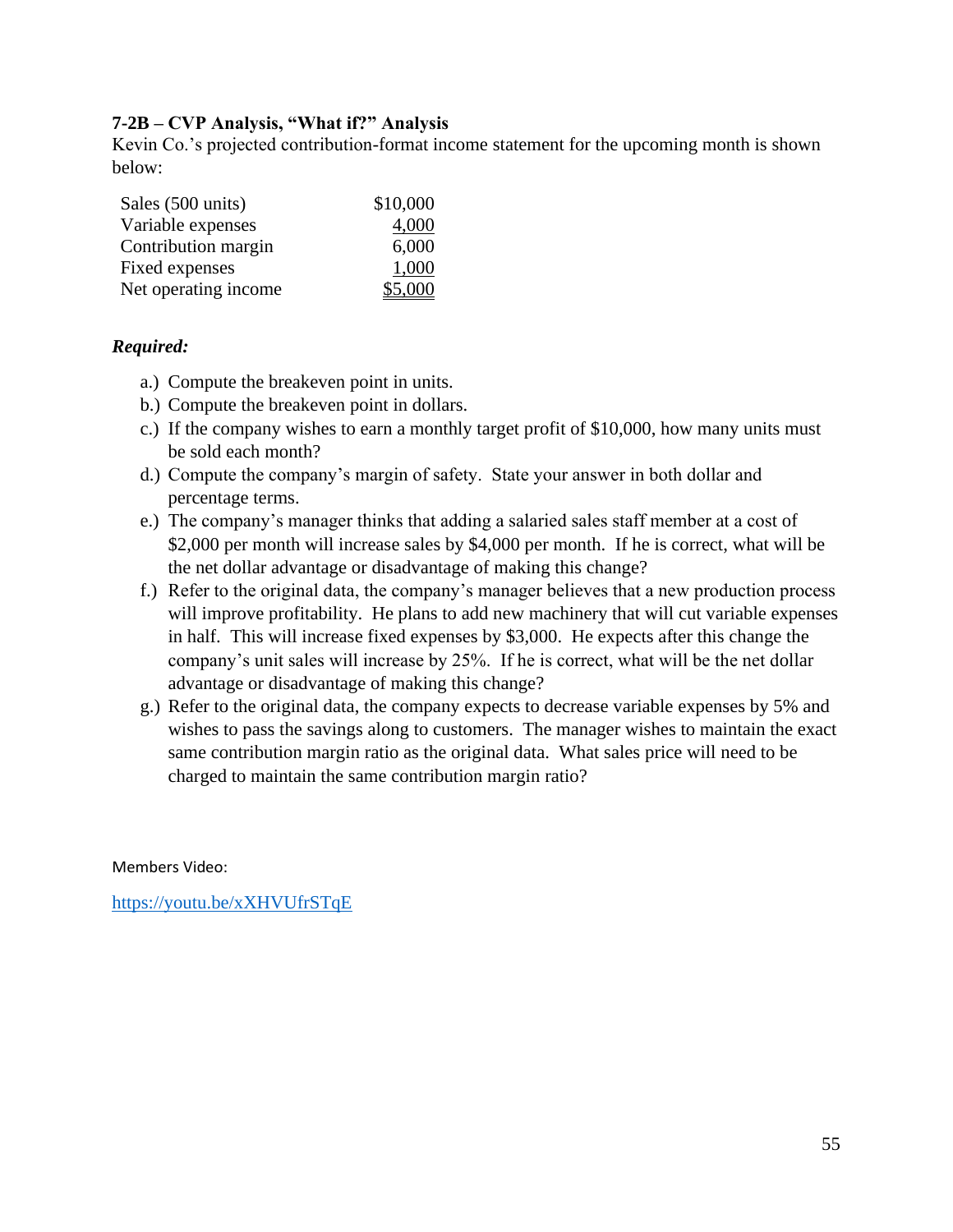### 7-2B – CVP Analysis, "What if?" Analysis

Kevin Co.'s projected contribution-format income statement for the upcoming month is shown below:

| | |
|---|---|
| Sales (500 units) | $10,000 |
| Variable expenses | 4,000 |
| Contribution margin | 6,000 |
| Fixed expenses | 1,000 |
| Net operating income | $5,000 |

***Required:***

a.) Compute the breakeven point in units.

b.) Compute the breakeven point in dollars.

c.) If the company wishes to earn a monthly target profit of $10,000, how many units must be sold each month?

d.) Compute the company's margin of safety. State your answer in both dollar and percentage terms.

e.) The company's manager thinks that adding a salaried sales staff member at a cost of $2,000 per month will increase sales by $4,000 per month. If he is correct, what will be the net dollar advantage or disadvantage of making this change?

f.) Refer to the original data, the company's manager believes that a new production process will improve profitability. He plans to add new machinery that will cut variable expenses in half. This will increase fixed expenses by $3,000. He expects after this change the company's unit sales will increase by 25%. If he is correct, what will be the net dollar advantage or disadvantage of making this change?

g.) Refer to the original data, the company expects to decrease variable expenses by 5% and wishes to pass the savings along to customers. The manager wishes to maintain the exact same contribution margin ratio as the original data. What sales price will need to be charged to maintain the same contribution margin ratio?

Members Video:

https://youtu.be/xXHVUfrSTqE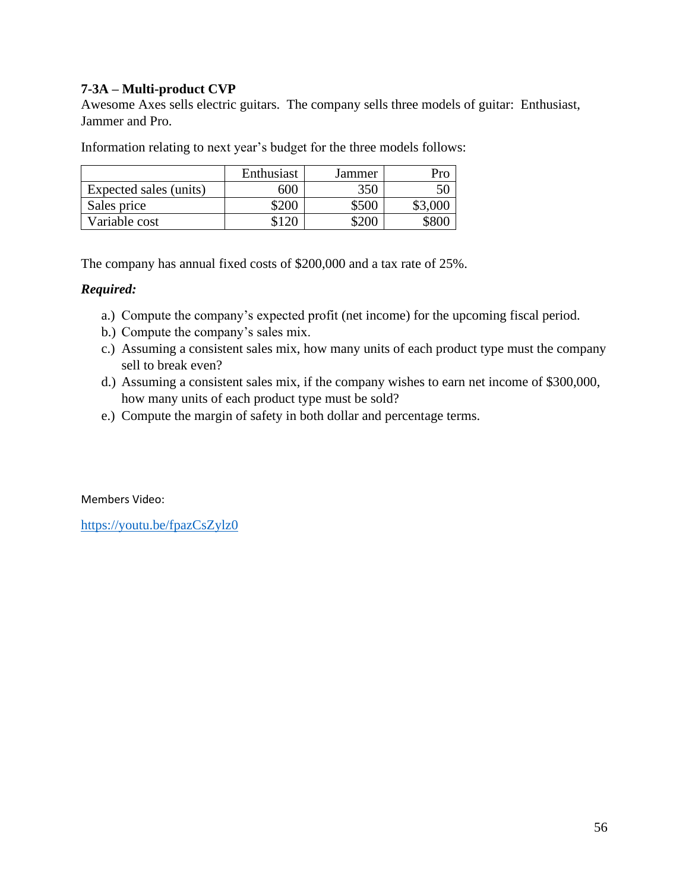**7-3A – Multi-product CVP**

Awesome Axes sells electric guitars. The company sells three models of guitar: Enthusiast, Jammer and Pro.

Information relating to next year's budget for the three models follows:

| | Enthusiast | Jammer | Pro |
|---|---|---|---|
| Expected sales (units) | 600 | 350 | 50 |
| Sales price | $200 | $500 | $3,000 |
| Variable cost | $120 | $200 | $800 |

The company has annual fixed costs of $200,000 and a tax rate of 25%.

***Required:***

a.) Compute the company's expected profit (net income) for the upcoming fiscal period.

b.) Compute the company's sales mix.

c.) Assuming a consistent sales mix, how many units of each product type must the company sell to break even?

d.) Assuming a consistent sales mix, if the company wishes to earn net income of $300,000, how many units of each product type must be sold?

e.) Compute the margin of safety in both dollar and percentage terms.

Members Video:

https://youtu.be/fpazCsZylz0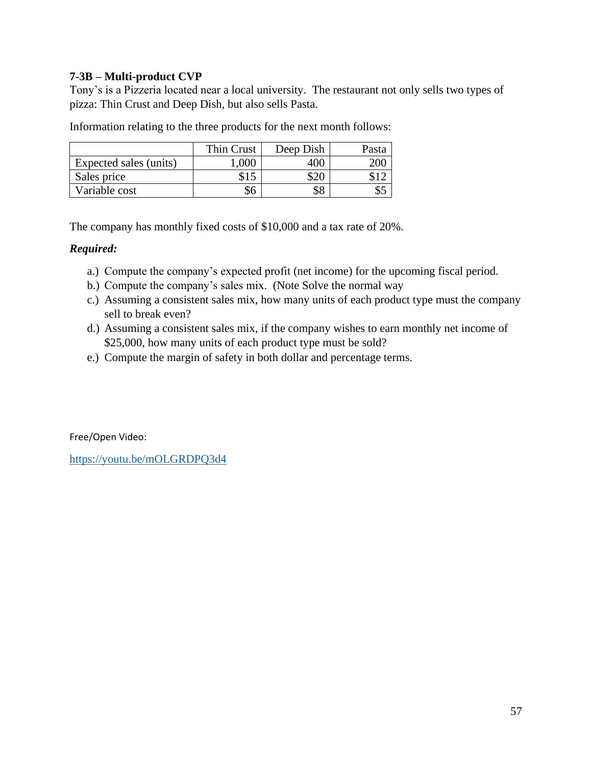**7-3B – Multi-product CVP**

Tony's is a Pizzeria located near a local university. The restaurant not only sells two types of pizza: Thin Crust and Deep Dish, but also sells Pasta.

Information relating to the three products for the next month follows:

| | Thin Crust | Deep Dish | Pasta |
|---|---|---|---|
| Expected sales (units) | 1,000 | 400 | 200 |
| Sales price | $15 | $20 | $12 |
| Variable cost | $6 | $8 | $5 |

The company has monthly fixed costs of $10,000 and a tax rate of 20%.

***Required:***

a.) Compute the company's expected profit (net income) for the upcoming fiscal period.
b.) Compute the company's sales mix. (Note Solve the normal way
c.) Assuming a consistent sales mix, how many units of each product type must the company sell to break even?
d.) Assuming a consistent sales mix, if the company wishes to earn monthly net income of $25,000, how many units of each product type must be sold?
e.) Compute the margin of safety in both dollar and percentage terms.

Free/Open Video:

https://youtu.be/mOLGRDPQ3d4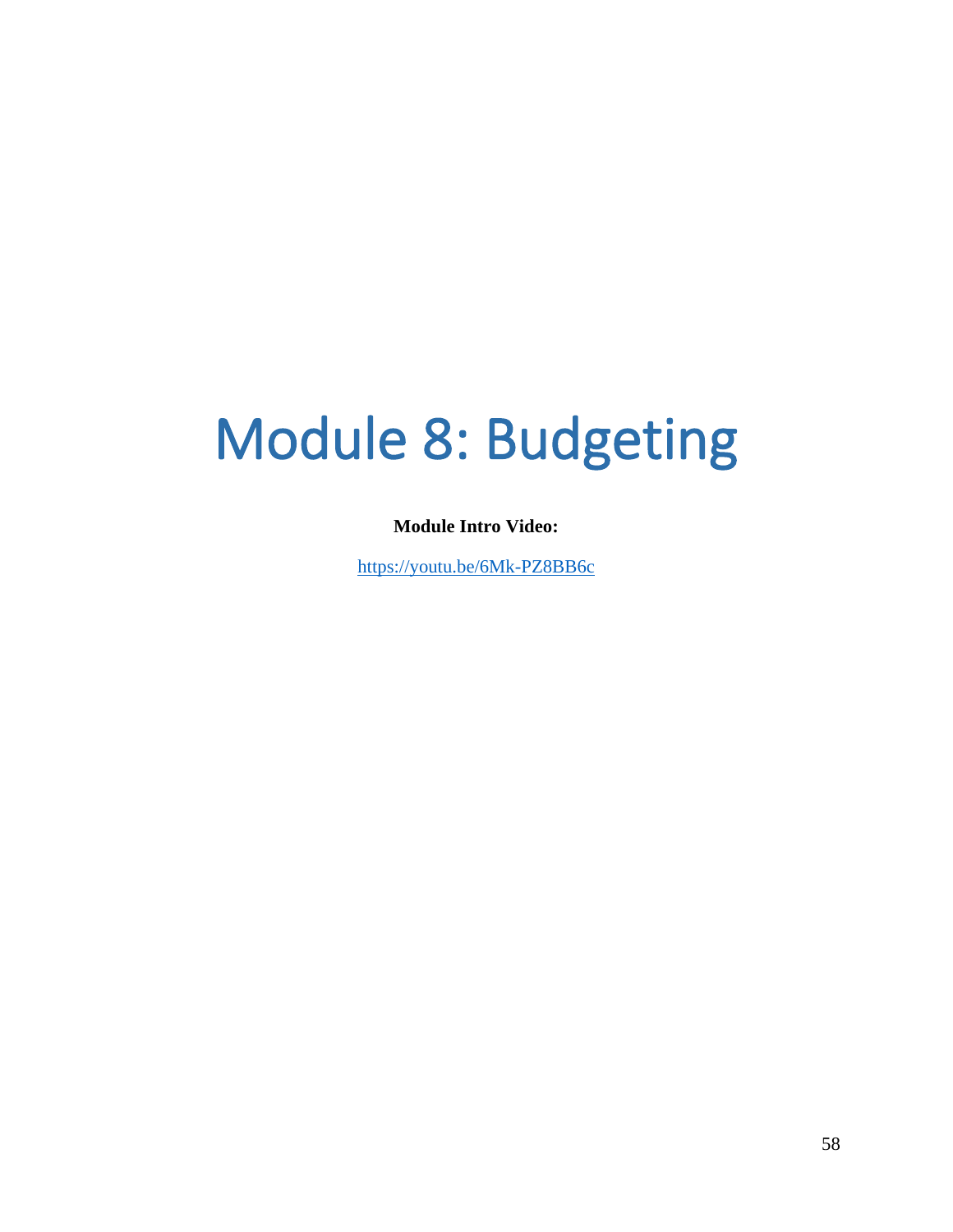# Module 8: Budgeting

**Module Intro Video:**

https://youtu.be/6Mk-PZ8BB6c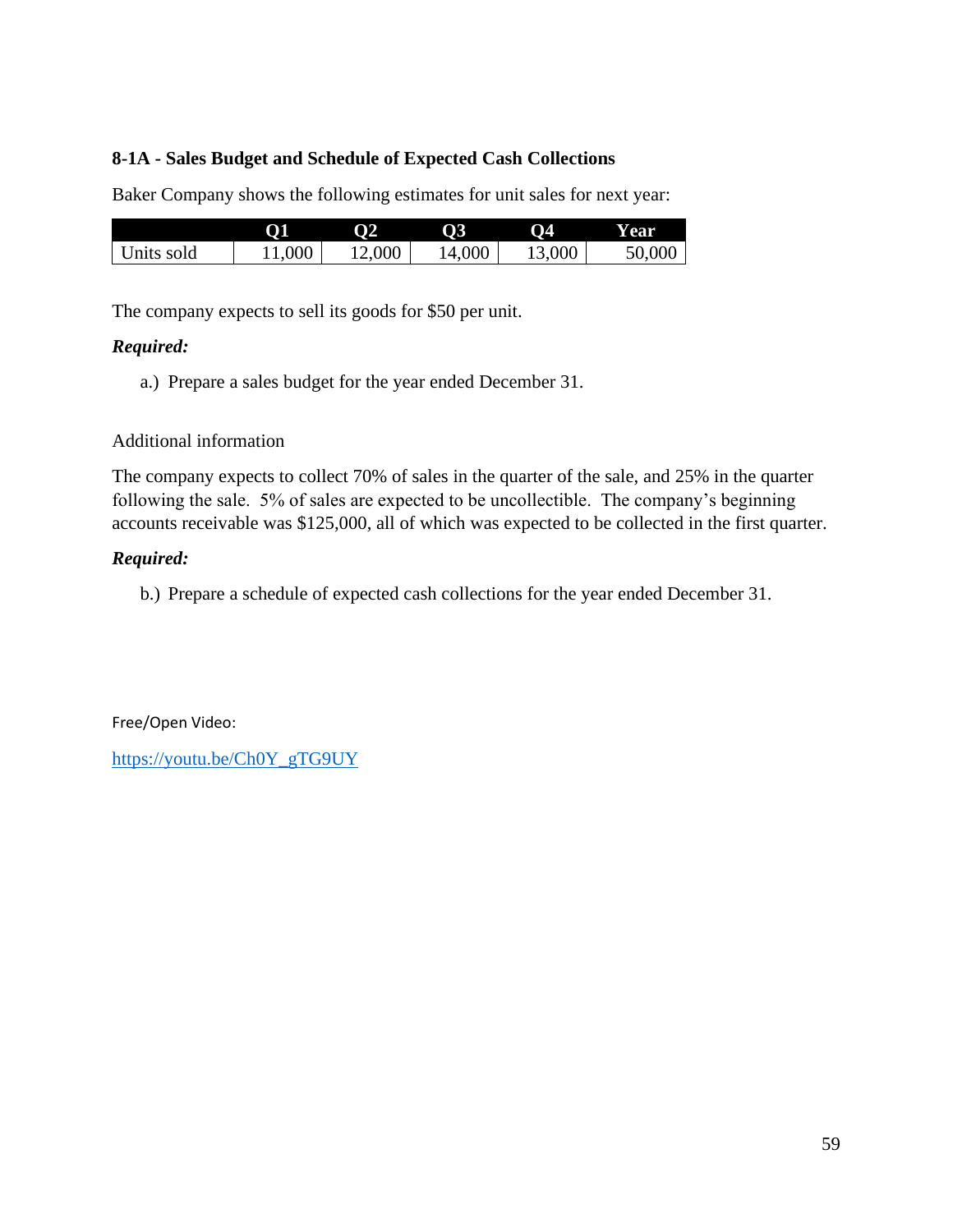### 8-1A - Sales Budget and Schedule of Expected Cash Collections

Baker Company shows the following estimates for unit sales for next year:

| | Q1 | Q2 | Q3 | Q4 | Year |
|---|---|---|---|---|---|
| Units sold | 11,000 | 12,000 | 14,000 | 13,000 | 50,000 |

The company expects to sell its goods for $50 per unit.

***Required:***

a.) Prepare a sales budget for the year ended December 31.

Additional information

The company expects to collect 70% of sales in the quarter of the sale, and 25% in the quarter following the sale. 5% of sales are expected to be uncollectible. The company's beginning accounts receivable was $125,000, all of which was expected to be collected in the first quarter.

***Required:***

b.) Prepare a schedule of expected cash collections for the year ended December 31.

Free/Open Video:

https://youtu.be/Ch0Y_gTG9UY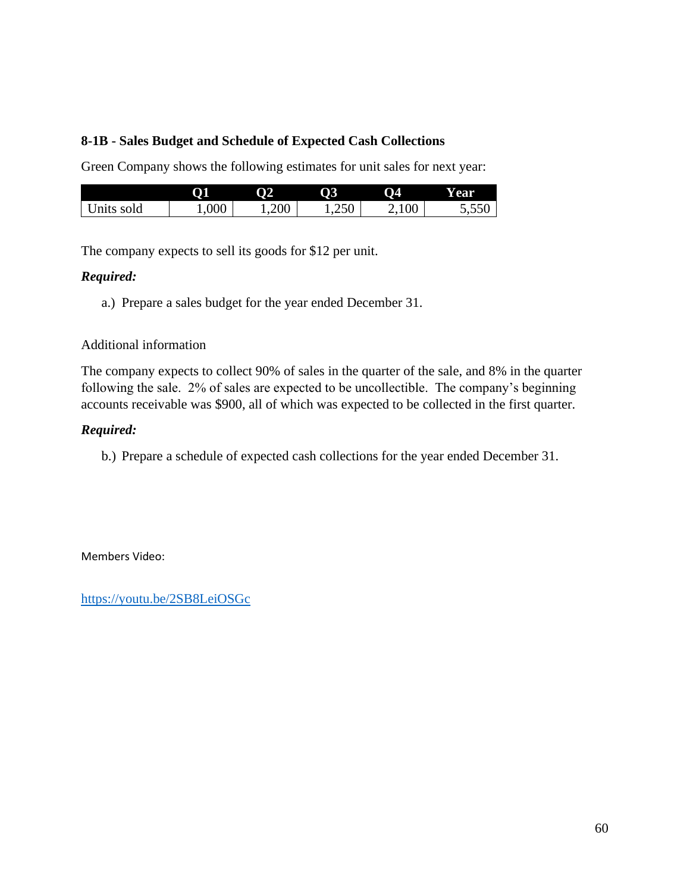**8-1B - Sales Budget and Schedule of Expected Cash Collections**

Green Company shows the following estimates for unit sales for next year:

| | Q1 | Q2 | Q3 | Q4 | Year |
|---|---|---|---|---|---|
| Units sold | 1,000 | 1,200 | 1,250 | 2,100 | 5,550 |

The company expects to sell its goods for $12 per unit.

***Required:***

a.) Prepare a sales budget for the year ended December 31.

Additional information

The company expects to collect 90% of sales in the quarter of the sale, and 8% in the quarter following the sale. 2% of sales are expected to be uncollectible. The company's beginning accounts receivable was $900, all of which was expected to be collected in the first quarter.

***Required:***

b.) Prepare a schedule of expected cash collections for the year ended December 31.

Members Video:

https://youtu.be/2SB8LeiOSGc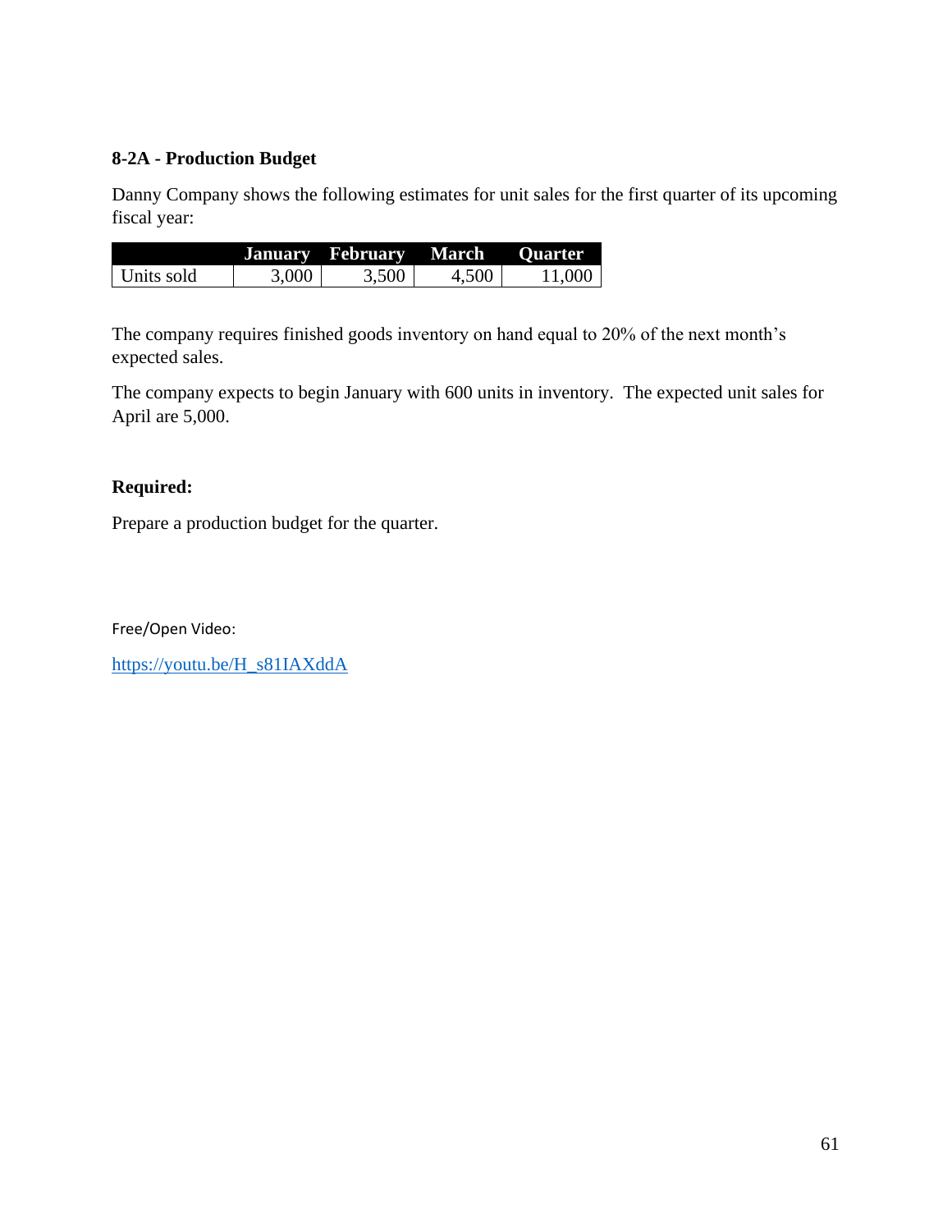**8-2A - Production Budget**

Danny Company shows the following estimates for unit sales for the first quarter of its upcoming fiscal year:

| | January | February | March | Quarter |
|---|---|---|---|---|
| Units sold | 3,000 | 3,500 | 4,500 | 11,000 |

The company requires finished goods inventory on hand equal to 20% of the next month's expected sales.

The company expects to begin January with 600 units in inventory. The expected unit sales for April are 5,000.

**Required:**

Prepare a production budget for the quarter.

Free/Open Video:

https://youtu.be/H_s81IAXddA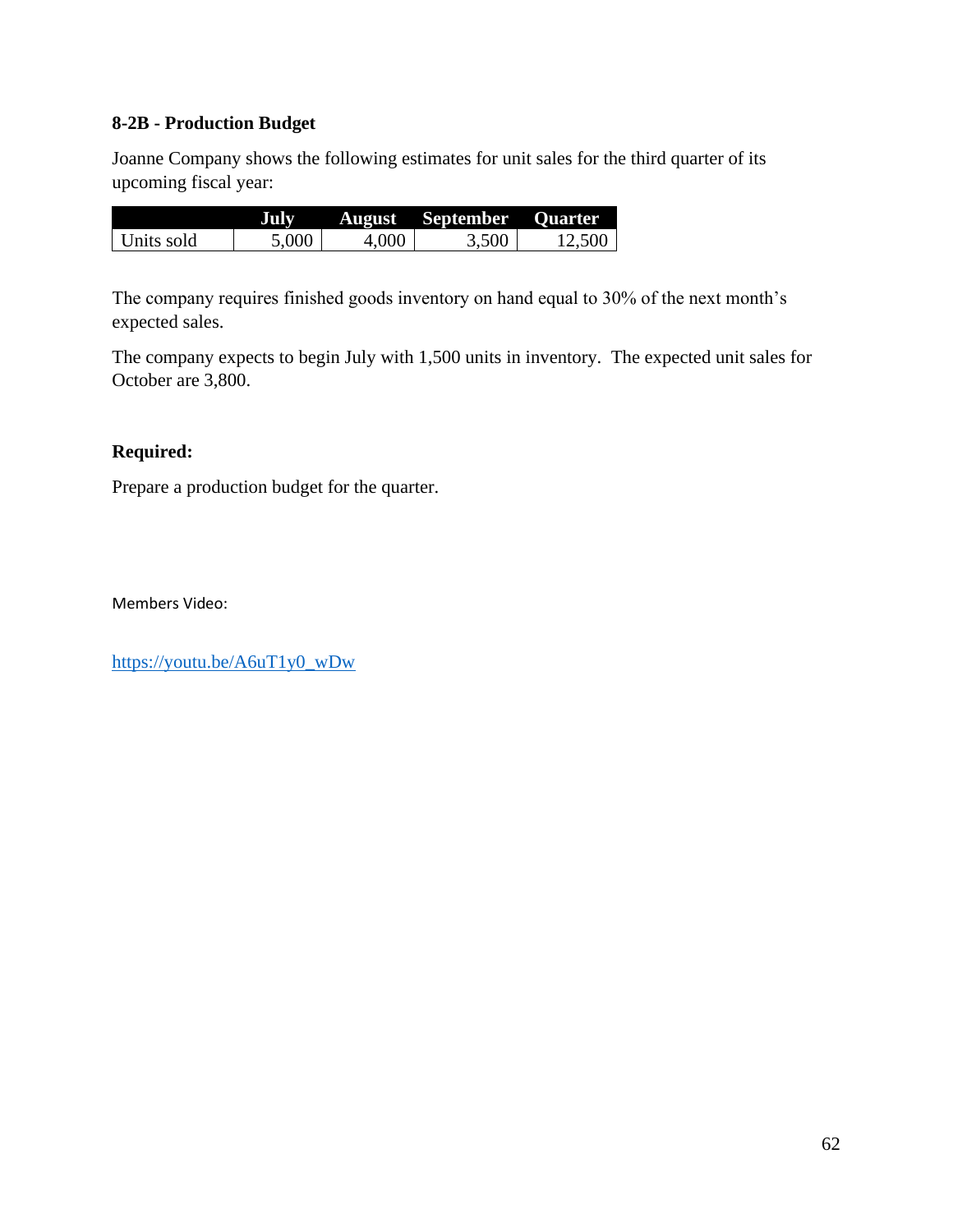**8-2B - Production Budget**

Joanne Company shows the following estimates for unit sales for the third quarter of its upcoming fiscal year:

| | July | August | September | Quarter |
|---|---|---|---|---|
| Units sold | 5,000 | 4,000 | 3,500 | 12,500 |

The company requires finished goods inventory on hand equal to 30% of the next month's expected sales.

The company expects to begin July with 1,500 units in inventory. The expected unit sales for October are 3,800.

**Required:**

Prepare a production budget for the quarter.

Members Video:

https://youtu.be/A6uT1y0_wDw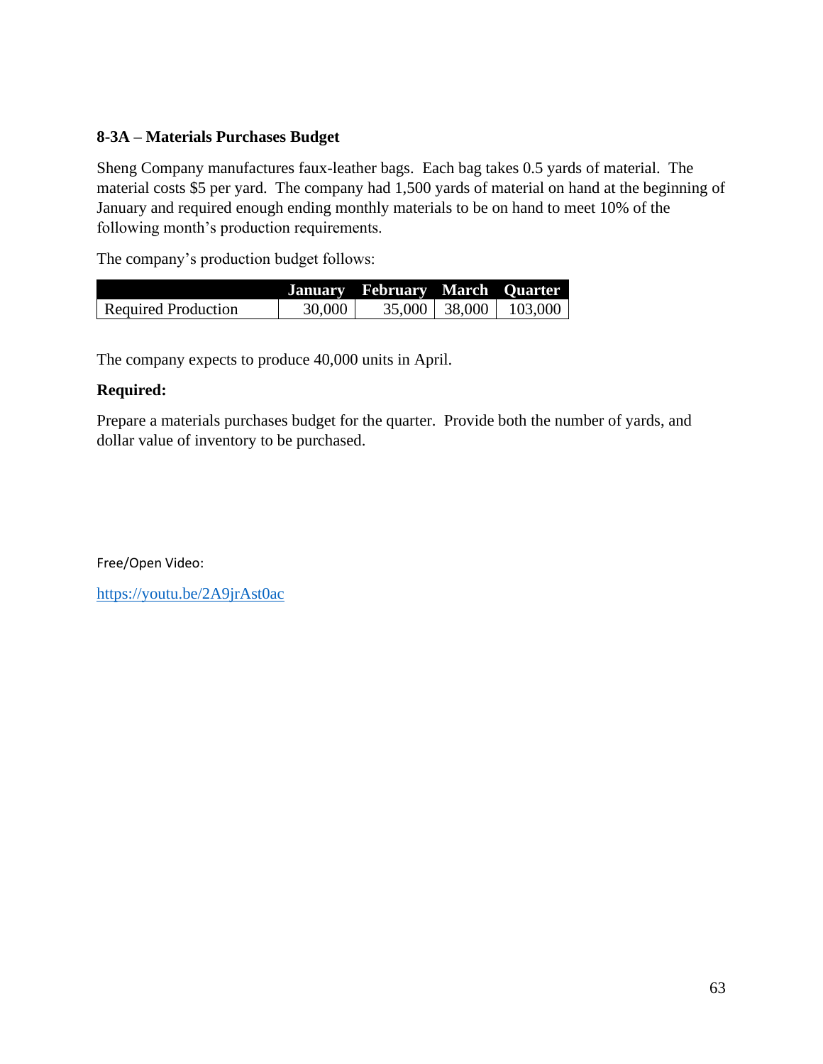**8-3A – Materials Purchases Budget**

Sheng Company manufactures faux-leather bags. Each bag takes 0.5 yards of material. The material costs $5 per yard. The company had 1,500 yards of material on hand at the beginning of January and required enough ending monthly materials to be on hand to meet 10% of the following month's production requirements.

The company's production budget follows:

| | January | February | March | Quarter |
|---|---|---|---|---|
| Required Production | 30,000 | 35,000 | 38,000 | 103,000 |

The company expects to produce 40,000 units in April.

**Required:**

Prepare a materials purchases budget for the quarter. Provide both the number of yards, and dollar value of inventory to be purchased.

Free/Open Video:

https://youtu.be/2A9jrAst0ac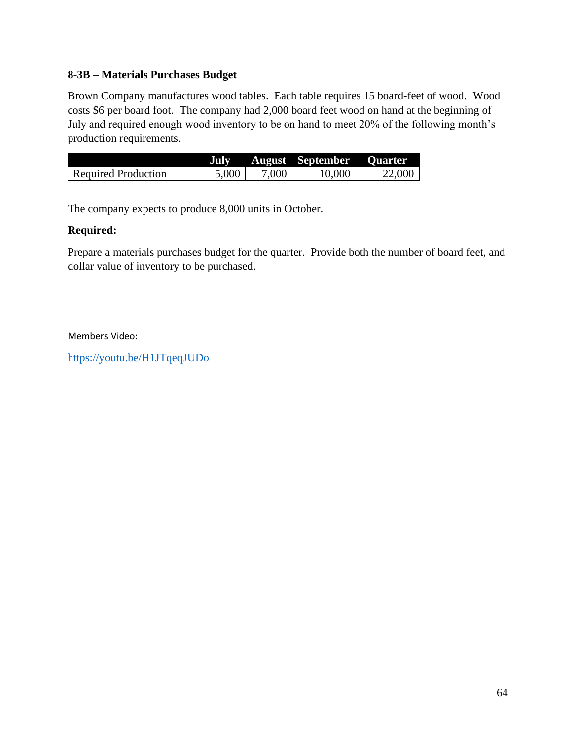**8-3B – Materials Purchases Budget**

Brown Company manufactures wood tables. Each table requires 15 board-feet of wood. Wood costs $6 per board foot. The company had 2,000 board feet wood on hand at the beginning of July and required enough wood inventory to be on hand to meet 20% of the following month's production requirements.

| | July | August | September | Quarter |
|---|---|---|---|---|
| Required Production | 5,000 | 7,000 | 10,000 | 22,000 |

The company expects to produce 8,000 units in October.

**Required:**

Prepare a materials purchases budget for the quarter. Provide both the number of board feet, and dollar value of inventory to be purchased.

Members Video:

https://youtu.be/H1JTqeqJUDo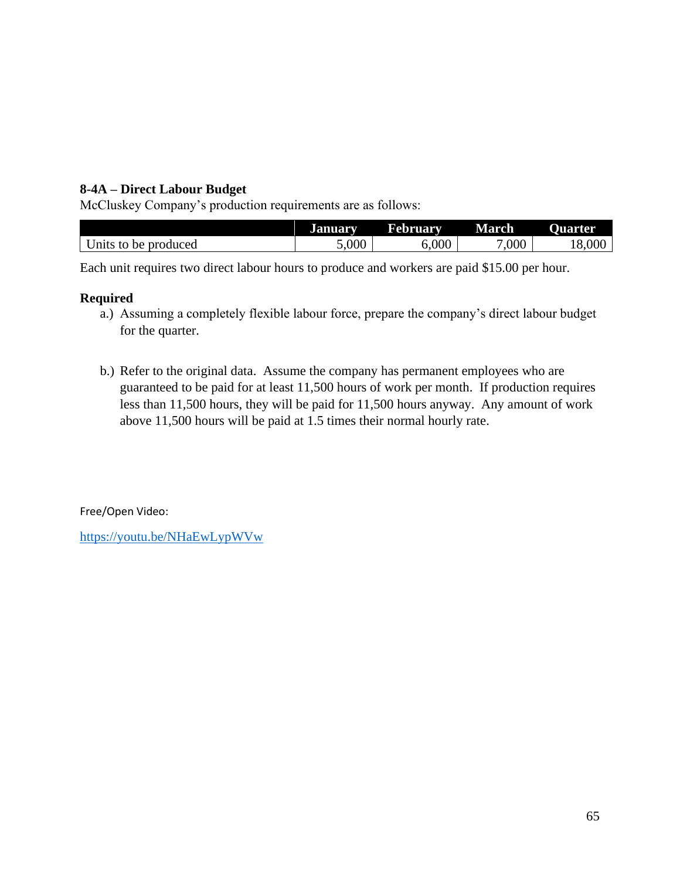**8-4A – Direct Labour Budget**

McCluskey Company's production requirements are as follows:

| | January | February | March | Quarter |
|---|---|---|---|---|
| Units to be produced | 5,000 | 6,000 | 7,000 | 18,000 |

Each unit requires two direct labour hours to produce and workers are paid $15.00 per hour.

**Required**

a.) Assuming a completely flexible labour force, prepare the company's direct labour budget for the quarter.

b.) Refer to the original data. Assume the company has permanent employees who are guaranteed to be paid for at least 11,500 hours of work per month. If production requires less than 11,500 hours, they will be paid for 11,500 hours anyway. Any amount of work above 11,500 hours will be paid at 1.5 times their normal hourly rate.

Free/Open Video:

https://youtu.be/NHaEwLypWVw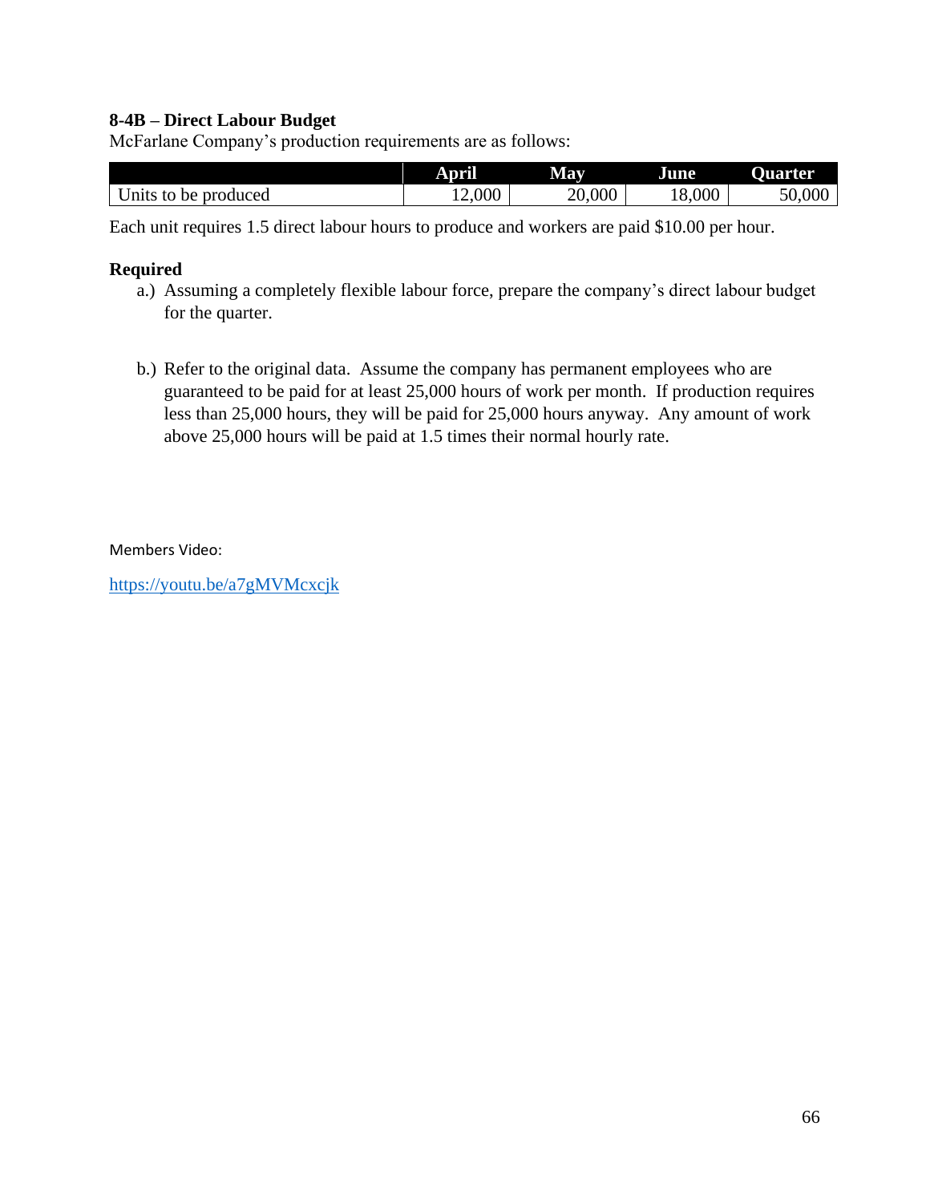**8-4B – Direct Labour Budget**

McFarlane Company's production requirements are as follows:

| | April | May | June | Quarter |
|---|---|---|---|---|
| Units to be produced | 12,000 | 20,000 | 18,000 | 50,000 |

Each unit requires 1.5 direct labour hours to produce and workers are paid $10.00 per hour.

**Required**

a.) Assuming a completely flexible labour force, prepare the company's direct labour budget for the quarter.

b.) Refer to the original data. Assume the company has permanent employees who are guaranteed to be paid for at least 25,000 hours of work per month. If production requires less than 25,000 hours, they will be paid for 25,000 hours anyway. Any amount of work above 25,000 hours will be paid at 1.5 times their normal hourly rate.

Members Video:

https://youtu.be/a7gMVMcxcjk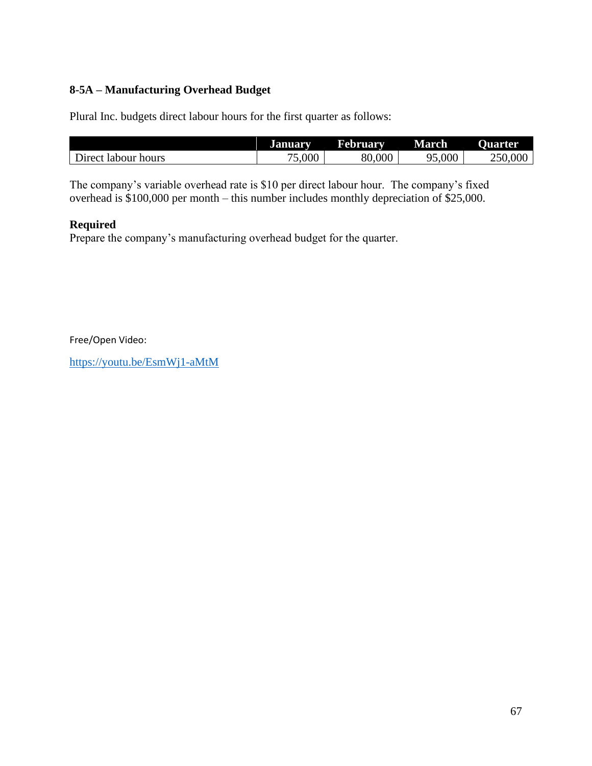### 8-5A – Manufacturing Overhead Budget

Plural Inc. budgets direct labour hours for the first quarter as follows:

| | January | February | March | Quarter |
|---|---|---|---|---|
| Direct labour hours | 75,000 | 80,000 | 95,000 | 250,000 |

The company's variable overhead rate is $10 per direct labour hour. The company's fixed overhead is $100,000 per month – this number includes monthly depreciation of $25,000.

**Required**

Prepare the company's manufacturing overhead budget for the quarter.

Free/Open Video:

https://youtu.be/EsmWj1-aMtM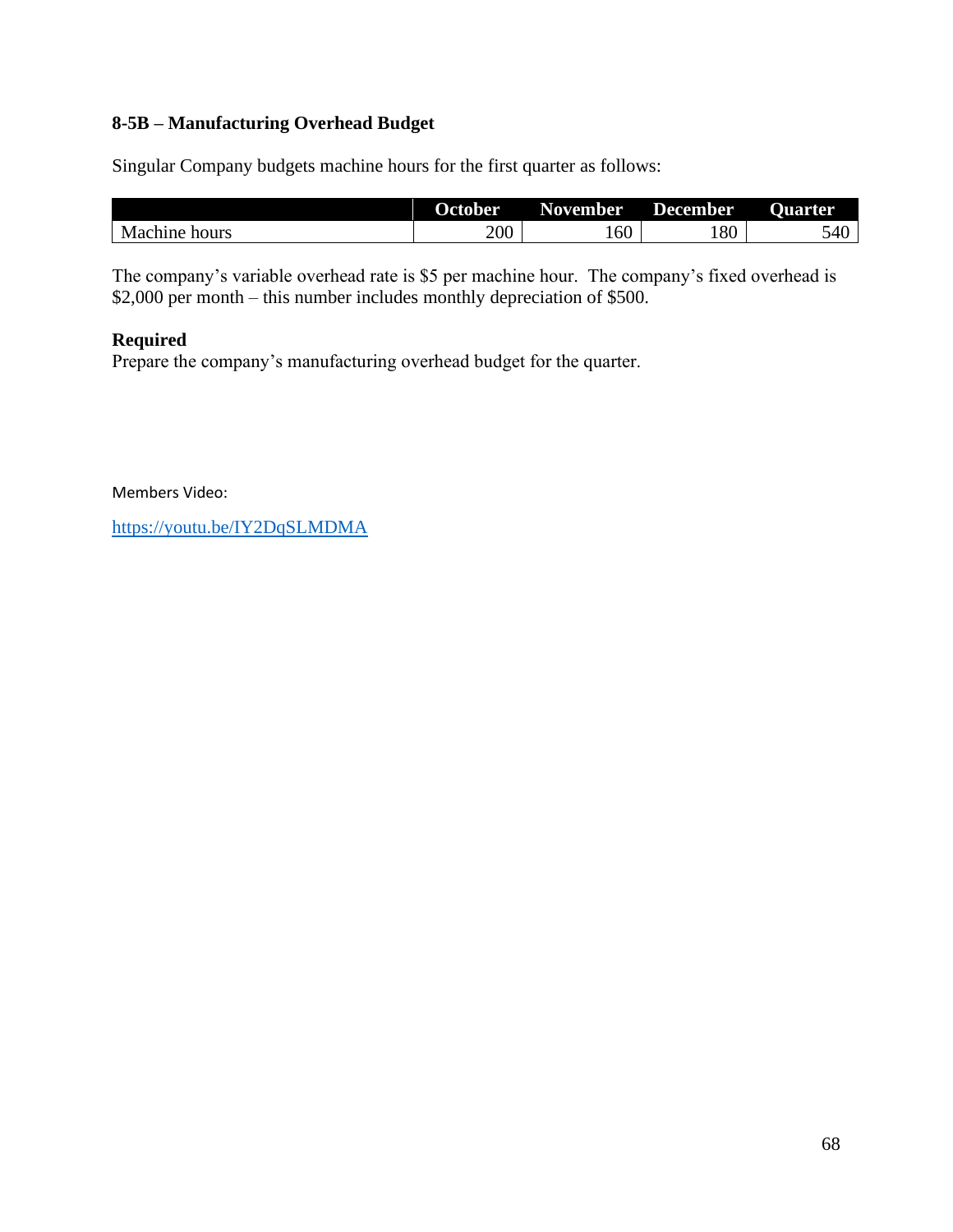**8-5B – Manufacturing Overhead Budget**

Singular Company budgets machine hours for the first quarter as follows:

| | October | November | December | Quarter |
|---|---|---|---|---|
| Machine hours | 200 | 160 | 180 | 540 |

The company's variable overhead rate is $5 per machine hour. The company's fixed overhead is $2,000 per month – this number includes monthly depreciation of $500.

**Required**
Prepare the company's manufacturing overhead budget for the quarter.

Members Video:

https://youtu.be/IY2DqSLMDMA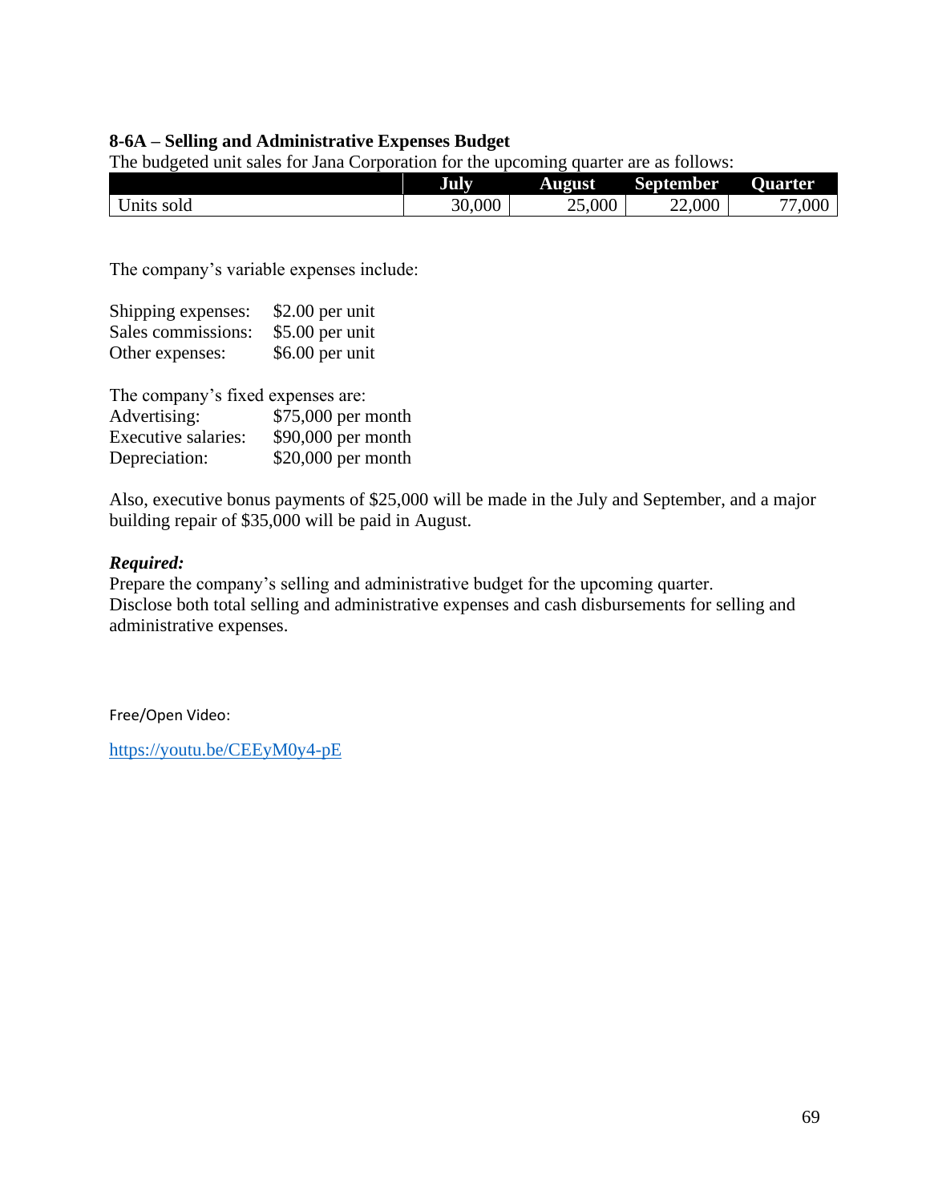**8-6A – Selling and Administrative Expenses Budget**

The budgeted unit sales for Jana Corporation for the upcoming quarter are as follows:

| | July | August | September | Quarter |
|---|---|---|---|---|
| Units sold | 30,000 | 25,000 | 22,000 | 77,000 |

The company's variable expenses include:

Shipping expenses: $2.00 per unit
Sales commissions: $5.00 per unit
Other expenses: $6.00 per unit

The company's fixed expenses are:
Advertising: $75,000 per month
Executive salaries: $90,000 per month
Depreciation: $20,000 per month

Also, executive bonus payments of $25,000 will be made in the July and September, and a major building repair of $35,000 will be paid in August.

***Required:***

Prepare the company's selling and administrative budget for the upcoming quarter.
Disclose both total selling and administrative expenses and cash disbursements for selling and administrative expenses.

Free/Open Video:

[https://youtu.be/CEEyM0y4-pE](https://youtu.be/CEEyM0y4-pE)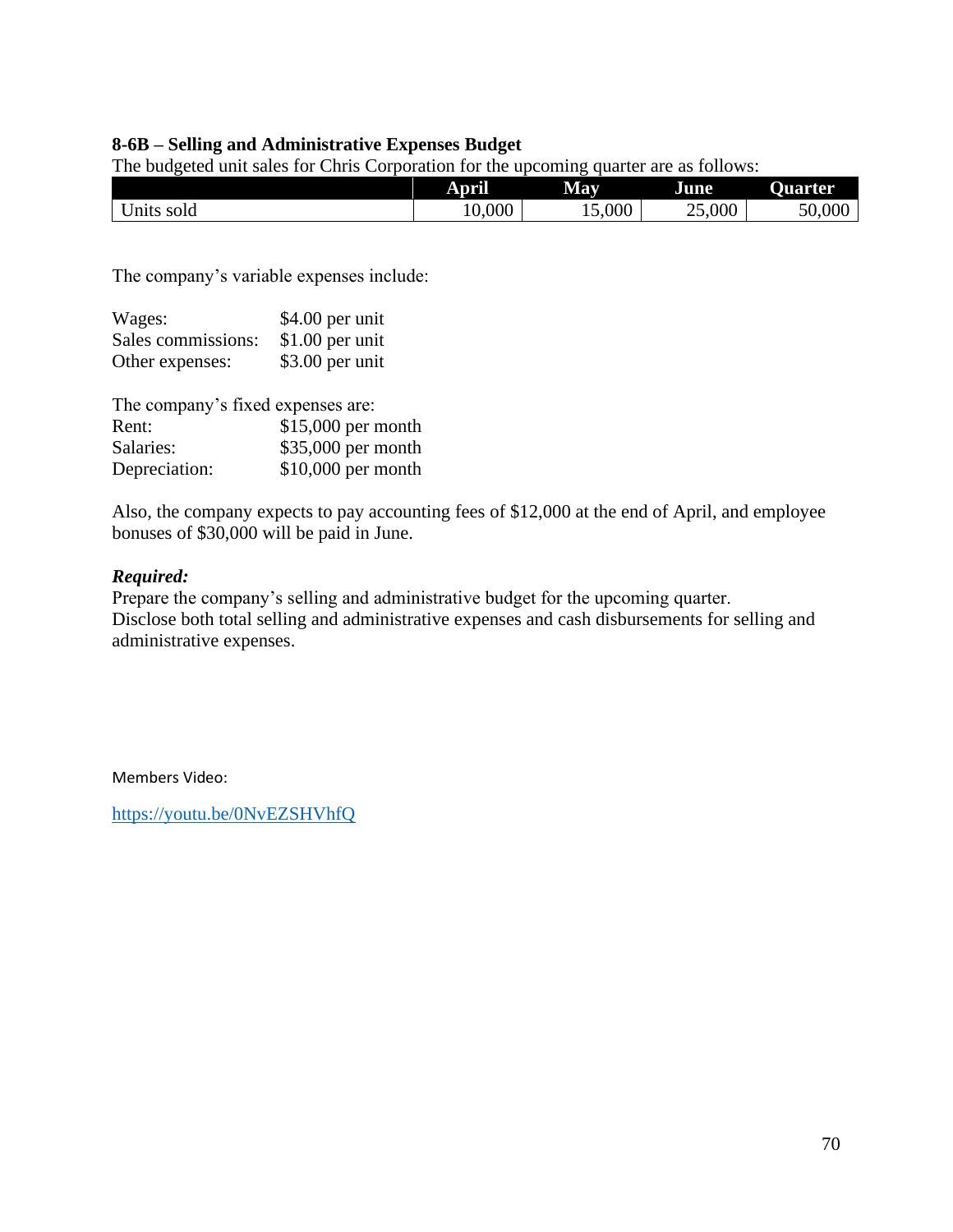### 8-6B – Selling and Administrative Expenses Budget

The budgeted unit sales for Chris Corporation for the upcoming quarter are as follows:

| | April | May | June | Quarter |
|---|---|---|---|---|
| Units sold | 10,000 | 15,000 | 25,000 | 50,000 |

The company's variable expenses include:

| | |
|---|---|
| Wages: | $4.00 per unit |
| Sales commissions: | $1.00 per unit |
| Other expenses: | $3.00 per unit |

The company's fixed expenses are:

| | |
|---|---|
| Rent: | $15,000 per month |
| Salaries: | $35,000 per month |
| Depreciation: | $10,000 per month |

Also, the company expects to pay accounting fees of $12,000 at the end of April, and employee bonuses of $30,000 will be paid in June.

***Required:***

Prepare the company's selling and administrative budget for the upcoming quarter.
Disclose both total selling and administrative expenses and cash disbursements for selling and administrative expenses.

Members Video:

https://youtu.be/0NvEZSHVhfQ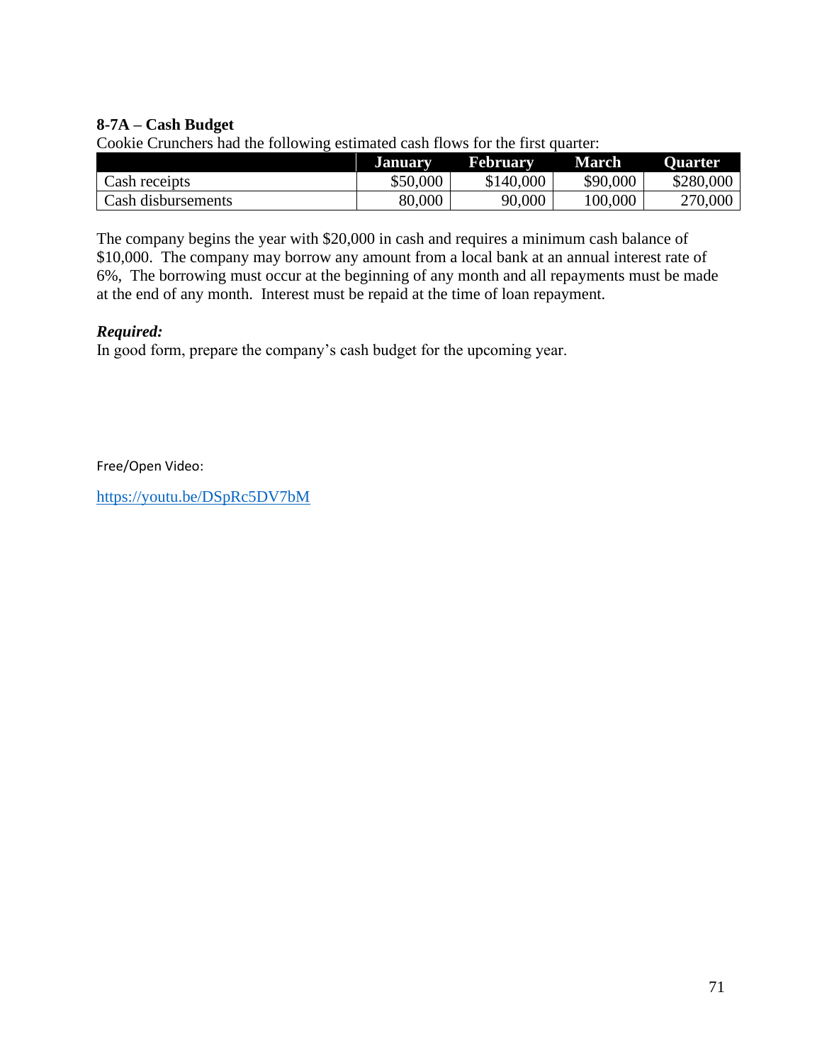## 8-7A – Cash Budget

Cookie Crunchers had the following estimated cash flows for the first quarter:

| | January | February | March | Quarter |
|---|---|---|---|---|
| Cash receipts | $50,000 | $140,000 | $90,000 | $280,000 |
| Cash disbursements | 80,000 | 90,000 | 100,000 | 270,000 |

The company begins the year with $20,000 in cash and requires a minimum cash balance of $10,000. The company may borrow any amount from a local bank at an annual interest rate of 6%, The borrowing must occur at the beginning of any month and all repayments must be made at the end of any month. Interest must be repaid at the time of loan repayment.

***Required:***

In good form, prepare the company's cash budget for the upcoming year.

Free/Open Video:

https://youtu.be/DSpRc5DV7bM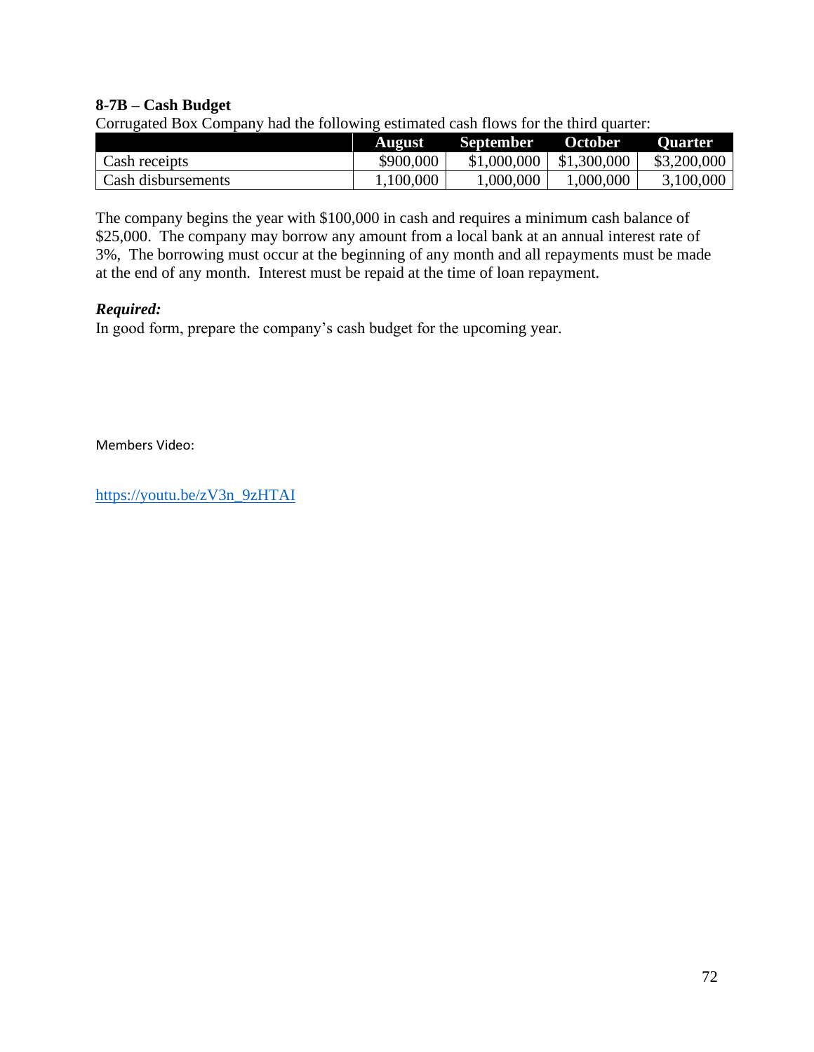**8-7B – Cash Budget**

Corrugated Box Company had the following estimated cash flows for the third quarter:

| | August | September | October | Quarter |
|---|---|---|---|---|
| Cash receipts | $900,000 | $1,000,000 | $1,300,000 | $3,200,000 |
| Cash disbursements | 1,100,000 | 1,000,000 | 1,000,000 | 3,100,000 |

The company begins the year with $100,000 in cash and requires a minimum cash balance of $25,000. The company may borrow any amount from a local bank at an annual interest rate of 3%, The borrowing must occur at the beginning of any month and all repayments must be made at the end of any month. Interest must be repaid at the time of loan repayment.

***Required:***

In good form, prepare the company's cash budget for the upcoming year.

Members Video:

[https://youtu.be/zV3n_9zHTAI](https://youtu.be/zV3n_9zHTAI)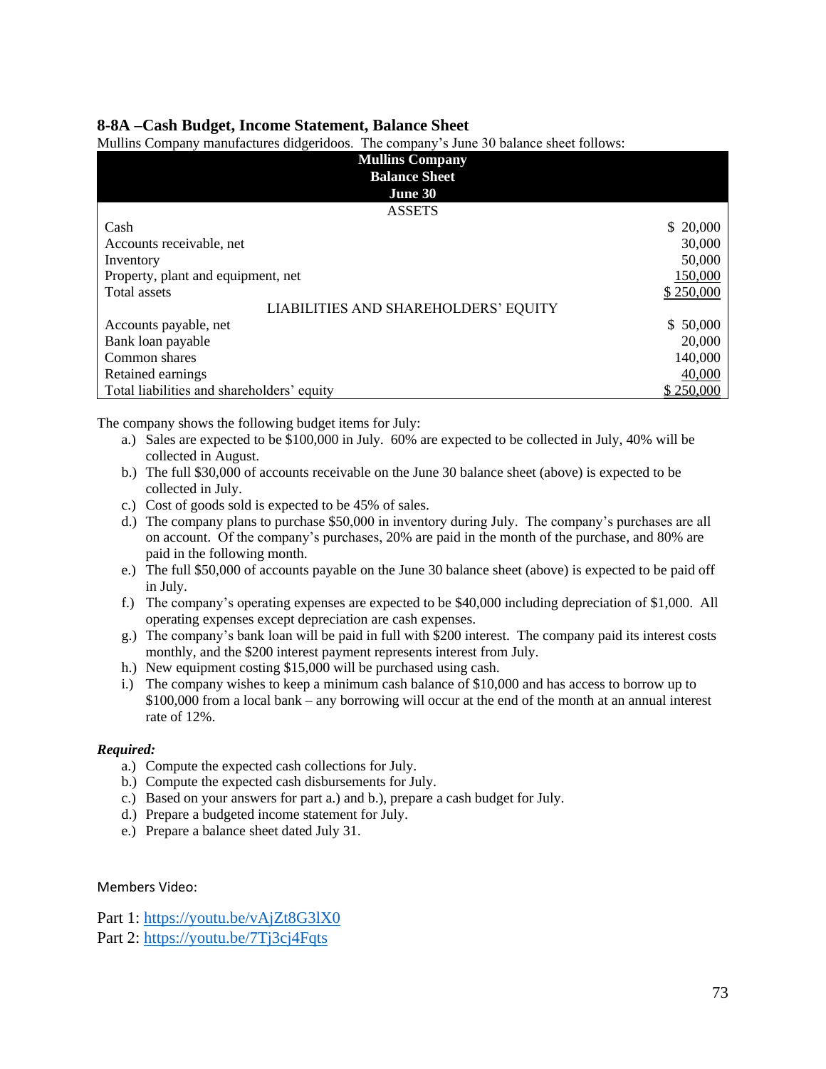### 8-8A –Cash Budget, Income Statement, Balance Sheet

Mullins Company manufactures didgeridoos. The company's June 30 balance sheet follows:

| Mullins Company<br>Balance Sheet<br>June 30 | |
|---|---|
| ASSETS | |
| Cash | $ 20,000 |
| Accounts receivable, net | 30,000 |
| Inventory | 50,000 |
| Property, plant and equipment, net | 150,000 |
| Total assets | $ 250,000 |
| LIABILITIES AND SHAREHOLDERS' EQUITY | |
| Accounts payable, net | $ 50,000 |
| Bank loan payable | 20,000 |
| Common shares | 140,000 |
| Retained earnings | 40,000 |
| Total liabilities and shareholders' equity | $ 250,000 |

The company shows the following budget items for July:

a.) Sales are expected to be $100,000 in July. 60% are expected to be collected in July, 40% will be collected in August.
b.) The full $30,000 of accounts receivable on the June 30 balance sheet (above) is expected to be collected in July.
c.) Cost of goods sold is expected to be 45% of sales.
d.) The company plans to purchase $50,000 in inventory during July. The company's purchases are all on account. Of the company's purchases, 20% are paid in the month of the purchase, and 80% are paid in the following month.
e.) The full $50,000 of accounts payable on the June 30 balance sheet (above) is expected to be paid off in July.
f.) The company's operating expenses are expected to be $40,000 including depreciation of $1,000. All operating expenses except depreciation are cash expenses.
g.) The company's bank loan will be paid in full with $200 interest. The company paid its interest costs monthly, and the $200 interest payment represents interest from July.
h.) New equipment costing $15,000 will be purchased using cash.
i.) The company wishes to keep a minimum cash balance of $10,000 and has access to borrow up to $100,000 from a local bank – any borrowing will occur at the end of the month at an annual interest rate of 12%.

***Required:***

a.) Compute the expected cash collections for July.
b.) Compute the expected cash disbursements for July.
c.) Based on your answers for part a.) and b.), prepare a cash budget for July.
d.) Prepare a budgeted income statement for July.
e.) Prepare a balance sheet dated July 31.

Members Video:

Part 1: https://youtu.be/vAjZt8G3lX0
Part 2: https://youtu.be/7Tj3cj4Fqts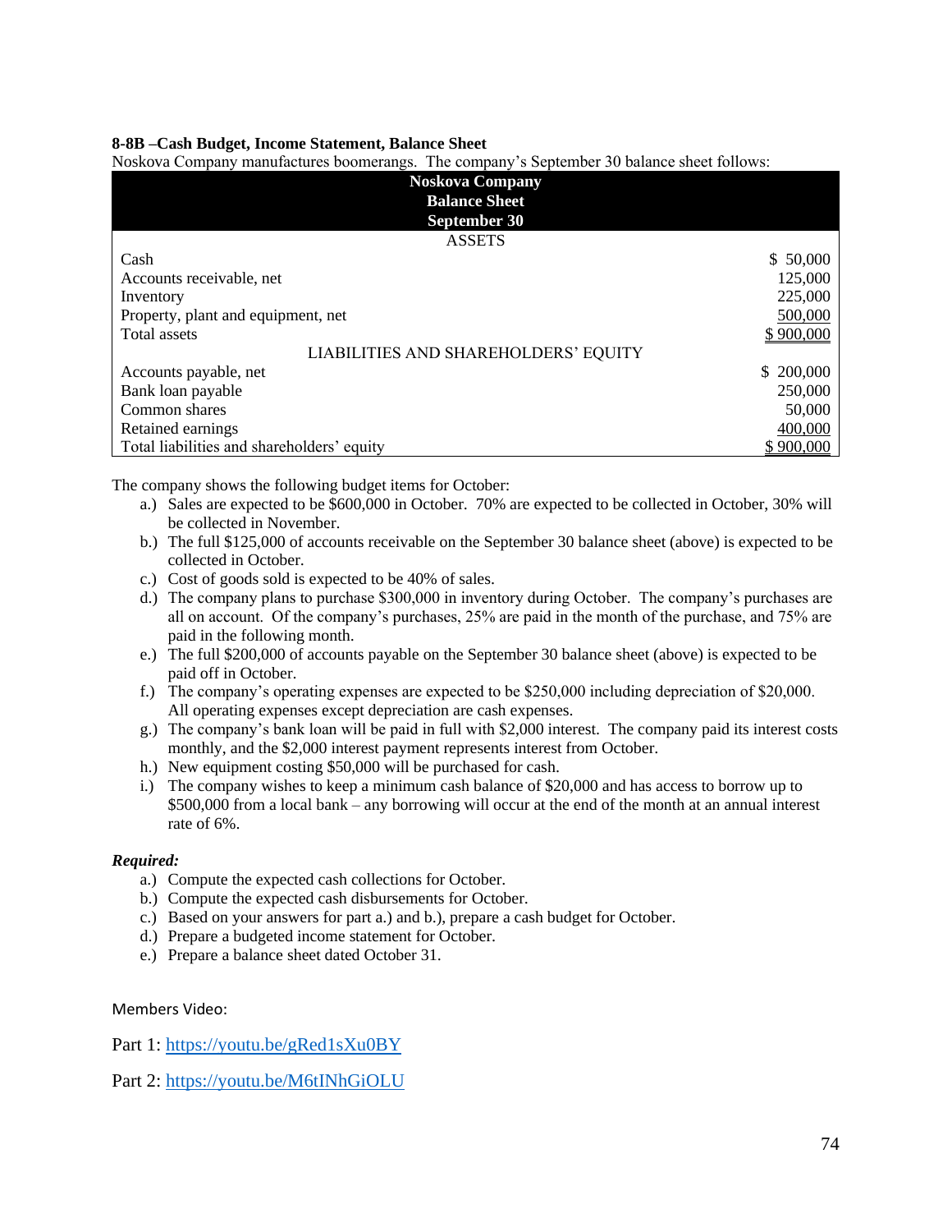**8-8B –Cash Budget, Income Statement, Balance Sheet**

Noskova Company manufactures boomerangs. The company's September 30 balance sheet follows:

| Noskova Company<br>Balance Sheet<br>September 30 | |
|---|---|
| ASSETS | |
| Cash | $ 50,000 |
| Accounts receivable, net | 125,000 |
| Inventory | 225,000 |
| Property, plant and equipment, net | 500,000 |
| Total assets | $ 900,000 |
| LIABILITIES AND SHAREHOLDERS' EQUITY | |
| Accounts payable, net | $ 200,000 |
| Bank loan payable | 250,000 |
| Common shares | 50,000 |
| Retained earnings | 400,000 |
| Total liabilities and shareholders' equity | $ 900,000 |

The company shows the following budget items for October:

a.) Sales are expected to be $600,000 in October. 70% are expected to be collected in October, 30% will be collected in November.

b.) The full $125,000 of accounts receivable on the September 30 balance sheet (above) is expected to be collected in October.

c.) Cost of goods sold is expected to be 40% of sales.

d.) The company plans to purchase $300,000 in inventory during October. The company's purchases are all on account. Of the company's purchases, 25% are paid in the month of the purchase, and 75% are paid in the following month.

e.) The full $200,000 of accounts payable on the September 30 balance sheet (above) is expected to be paid off in October.

f.) The company's operating expenses are expected to be $250,000 including depreciation of $20,000. All operating expenses except depreciation are cash expenses.

g.) The company's bank loan will be paid in full with $2,000 interest. The company paid its interest costs monthly, and the $2,000 interest payment represents interest from October.

h.) New equipment costing $50,000 will be purchased for cash.

i.) The company wishes to keep a minimum cash balance of $20,000 and has access to borrow up to $500,000 from a local bank – any borrowing will occur at the end of the month at an annual interest rate of 6%.

***Required:***

a.) Compute the expected cash collections for October.

b.) Compute the expected cash disbursements for October.

c.) Based on your answers for part a.) and b.), prepare a cash budget for October.

d.) Prepare a budgeted income statement for October.

e.) Prepare a balance sheet dated October 31.

Members Video:

Part 1: https://youtu.be/gRed1sXu0BY

Part 2: https://youtu.be/M6tINhGiOLU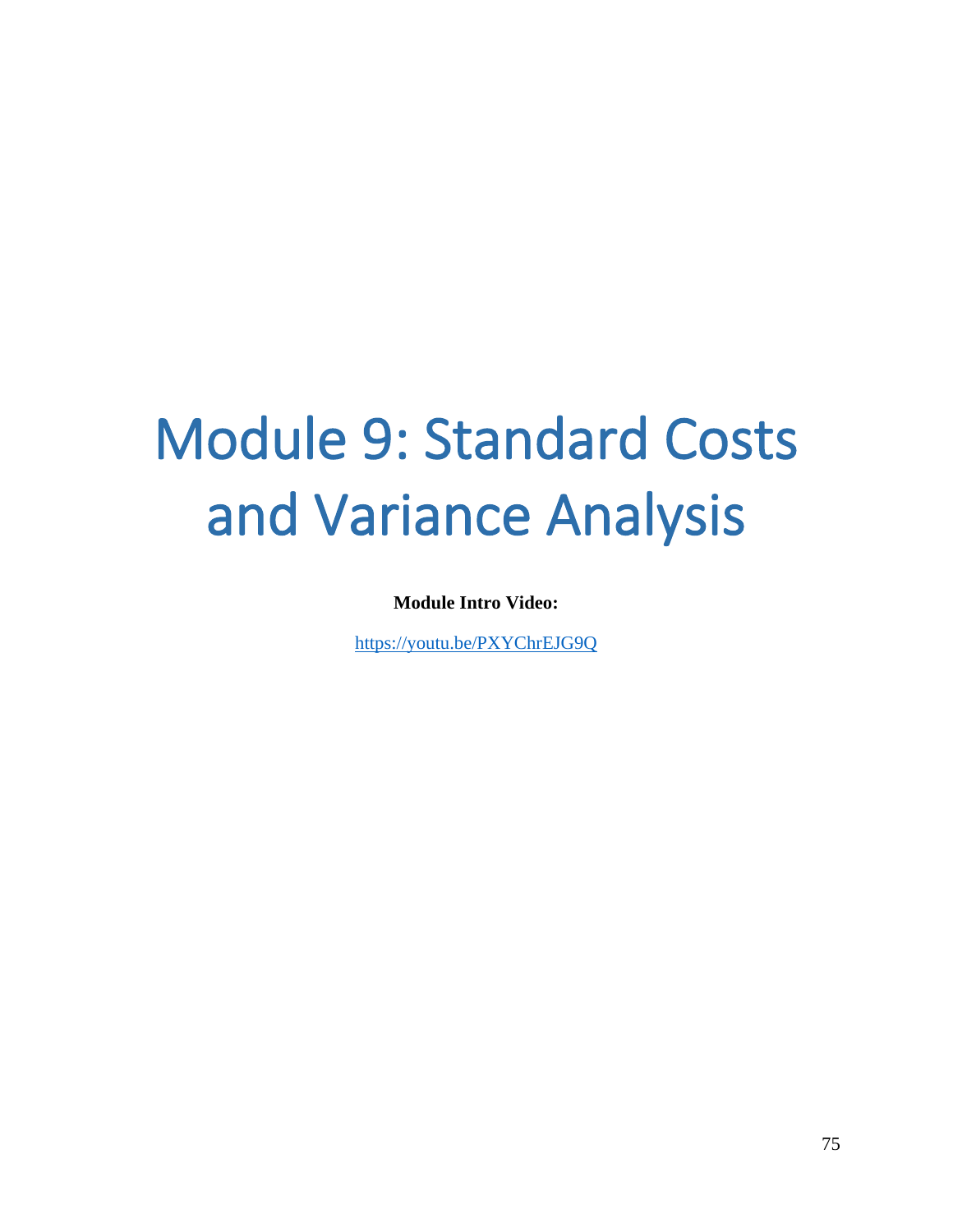# Module 9: Standard Costs and Variance Analysis

**Module Intro Video:**

https://youtu.be/PXYChrEJG9Q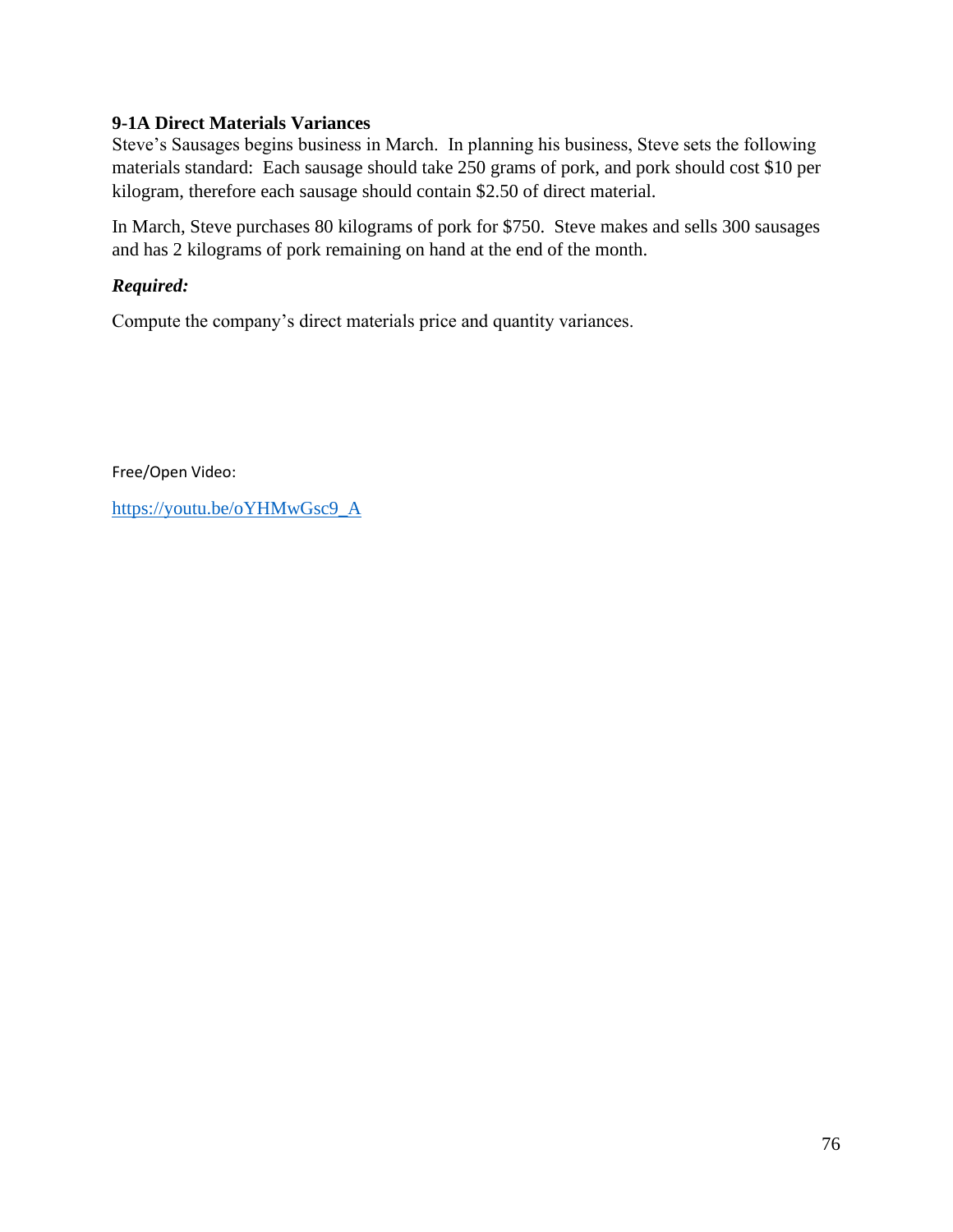### 9-1A Direct Materials Variances

Steve's Sausages begins business in March. In planning his business, Steve sets the following materials standard: Each sausage should take 250 grams of pork, and pork should cost $10 per kilogram, therefore each sausage should contain $2.50 of direct material.

In March, Steve purchases 80 kilograms of pork for $750. Steve makes and sells 300 sausages and has 2 kilograms of pork remaining on hand at the end of the month.

***Required:***

Compute the company's direct materials price and quantity variances.

Free/Open Video:

[https://youtu.be/oYHMwGsc9_A](https://youtu.be/oYHMwGsc9_A)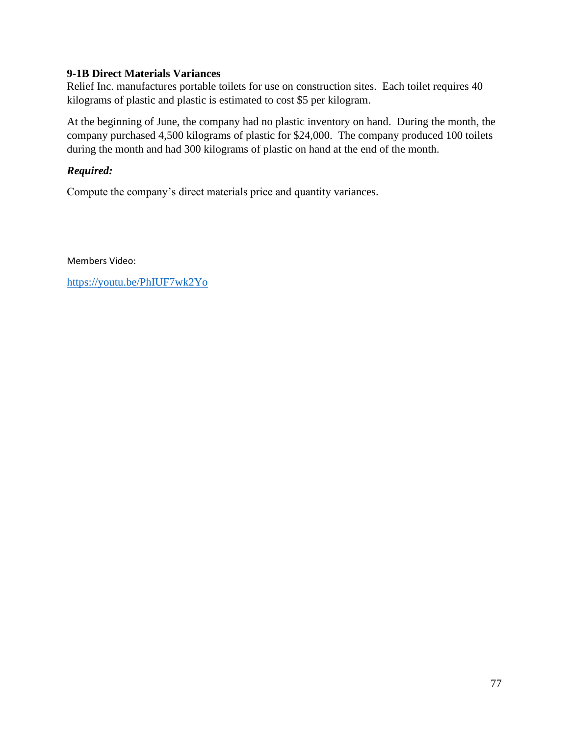**9-1B Direct Materials Variances**

Relief Inc. manufactures portable toilets for use on construction sites. Each toilet requires 40 kilograms of plastic and plastic is estimated to cost $5 per kilogram.

At the beginning of June, the company had no plastic inventory on hand. During the month, the company purchased 4,500 kilograms of plastic for $24,000. The company produced 100 toilets during the month and had 300 kilograms of plastic on hand at the end of the month.

***Required:***

Compute the company's direct materials price and quantity variances.

Members Video:

https://youtu.be/PhIUF7wk2Yo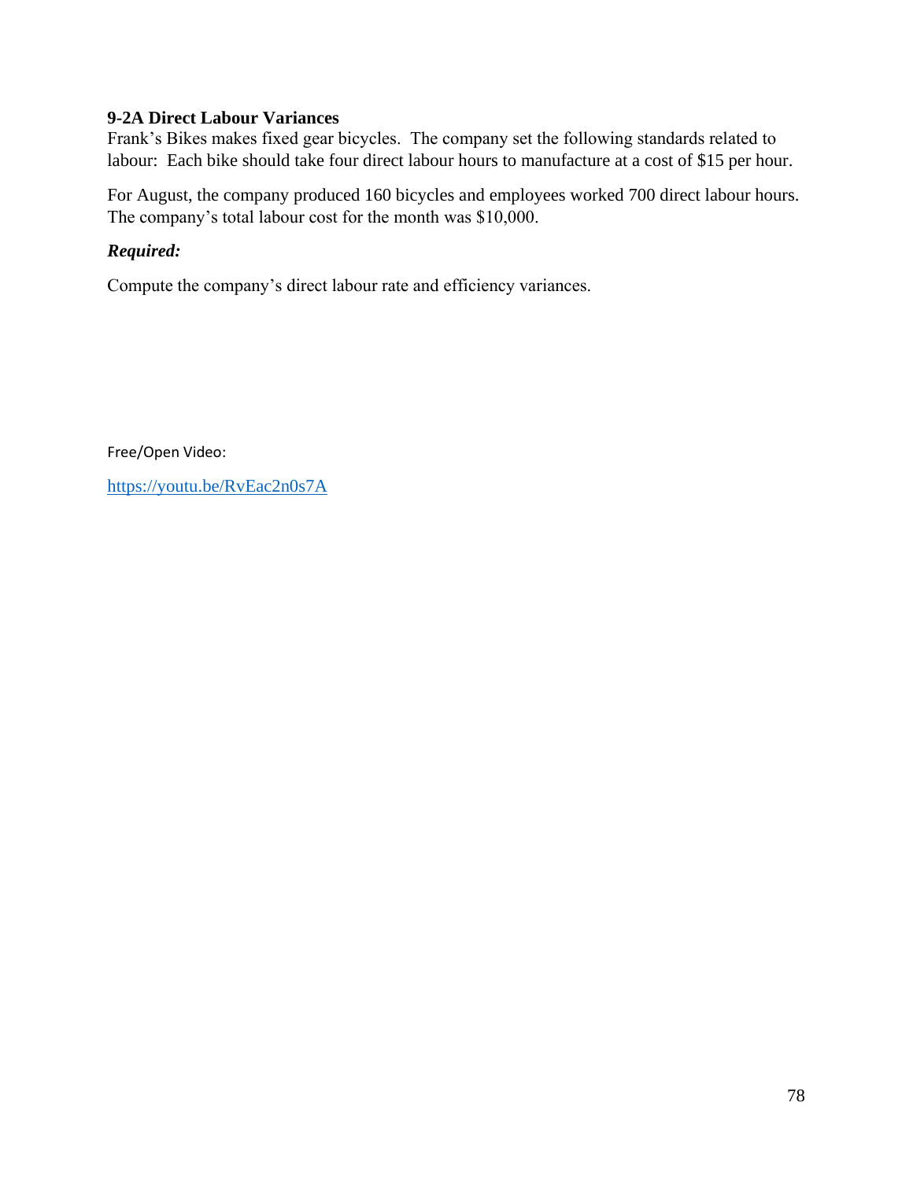**9-2A Direct Labour Variances**

Frank's Bikes makes fixed gear bicycles. The company set the following standards related to labour: Each bike should take four direct labour hours to manufacture at a cost of $15 per hour.

For August, the company produced 160 bicycles and employees worked 700 direct labour hours. The company's total labour cost for the month was $10,000.

***Required:***

Compute the company's direct labour rate and efficiency variances.

Free/Open Video:

https://youtu.be/RvEac2n0s7A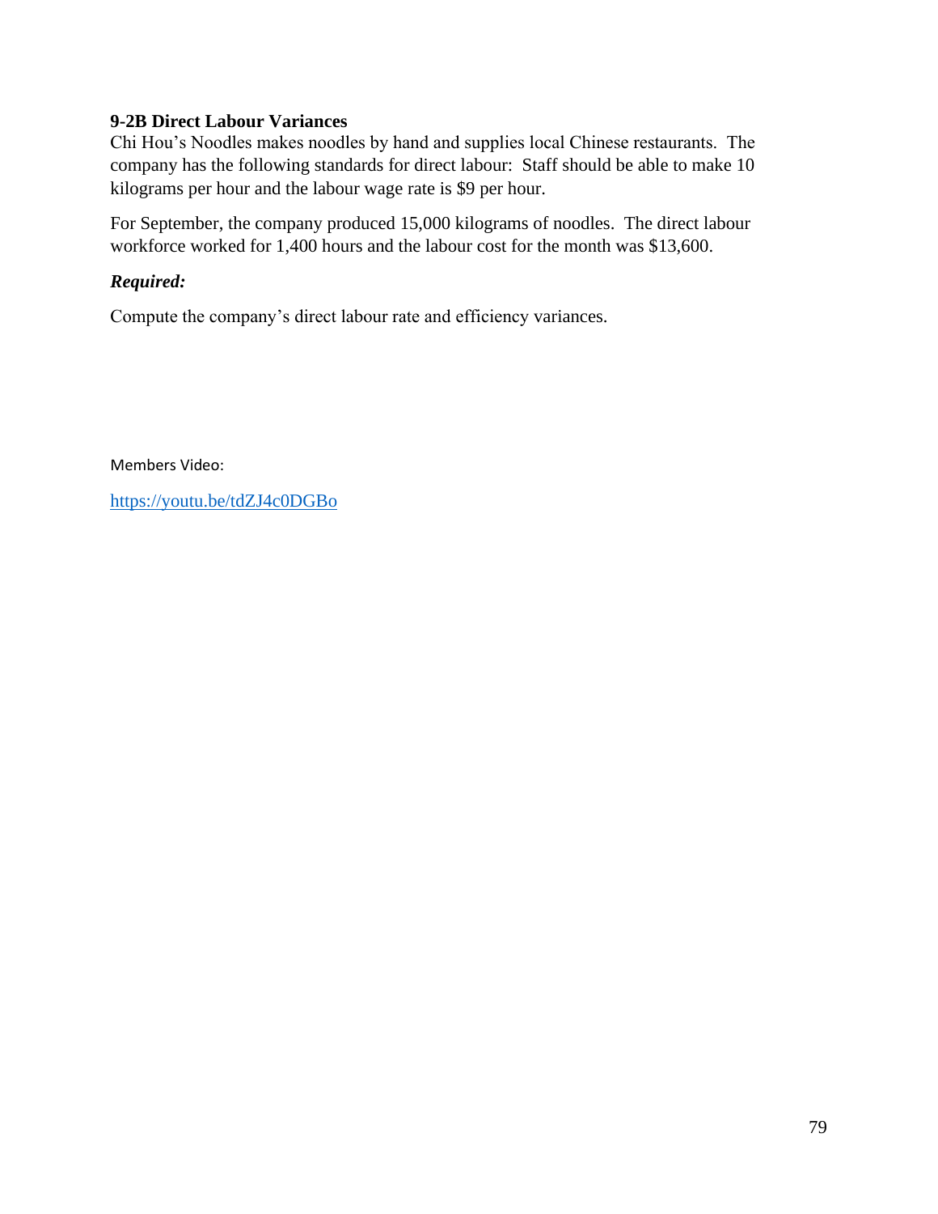**9-2B Direct Labour Variances**

Chi Hou's Noodles makes noodles by hand and supplies local Chinese restaurants. The company has the following standards for direct labour: Staff should be able to make 10 kilograms per hour and the labour wage rate is $9 per hour.

For September, the company produced 15,000 kilograms of noodles. The direct labour workforce worked for 1,400 hours and the labour cost for the month was $13,600.

***Required:***

Compute the company's direct labour rate and efficiency variances.

Members Video:

https://youtu.be/tdZJ4c0DGBo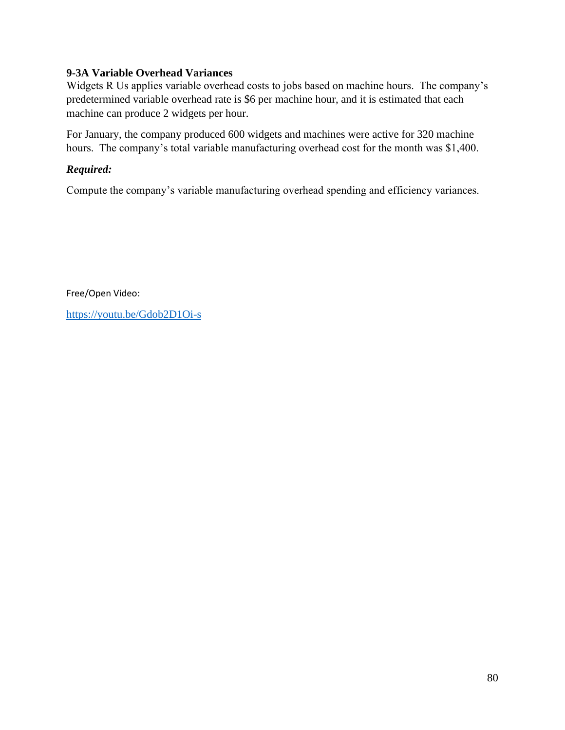**9-3A Variable Overhead Variances**

Widgets R Us applies variable overhead costs to jobs based on machine hours. The company's predetermined variable overhead rate is $6 per machine hour, and it is estimated that each machine can produce 2 widgets per hour.

For January, the company produced 600 widgets and machines were active for 320 machine hours. The company's total variable manufacturing overhead cost for the month was $1,400.

***Required:***

Compute the company's variable manufacturing overhead spending and efficiency variances.

Free/Open Video:

https://youtu.be/Gdob2D1Oi-s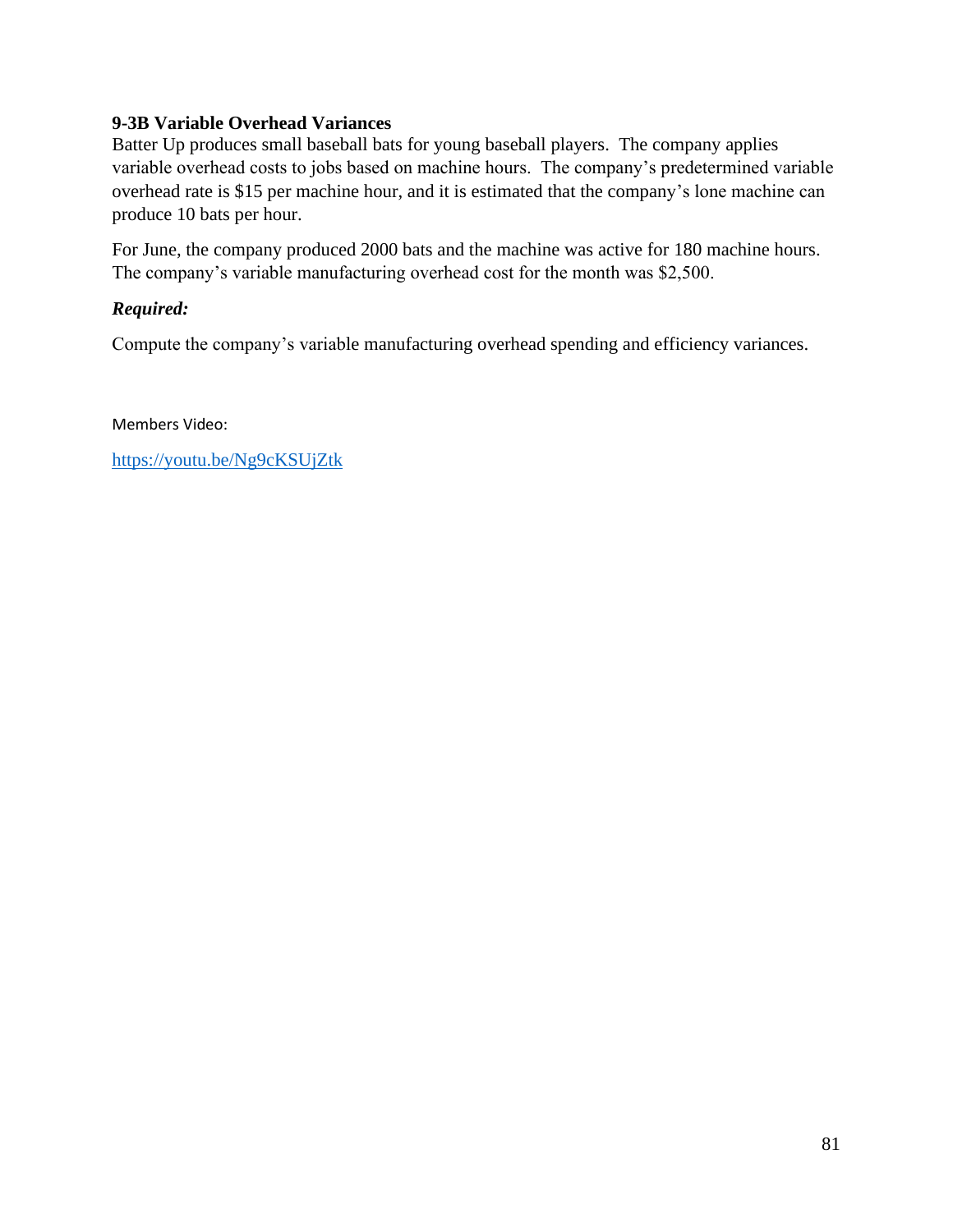### 9-3B Variable Overhead Variances

Batter Up produces small baseball bats for young baseball players. The company applies variable overhead costs to jobs based on machine hours. The company's predetermined variable overhead rate is $15 per machine hour, and it is estimated that the company's lone machine can produce 10 bats per hour.

For June, the company produced 2000 bats and the machine was active for 180 machine hours. The company's variable manufacturing overhead cost for the month was $2,500.

***Required:***

Compute the company's variable manufacturing overhead spending and efficiency variances.

Members Video:

https://youtu.be/Ng9cKSUjZtk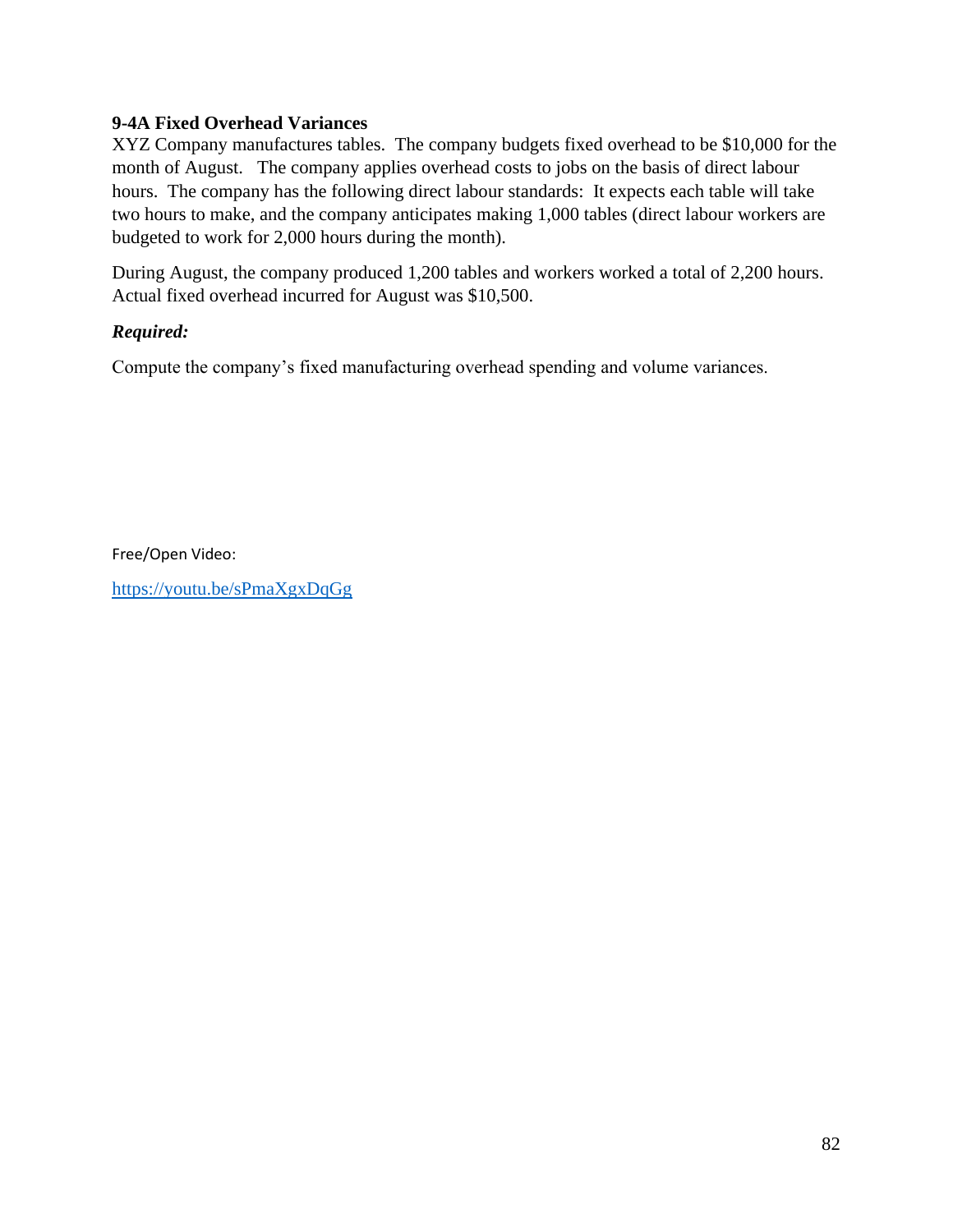### 9-4A Fixed Overhead Variances

XYZ Company manufactures tables. The company budgets fixed overhead to be $10,000 for the month of August. The company applies overhead costs to jobs on the basis of direct labour hours. The company has the following direct labour standards: It expects each table will take two hours to make, and the company anticipates making 1,000 tables (direct labour workers are budgeted to work for 2,000 hours during the month).

During August, the company produced 1,200 tables and workers worked a total of 2,200 hours. Actual fixed overhead incurred for August was $10,500.

***Required:***

Compute the company's fixed manufacturing overhead spending and volume variances.

Free/Open Video:

https://youtu.be/sPmaXgxDqGg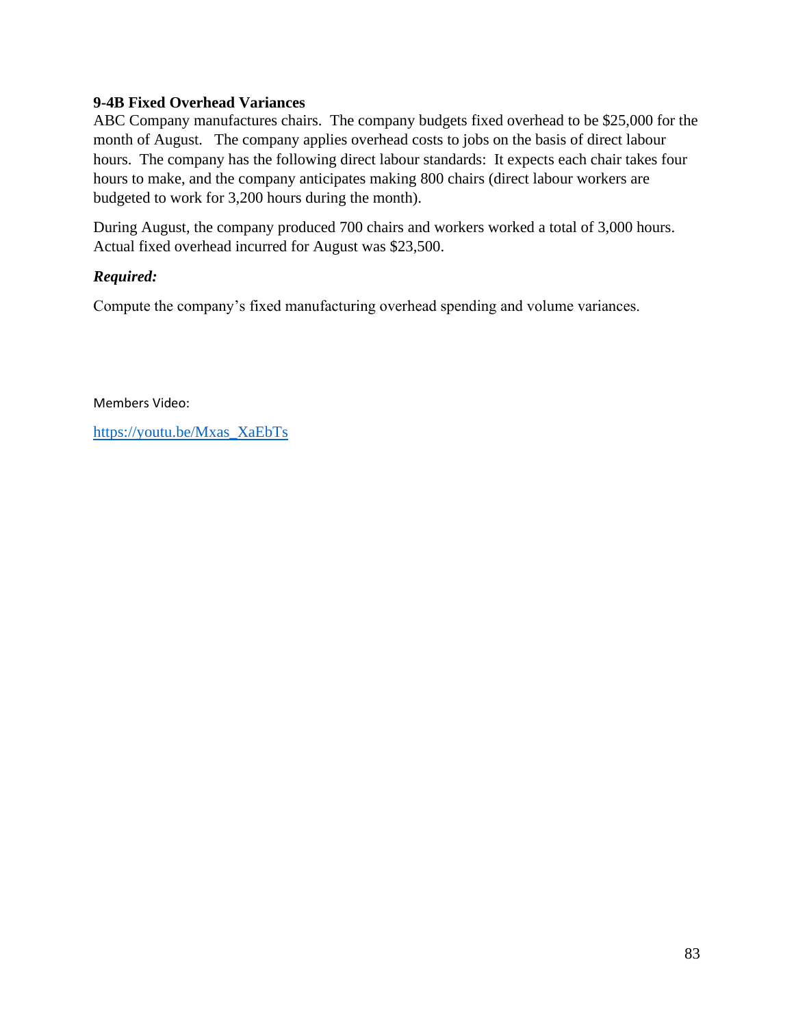### 9-4B Fixed Overhead Variances

ABC Company manufactures chairs. The company budgets fixed overhead to be $25,000 for the month of August. The company applies overhead costs to jobs on the basis of direct labour hours. The company has the following direct labour standards: It expects each chair takes four hours to make, and the company anticipates making 800 chairs (direct labour workers are budgeted to work for 3,200 hours during the month).

During August, the company produced 700 chairs and workers worked a total of 3,000 hours. Actual fixed overhead incurred for August was $23,500.

***Required:***

Compute the company's fixed manufacturing overhead spending and volume variances.

Members Video:

[https://youtu.be/Mxas_XaEbTs](https://youtu.be/Mxas_XaEbTs)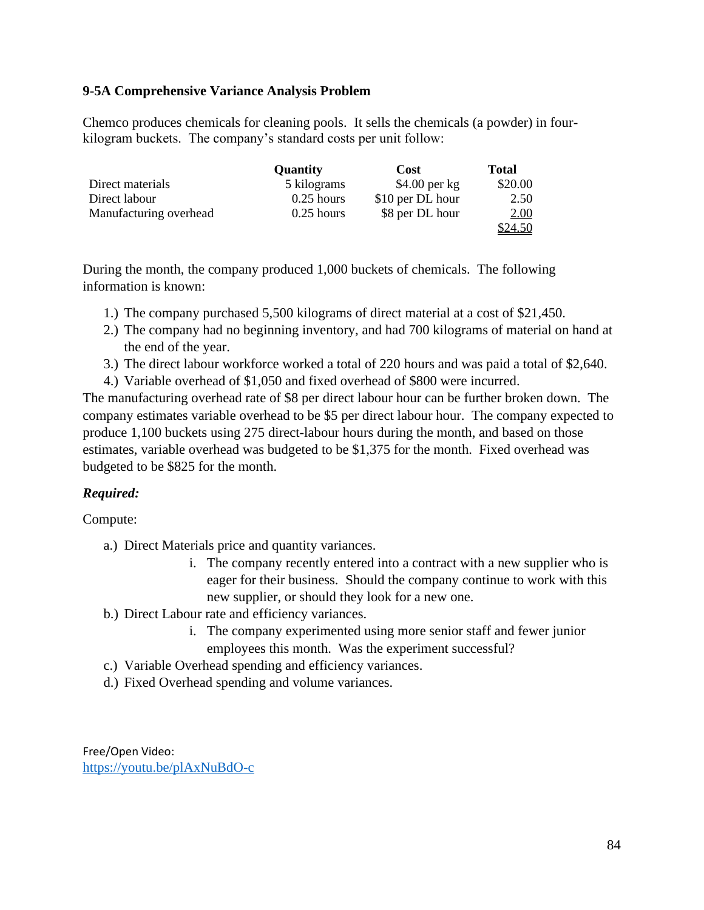**9-5A Comprehensive Variance Analysis Problem**

Chemco produces chemicals for cleaning pools. It sells the chemicals (a powder) in four-kilogram buckets. The company's standard costs per unit follow:

| | Quantity | Cost | Total |
|---|---|---|---|
| Direct materials | 5 kilograms | $4.00 per kg | $20.00 |
| Direct labour | 0.25 hours | $10 per DL hour | 2.50 |
| Manufacturing overhead | 0.25 hours | $8 per DL hour | 2.00 |
| | | | $24.50 |

During the month, the company produced 1,000 buckets of chemicals. The following information is known:

1.) The company purchased 5,500 kilograms of direct material at a cost of $21,450.
2.) The company had no beginning inventory, and had 700 kilograms of material on hand at the end of the year.
3.) The direct labour workforce worked a total of 220 hours and was paid a total of $2,640.
4.) Variable overhead of $1,050 and fixed overhead of $800 were incurred.

The manufacturing overhead rate of $8 per direct labour hour can be further broken down. The company estimates variable overhead to be $5 per direct labour hour. The company expected to produce 1,100 buckets using 275 direct-labour hours during the month, and based on those estimates, variable overhead was budgeted to be $1,375 for the month. Fixed overhead was budgeted to be $825 for the month.

***Required:***

Compute:

a.) Direct Materials price and quantity variances.
   i. The company recently entered into a contract with a new supplier who is eager for their business. Should the company continue to work with this new supplier, or should they look for a new one.
b.) Direct Labour rate and efficiency variances.
   i. The company experimented using more senior staff and fewer junior employees this month. Was the experiment successful?
c.) Variable Overhead spending and efficiency variances.
d.) Fixed Overhead spending and volume variances.

Free/Open Video:
https://youtu.be/plAxNuBdO-c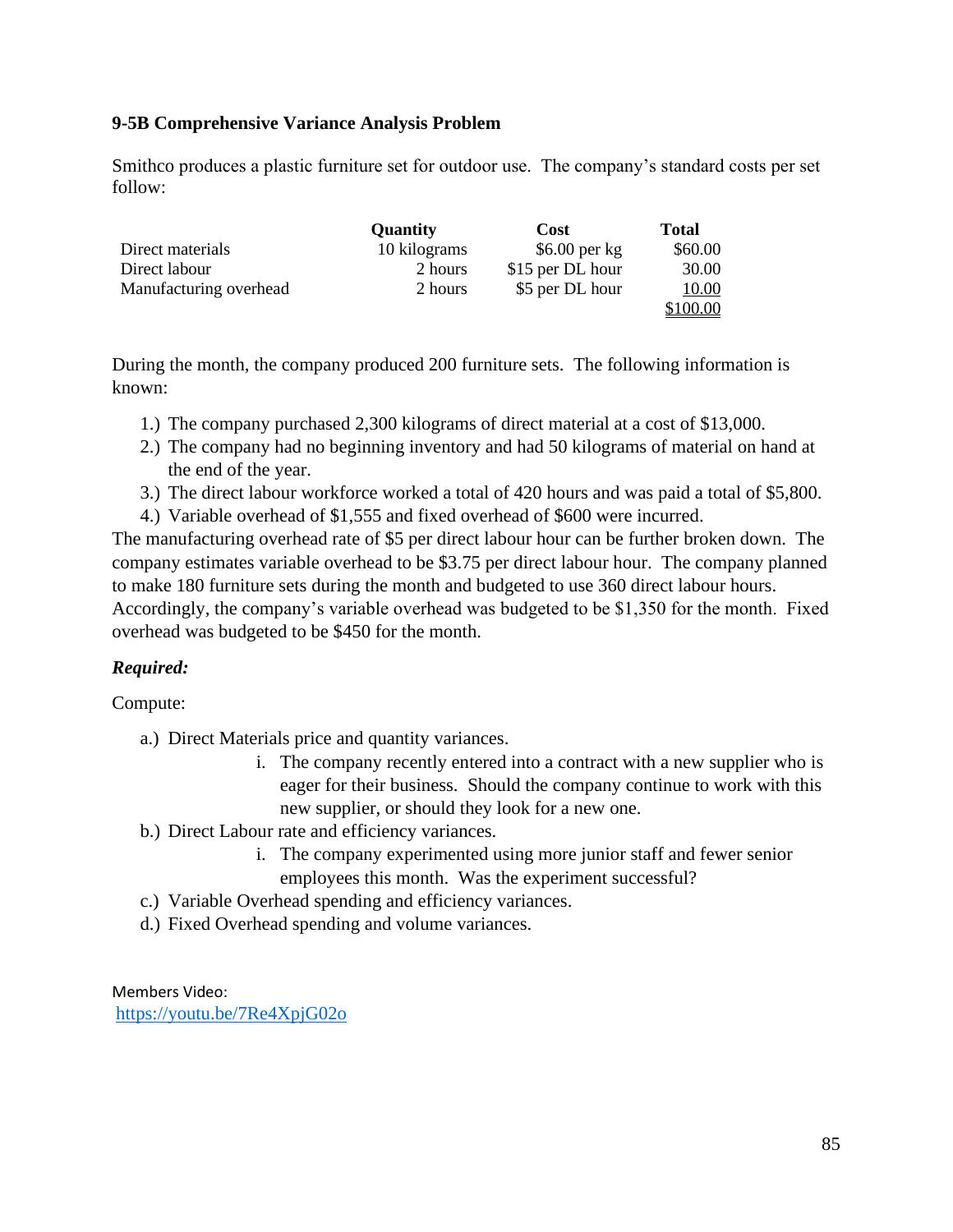**9-5B Comprehensive Variance Analysis Problem**

Smithco produces a plastic furniture set for outdoor use. The company's standard costs per set follow:

| | Quantity | Cost | Total |
|---|---|---|---|
| Direct materials | 10 kilograms | $6.00 per kg | $60.00 |
| Direct labour | 2 hours | $15 per DL hour | 30.00 |
| Manufacturing overhead | 2 hours | $5 per DL hour | 10.00 |
| | | | $100.00 |

During the month, the company produced 200 furniture sets. The following information is known:

1.) The company purchased 2,300 kilograms of direct material at a cost of $13,000.
2.) The company had no beginning inventory and had 50 kilograms of material on hand at the end of the year.
3.) The direct labour workforce worked a total of 420 hours and was paid a total of $5,800.
4.) Variable overhead of $1,555 and fixed overhead of $600 were incurred.

The manufacturing overhead rate of $5 per direct labour hour can be further broken down. The company estimates variable overhead to be $3.75 per direct labour hour. The company planned to make 180 furniture sets during the month and budgeted to use 360 direct labour hours. Accordingly, the company's variable overhead was budgeted to be $1,350 for the month. Fixed overhead was budgeted to be $450 for the month.

***Required:***

Compute:

a.) Direct Materials price and quantity variances.
   i. The company recently entered into a contract with a new supplier who is eager for their business. Should the company continue to work with this new supplier, or should they look for a new one.
b.) Direct Labour rate and efficiency variances.
   i. The company experimented using more junior staff and fewer senior employees this month. Was the experiment successful?
c.) Variable Overhead spending and efficiency variances.
d.) Fixed Overhead spending and volume variances.

Members Video:
https://youtu.be/7Re4XpjG02o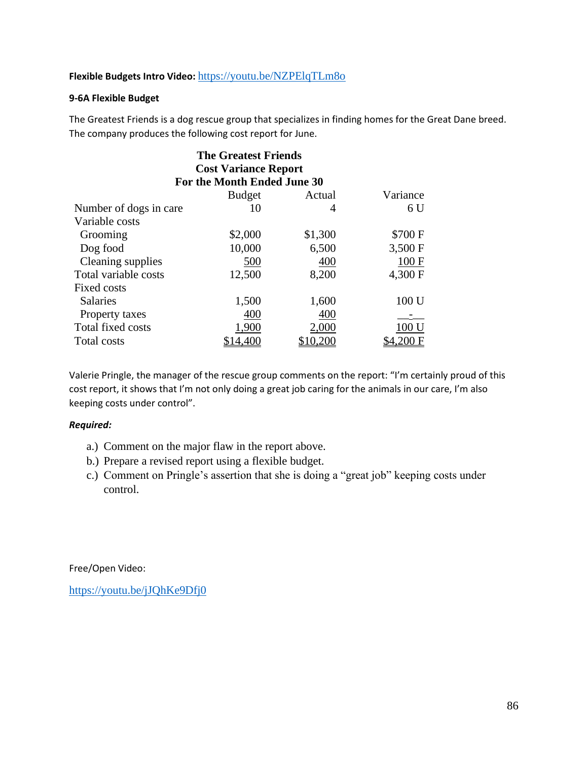**Flexible Budgets Intro Video:** https://youtu.be/NZPElqTLm8o

**9-6A Flexible Budget**

The Greatest Friends is a dog rescue group that specializes in finding homes for the Great Dane breed. The company produces the following cost report for June.

**The Greatest Friends**
**Cost Variance Report**
**For the Month Ended June 30**

| | Budget | Actual | Variance |
|---|---|---|---|
| Number of dogs in care | 10 | 4 | 6 U |
| Variable costs | | | |
| Grooming | $2,000 | $1,300 | $700 F |
| Dog food | 10,000 | 6,500 | 3,500 F |
| Cleaning supplies | 500 | 400 | 100 F |
| Total variable costs | 12,500 | 8,200 | 4,300 F |
| Fixed costs | | | |
| Salaries | 1,500 | 1,600 | 100 U |
| Property taxes | 400 | 400 | - |
| Total fixed costs | 1,900 | 2,000 | 100 U |
| Total costs | $14,400 | $10,200 | $4,200 F |

Valerie Pringle, the manager of the rescue group comments on the report: "I'm certainly proud of this cost report, it shows that I'm not only doing a great job caring for the animals in our care, I'm also keeping costs under control".

***Required:***

a.) Comment on the major flaw in the report above.

b.) Prepare a revised report using a flexible budget.

c.) Comment on Pringle's assertion that she is doing a "great job" keeping costs under control.

Free/Open Video:

https://youtu.be/jJQhKe9Dfj0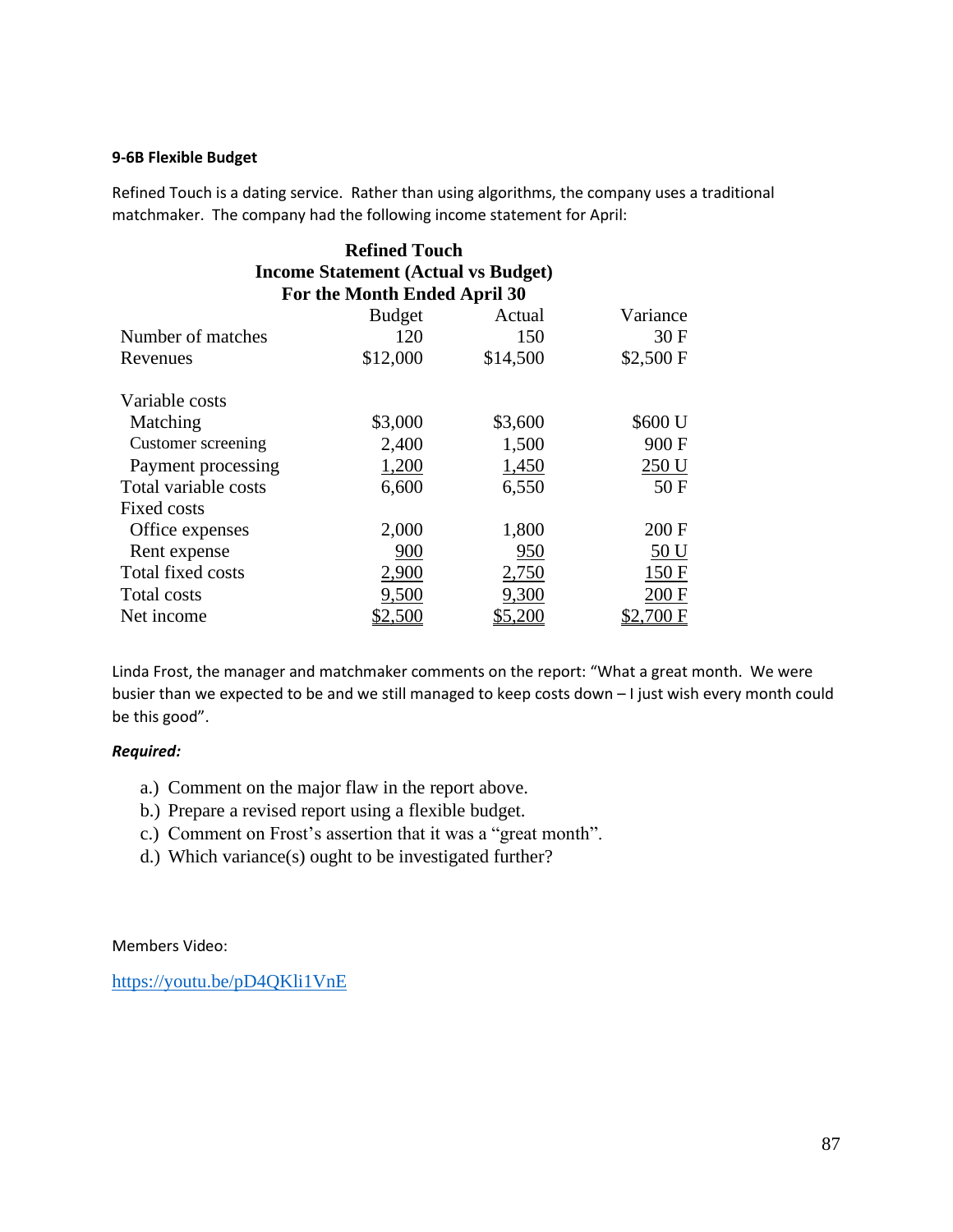**9-6B Flexible Budget**

Refined Touch is a dating service. Rather than using algorithms, the company uses a traditional matchmaker. The company had the following income statement for April:

**Refined Touch**
**Income Statement (Actual vs Budget)**
**For the Month Ended April 30**

| | Budget | Actual | Variance |
|---|---|---|---|
| Number of matches | 120 | 150 | 30 F |
| Revenues | $12,000 | $14,500 | $2,500 F |
| | | | |
| Variable costs | | | |
| Matching | $3,000 | $3,600 | $600 U |
| Customer screening | 2,400 | 1,500 | 900 F |
| Payment processing | 1,200 | 1,450 | 250 U |
| Total variable costs | 6,600 | 6,550 | 50 F |
| Fixed costs | | | |
| Office expenses | 2,000 | 1,800 | 200 F |
| Rent expense | 900 | 950 | 50 U |
| Total fixed costs | 2,900 | 2,750 | 150 F |
| Total costs | 9,500 | 9,300 | 200 F |
| Net income | $2,500 | $5,200 | $2,700 F |

Linda Frost, the manager and matchmaker comments on the report: "What a great month. We were busier than we expected to be and we still managed to keep costs down – I just wish every month could be this good".

***Required:***

a.) Comment on the major flaw in the report above.
b.) Prepare a revised report using a flexible budget.
c.) Comment on Frost's assertion that it was a "great month".
d.) Which variance(s) ought to be investigated further?

Members Video:

https://youtu.be/pD4QKli1VnE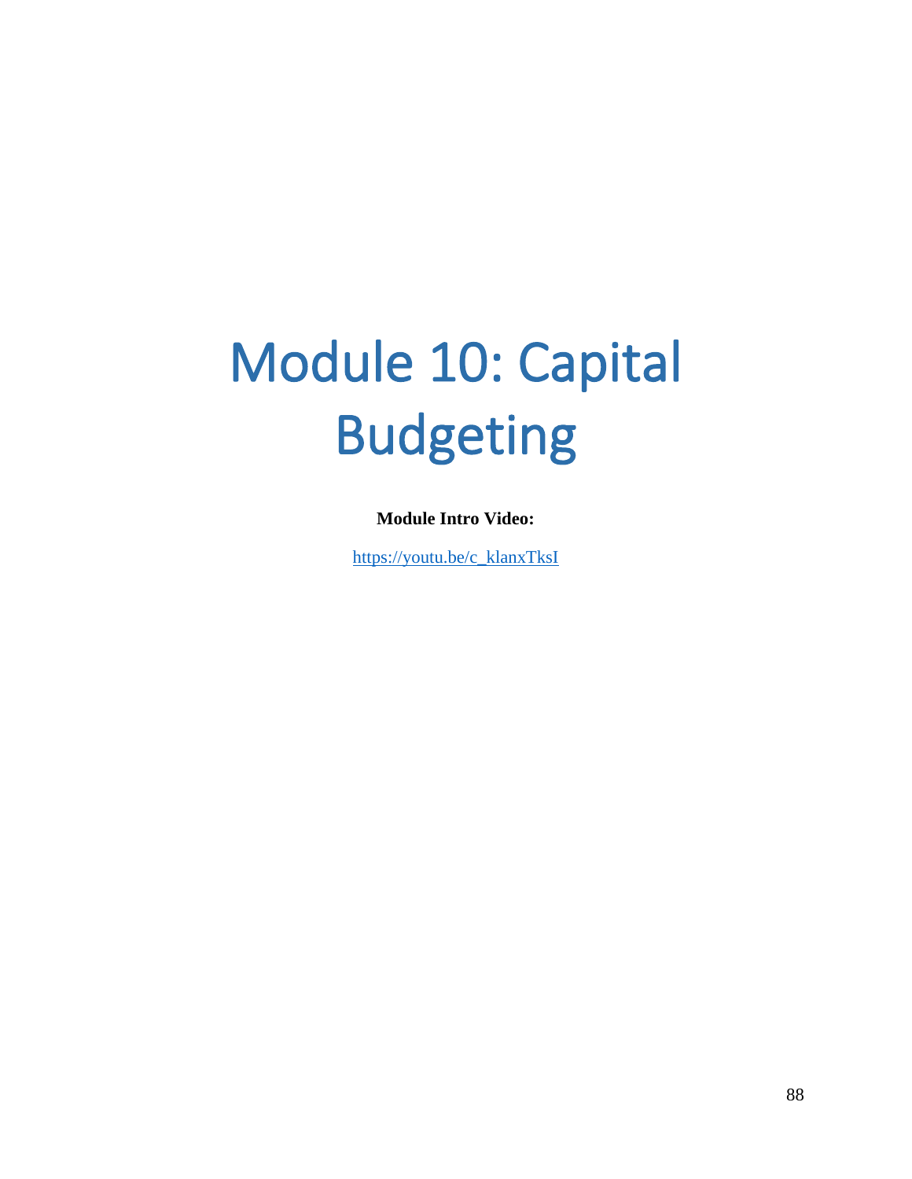# Module 10: Capital Budgeting

**Module Intro Video:**

https://youtu.be/c_klanxTksI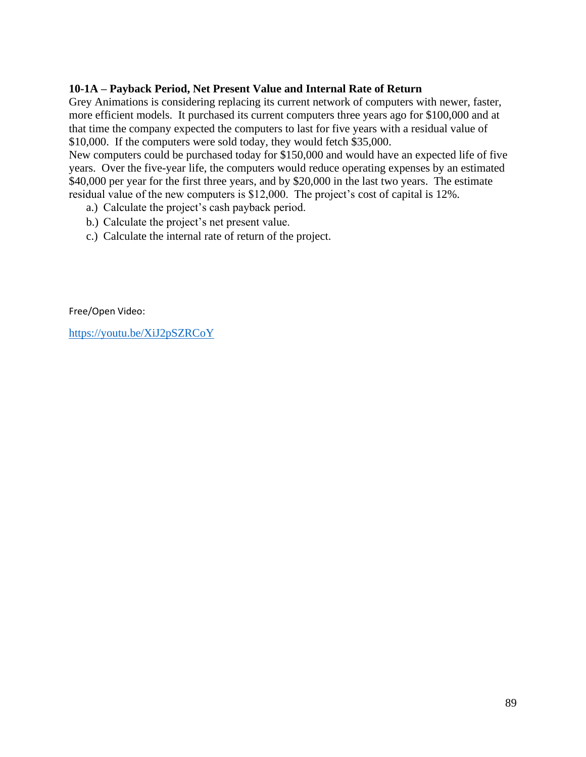**10-1A – Payback Period, Net Present Value and Internal Rate of Return**

Grey Animations is considering replacing its current network of computers with newer, faster, more efficient models. It purchased its current computers three years ago for $100,000 and at that time the company expected the computers to last for five years with a residual value of $10,000. If the computers were sold today, they would fetch $35,000.

New computers could be purchased today for $150,000 and would have an expected life of five years. Over the five-year life, the computers would reduce operating expenses by an estimated $40,000 per year for the first three years, and by $20,000 in the last two years. The estimate residual value of the new computers is $12,000. The project's cost of capital is 12%.

a.) Calculate the project's cash payback period.

b.) Calculate the project's net present value.

c.) Calculate the internal rate of return of the project.

Free/Open Video:

https://youtu.be/XiJ2pSZRCoY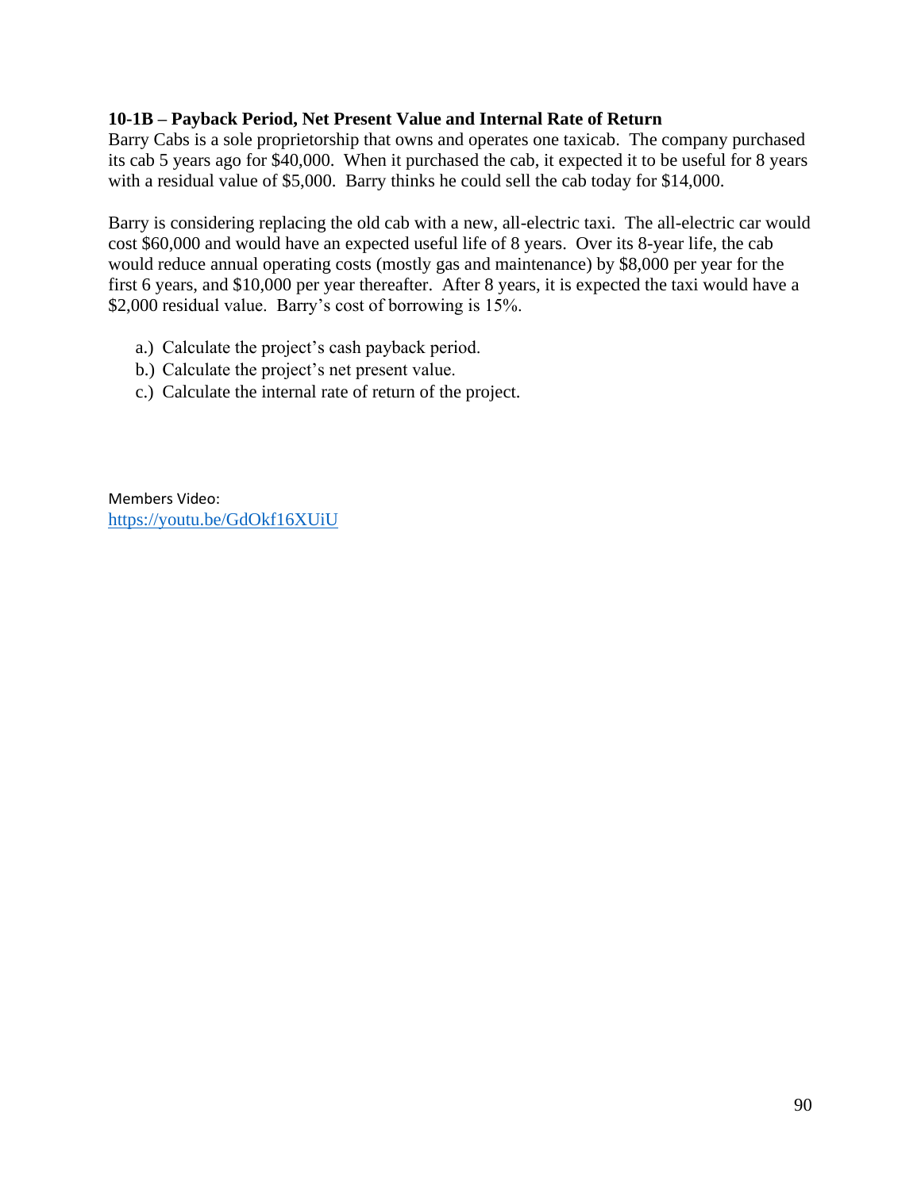### 10-1B – Payback Period, Net Present Value and Internal Rate of Return

Barry Cabs is a sole proprietorship that owns and operates one taxicab. The company purchased its cab 5 years ago for $40,000. When it purchased the cab, it expected it to be useful for 8 years with a residual value of $5,000. Barry thinks he could sell the cab today for $14,000.

Barry is considering replacing the old cab with a new, all-electric taxi. The all-electric car would cost $60,000 and would have an expected useful life of 8 years. Over its 8-year life, the cab would reduce annual operating costs (mostly gas and maintenance) by $8,000 per year for the first 6 years, and $10,000 per year thereafter. After 8 years, it is expected the taxi would have a $2,000 residual value. Barry's cost of borrowing is 15%.

a.) Calculate the project's cash payback period.
b.) Calculate the project's net present value.
c.) Calculate the internal rate of return of the project.

Members Video:
[https://youtu.be/GdOkf16XUiU](https://youtu.be/GdOkf16XUiU)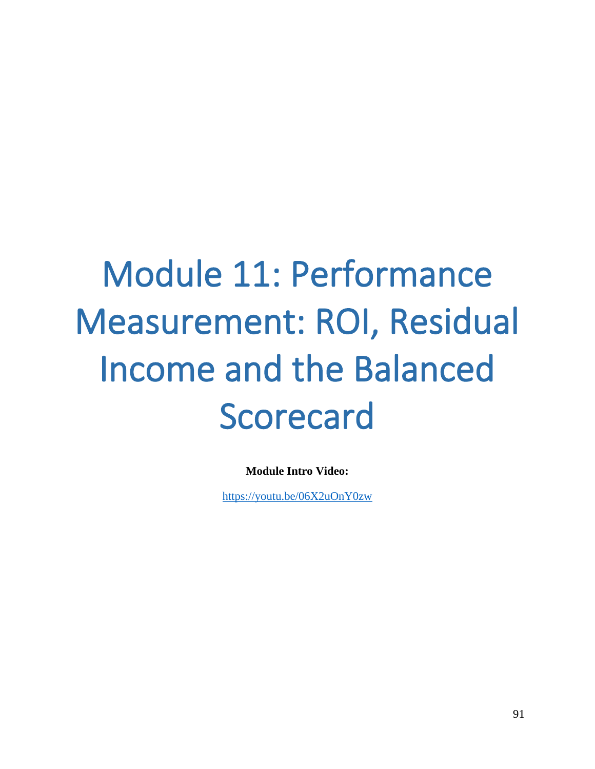# Module 11: Performance Measurement: ROI, Residual Income and the Balanced Scorecard

**Module Intro Video:**

https://youtu.be/06X2uOnY0zw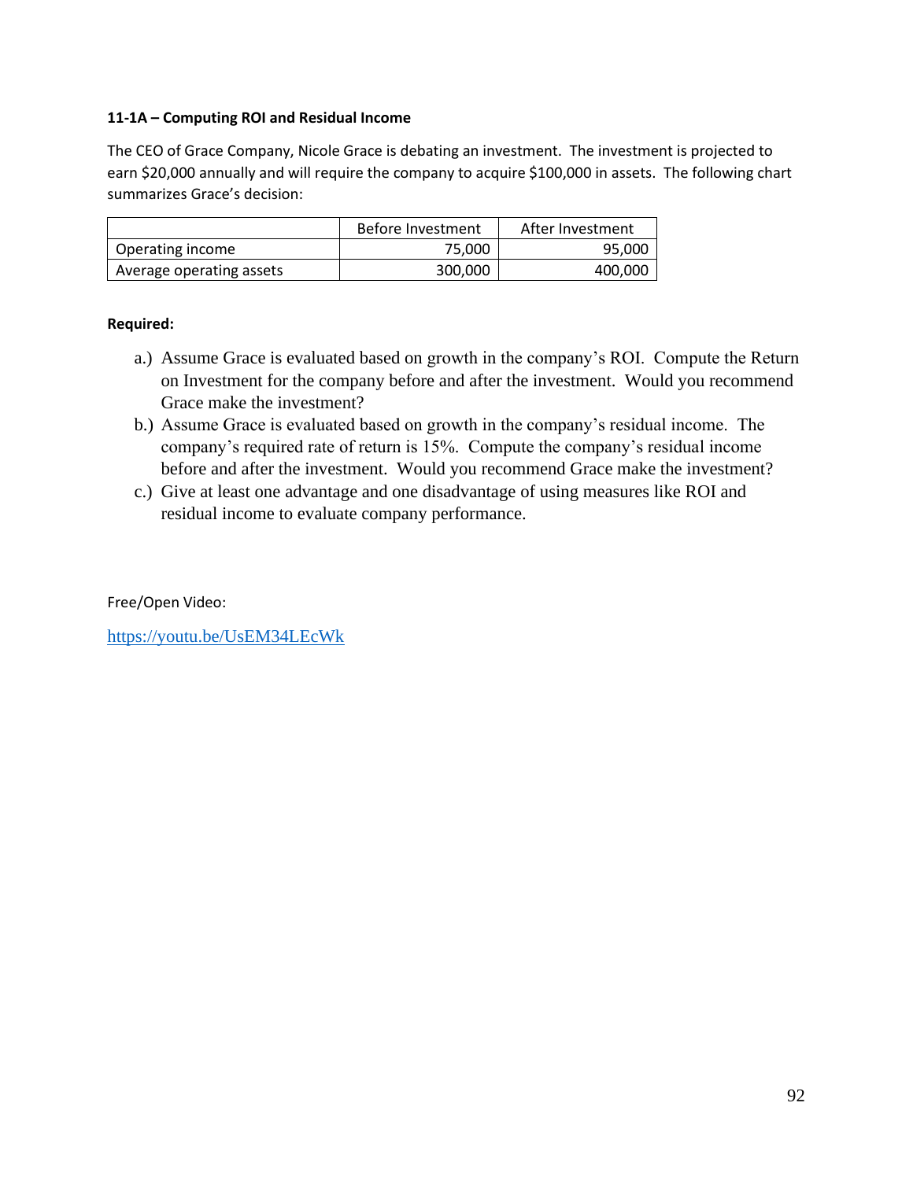**11-1A – Computing ROI and Residual Income**

The CEO of Grace Company, Nicole Grace is debating an investment. The investment is projected to earn $20,000 annually and will require the company to acquire $100,000 in assets. The following chart summarizes Grace's decision:

| | Before Investment | After Investment |
|---|---|---|
| Operating income | 75,000 | 95,000 |
| Average operating assets | 300,000 | 400,000 |

**Required:**

a.) Assume Grace is evaluated based on growth in the company's ROI. Compute the Return on Investment for the company before and after the investment. Would you recommend Grace make the investment?

b.) Assume Grace is evaluated based on growth in the company's residual income. The company's required rate of return is 15%. Compute the company's residual income before and after the investment. Would you recommend Grace make the investment?

c.) Give at least one advantage and one disadvantage of using measures like ROI and residual income to evaluate company performance.

Free/Open Video:

https://youtu.be/UsEM34LEcWk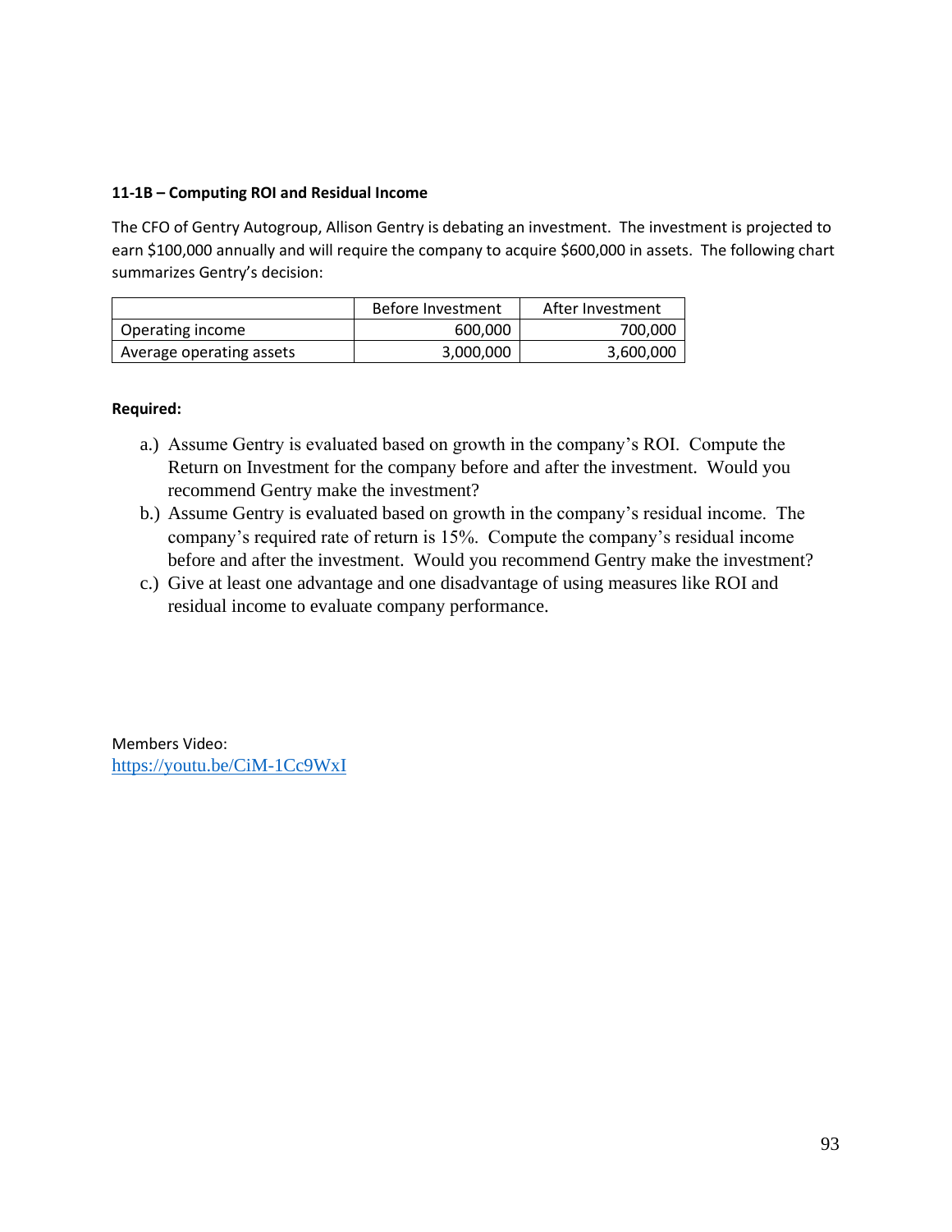**11-1B – Computing ROI and Residual Income**

The CFO of Gentry Autogroup, Allison Gentry is debating an investment. The investment is projected to earn $100,000 annually and will require the company to acquire $600,000 in assets. The following chart summarizes Gentry's decision:

| | Before Investment | After Investment |
|---|---|---|
| Operating income | 600,000 | 700,000 |
| Average operating assets | 3,000,000 | 3,600,000 |

**Required:**

a.) Assume Gentry is evaluated based on growth in the company's ROI. Compute the Return on Investment for the company before and after the investment. Would you recommend Gentry make the investment?

b.) Assume Gentry is evaluated based on growth in the company's residual income. The company's required rate of return is 15%. Compute the company's residual income before and after the investment. Would you recommend Gentry make the investment?

c.) Give at least one advantage and one disadvantage of using measures like ROI and residual income to evaluate company performance.

Members Video:
https://youtu.be/CiM-1Cc9WxI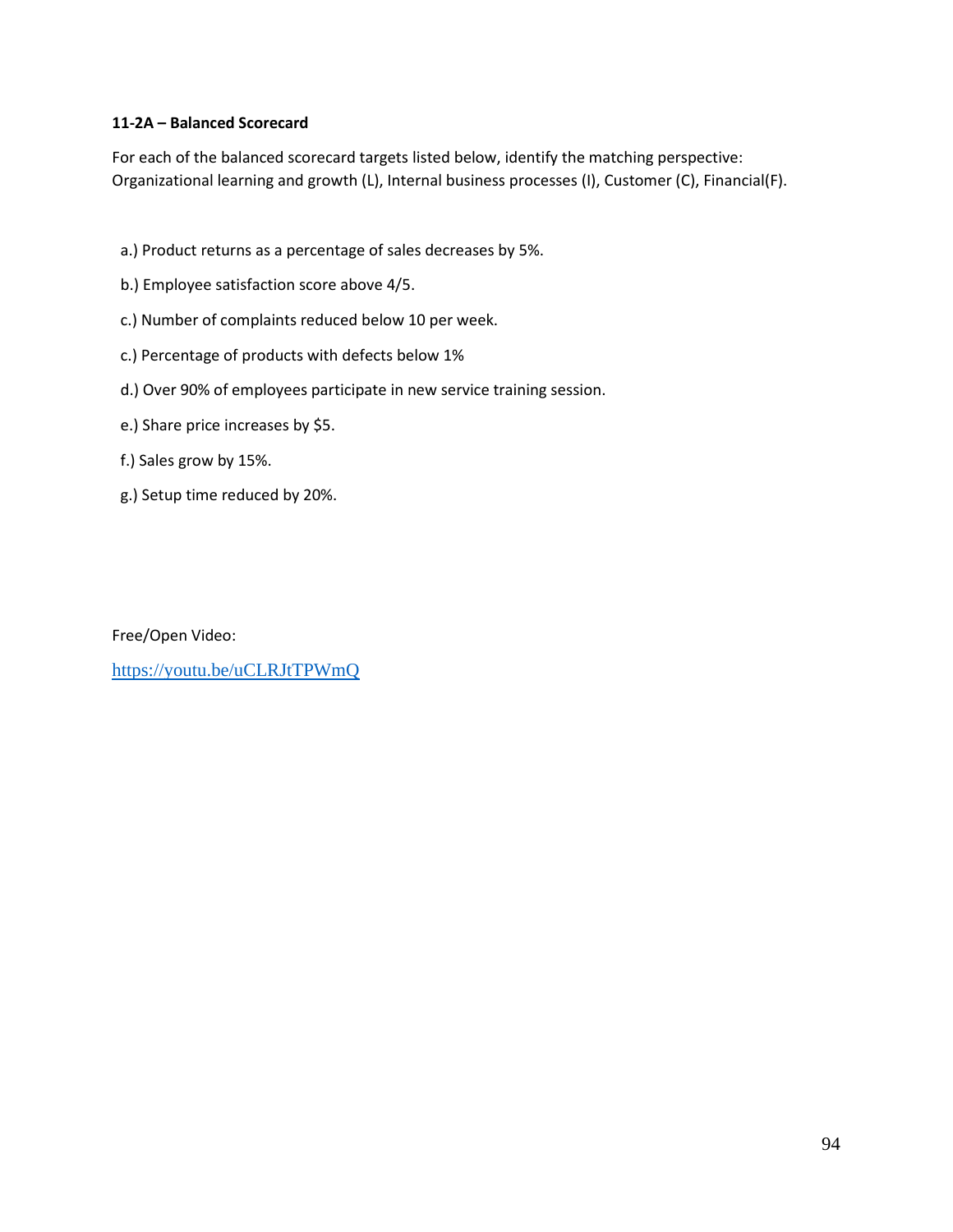**11-2A – Balanced Scorecard**

For each of the balanced scorecard targets listed below, identify the matching perspective: Organizational learning and growth (L), Internal business processes (I), Customer (C), Financial(F).

a.) Product returns as a percentage of sales decreases by 5%.

b.) Employee satisfaction score above 4/5.

c.) Number of complaints reduced below 10 per week.

c.) Percentage of products with defects below 1%

d.) Over 90% of employees participate in new service training session.

e.) Share price increases by $5.

f.) Sales grow by 15%.

g.) Setup time reduced by 20%.

Free/Open Video:

https://youtu.be/uCLRJtTPWmQ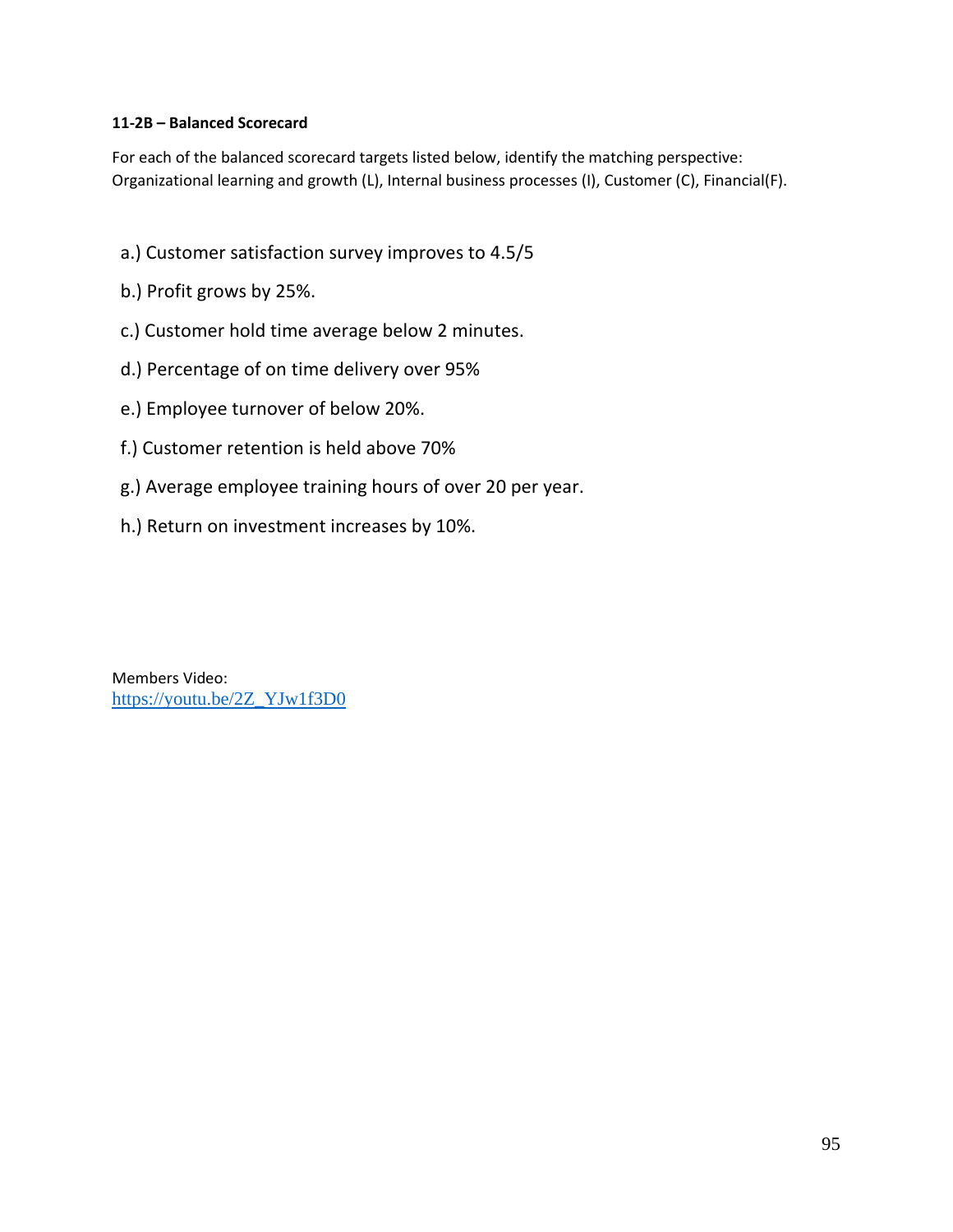**11-2B – Balanced Scorecard**

For each of the balanced scorecard targets listed below, identify the matching perspective: Organizational learning and growth (L), Internal business processes (I), Customer (C), Financial(F).

a.) Customer satisfaction survey improves to 4.5/5

b.) Profit grows by 25%.

c.) Customer hold time average below 2 minutes.

d.) Percentage of on time delivery over 95%

e.) Employee turnover of below 20%.

f.) Customer retention is held above 70%

g.) Average employee training hours of over 20 per year.

h.) Return on investment increases by 10%.

Members Video:
https://youtu.be/2Z_YJw1f3D0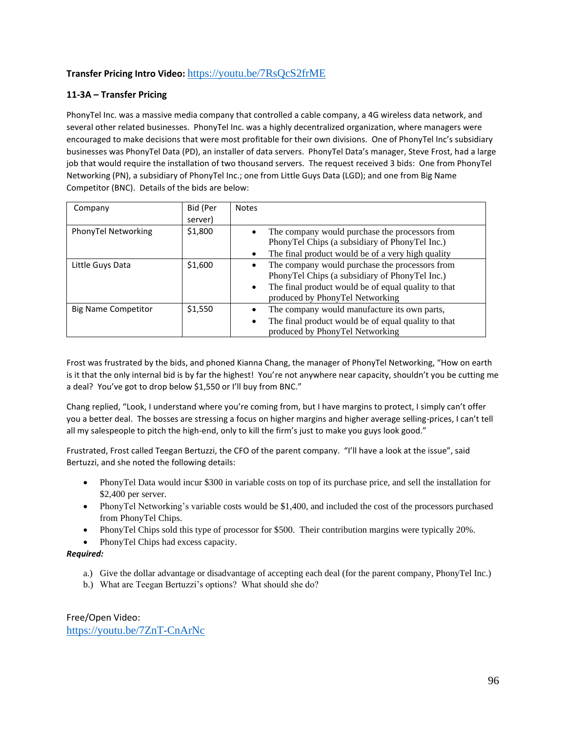**Transfer Pricing Intro Video:** https://youtu.be/7RsQcS2frME

### 11-3A – Transfer Pricing

PhonyTel Inc. was a massive media company that controlled a cable company, a 4G wireless data network, and several other related businesses. PhonyTel Inc. was a highly decentralized organization, where managers were encouraged to make decisions that were most profitable for their own divisions. One of PhonyTel Inc's subsidiary businesses was PhonyTel Data (PD), an installer of data servers. PhonyTel Data's manager, Steve Frost, had a large job that would require the installation of two thousand servers. The request received 3 bids: One from PhonyTel Networking (PN), a subsidiary of PhonyTel Inc.; one from Little Guys Data (LGD); and one from Big Name Competitor (BNC). Details of the bids are below:

| Company | Bid (Per server) | Notes |
|---|---|---|
| PhonyTel Networking | $1,800 | • The company would purchase the processors from PhonyTel Chips (a subsidiary of PhonyTel Inc.)<br>• The final product would be of a very high quality |
| Little Guys Data | $1,600 | • The company would purchase the processors from PhonyTel Chips (a subsidiary of PhonyTel Inc.)<br>• The final product would be of equal quality to that produced by PhonyTel Networking |
| Big Name Competitor | $1,550 | • The company would manufacture its own parts,<br>• The final product would be of equal quality to that produced by PhonyTel Networking |

Frost was frustrated by the bids, and phoned Kianna Chang, the manager of PhonyTel Networking, "How on earth is it that the only internal bid is by far the highest! You're not anywhere near capacity, shouldn't you be cutting me a deal? You've got to drop below $1,550 or I'll buy from BNC."

Chang replied, "Look, I understand where you're coming from, but I have margins to protect, I simply can't offer you a better deal. The bosses are stressing a focus on higher margins and higher average selling-prices, I can't tell all my salespeople to pitch the high-end, only to kill the firm's just to make you guys look good."

Frustrated, Frost called Teegan Bertuzzi, the CFO of the parent company. "I'll have a look at the issue", said Bertuzzi, and she noted the following details:

- PhonyTel Data would incur $300 in variable costs on top of its purchase price, and sell the installation for $2,400 per server.
- PhonyTel Networking's variable costs would be $1,400, and included the cost of the processors purchased from PhonyTel Chips.
- PhonyTel Chips sold this type of processor for $500. Their contribution margins were typically 20%.
- PhonyTel Chips had excess capacity.

***Required:***

a.) Give the dollar advantage or disadvantage of accepting each deal (for the parent company, PhonyTel Inc.)
b.) What are Teegan Bertuzzi's options? What should she do?

Free/Open Video:
https://youtu.be/7ZnT-CnArNc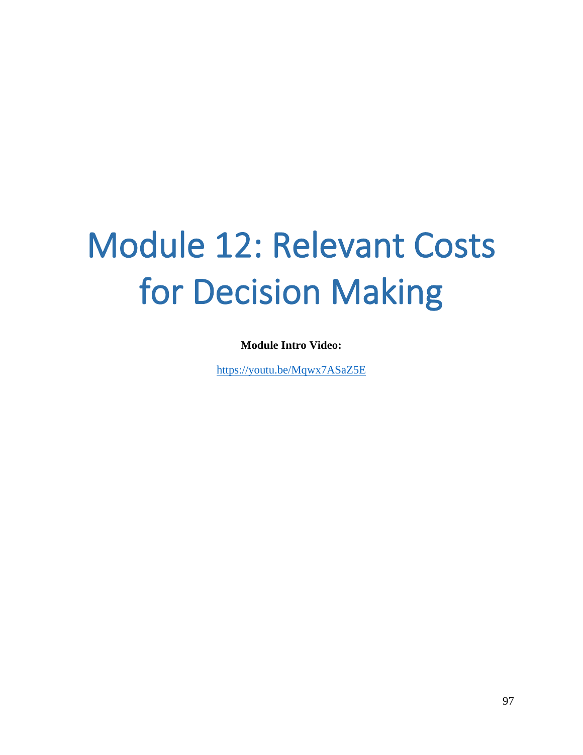# Module 12: Relevant Costs for Decision Making

**Module Intro Video:**

https://youtu.be/Mqwx7ASaZ5E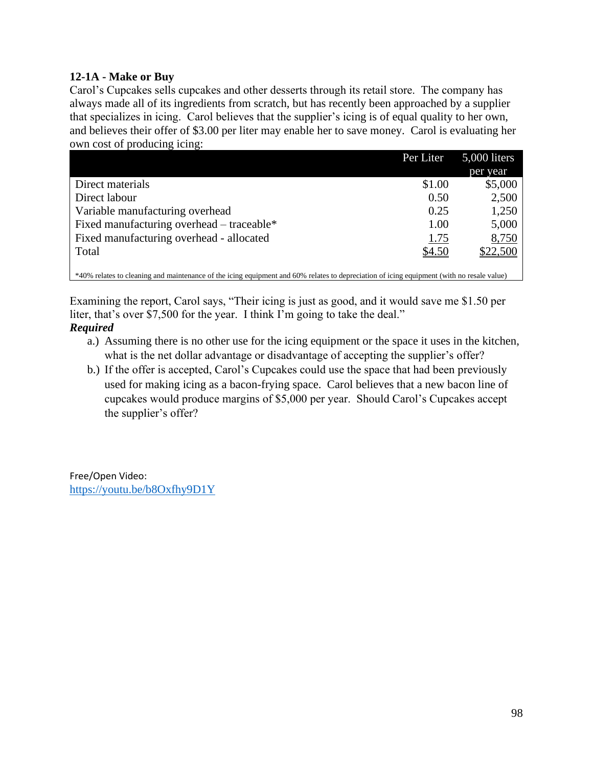**12-1A - Make or Buy**

Carol's Cupcakes sells cupcakes and other desserts through its retail store. The company has always made all of its ingredients from scratch, but has recently been approached by a supplier that specializes in icing. Carol believes that the supplier's icing is of equal quality to her own, and believes their offer of \$3.00 per liter may enable her to save money. Carol is evaluating her own cost of producing icing:

| | Per Liter | 5,000 liters per year |
|---|---|---|
| Direct materials | \$1.00 | \$5,000 |
| Direct labour | 0.50 | 2,500 |
| Variable manufacturing overhead | 0.25 | 1,250 |
| Fixed manufacturing overhead – traceable* | 1.00 | 5,000 |
| Fixed manufacturing overhead - allocated | 1.75 | 8,750 |
| Total | \$4.50 | \$22,500 |

*40% relates to cleaning and maintenance of the icing equipment and 60% relates to depreciation of icing equipment (with no resale value)

Examining the report, Carol says, "Their icing is just as good, and it would save me \$1.50 per liter, that's over \$7,500 for the year. I think I'm going to take the deal."

***Required***

a.) Assuming there is no other use for the icing equipment or the space it uses in the kitchen, what is the net dollar advantage or disadvantage of accepting the supplier's offer?

b.) If the offer is accepted, Carol's Cupcakes could use the space that had been previously used for making icing as a bacon-frying space. Carol believes that a new bacon line of cupcakes would produce margins of \$5,000 per year. Should Carol's Cupcakes accept the supplier's offer?

Free/Open Video:
https://youtu.be/b8Oxfhy9D1Y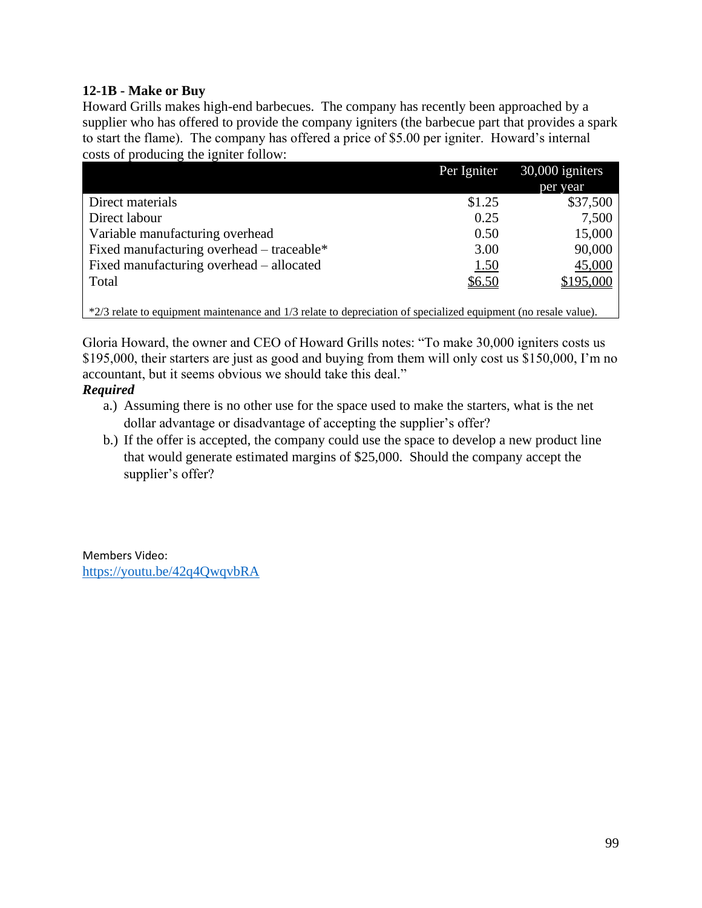**12-1B - Make or Buy**

Howard Grills makes high-end barbecues. The company has recently been approached by a supplier who has offered to provide the company igniters (the barbecue part that provides a spark to start the flame). The company has offered a price of $5.00 per igniter. Howard's internal costs of producing the igniter follow:

| | Per Igniter | 30,000 igniters per year |
|---|---|---|
| Direct materials | $1.25 | $37,500 |
| Direct labour | 0.25 | 7,500 |
| Variable manufacturing overhead | 0.50 | 15,000 |
| Fixed manufacturing overhead – traceable* | 3.00 | 90,000 |
| Fixed manufacturing overhead – allocated | 1.50 | 45,000 |
| Total | $6.50 | $195,000 |

*2/3 relate to equipment maintenance and 1/3 relate to depreciation of specialized equipment (no resale value).

Gloria Howard, the owner and CEO of Howard Grills notes: "To make 30,000 igniters costs us $195,000, their starters are just as good and buying from them will only cost us $150,000, I'm no accountant, but it seems obvious we should take this deal."

***Required***

a.) Assuming there is no other use for the space used to make the starters, what is the net dollar advantage or disadvantage of accepting the supplier's offer?

b.) If the offer is accepted, the company could use the space to develop a new product line that would generate estimated margins of $25,000. Should the company accept the supplier's offer?

Members Video:
https://youtu.be/42q4QwqvbRA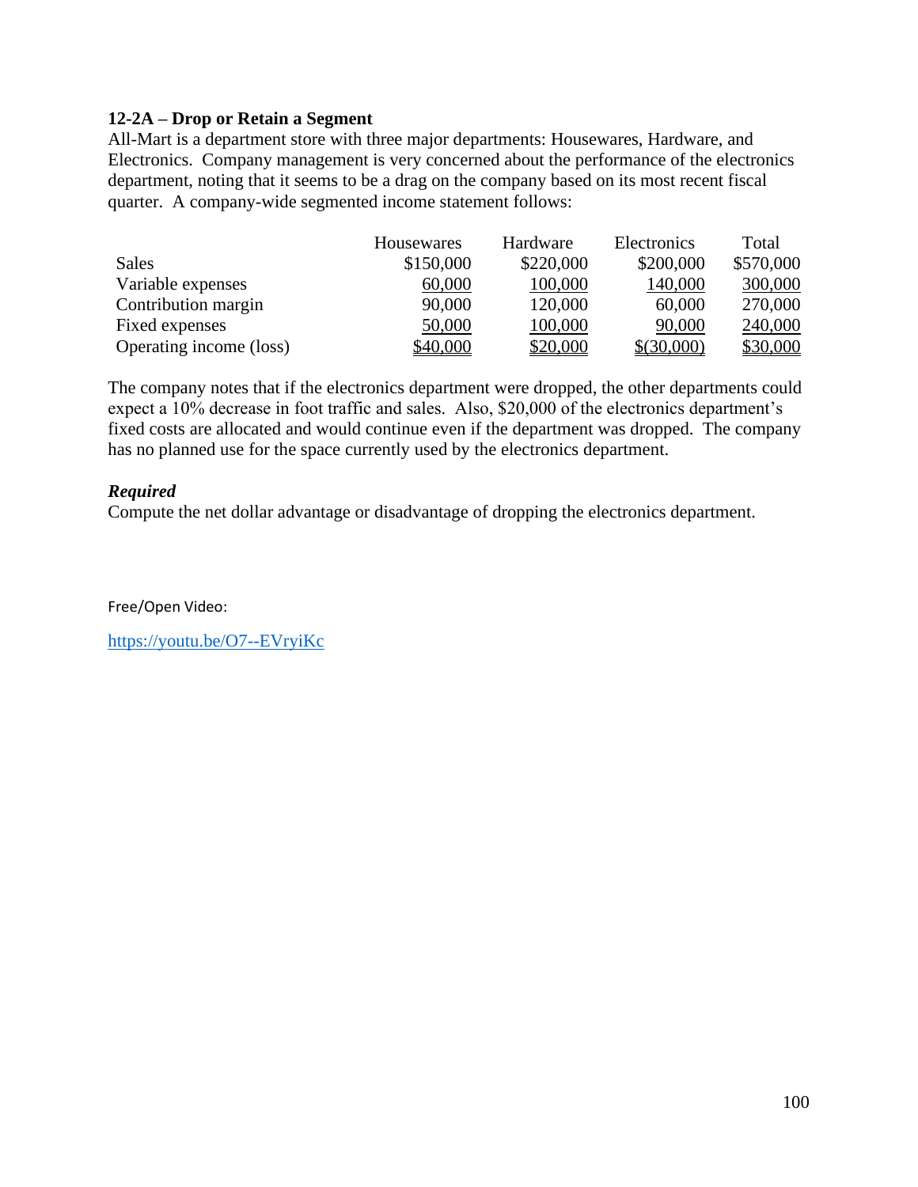### 12-2A – Drop or Retain a Segment

All-Mart is a department store with three major departments: Housewares, Hardware, and Electronics. Company management is very concerned about the performance of the electronics department, noting that it seems to be a drag on the company based on its most recent fiscal quarter. A company-wide segmented income statement follows:

| | Housewares | Hardware | Electronics | Total |
|---|---|---|---|---|
| Sales | $150,000 | $220,000 | $200,000 | $570,000 |
| Variable expenses | 60,000 | 100,000 | 140,000 | 300,000 |
| Contribution margin | 90,000 | 120,000 | 60,000 | 270,000 |
| Fixed expenses | 50,000 | 100,000 | 90,000 | 240,000 |
| Operating income (loss) | $40,000 | $20,000 | $(30,000) | $30,000 |

The company notes that if the electronics department were dropped, the other departments could expect a 10% decrease in foot traffic and sales. Also, $20,000 of the electronics department's fixed costs are allocated and would continue even if the department was dropped. The company has no planned use for the space currently used by the electronics department.

***Required***

Compute the net dollar advantage or disadvantage of dropping the electronics department.

Free/Open Video:

https://youtu.be/O7--EVryiKc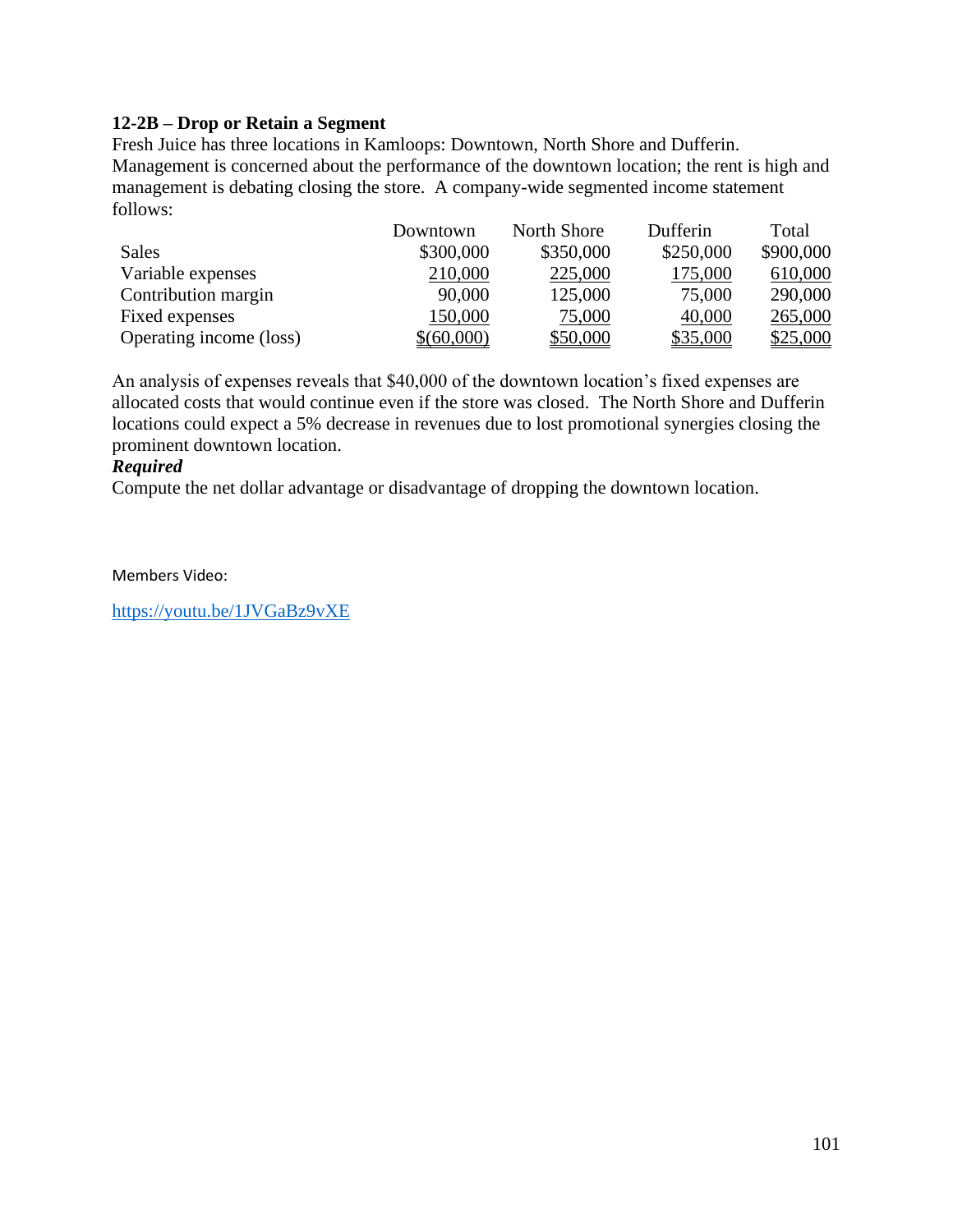### 12-2B – Drop or Retain a Segment

Fresh Juice has three locations in Kamloops: Downtown, North Shore and Dufferin. Management is concerned about the performance of the downtown location; the rent is high and management is debating closing the store. A company-wide segmented income statement follows:

| | Downtown | North Shore | Dufferin | Total |
|---|---|---|---|---|
| Sales | $300,000 | $350,000 | $250,000 | $900,000 |
| Variable expenses | 210,000 | 225,000 | 175,000 | 610,000 |
| Contribution margin | 90,000 | 125,000 | 75,000 | 290,000 |
| Fixed expenses | 150,000 | 75,000 | 40,000 | 265,000 |
| Operating income (loss) | $(60,000) | $50,000 | $35,000 | $25,000 |

An analysis of expenses reveals that $40,000 of the downtown location's fixed expenses are allocated costs that would continue even if the store was closed. The North Shore and Dufferin locations could expect a 5% decrease in revenues due to lost promotional synergies closing the prominent downtown location.

***Required***

Compute the net dollar advantage or disadvantage of dropping the downtown location.

Members Video:

https://youtu.be/1JVGaBz9vXE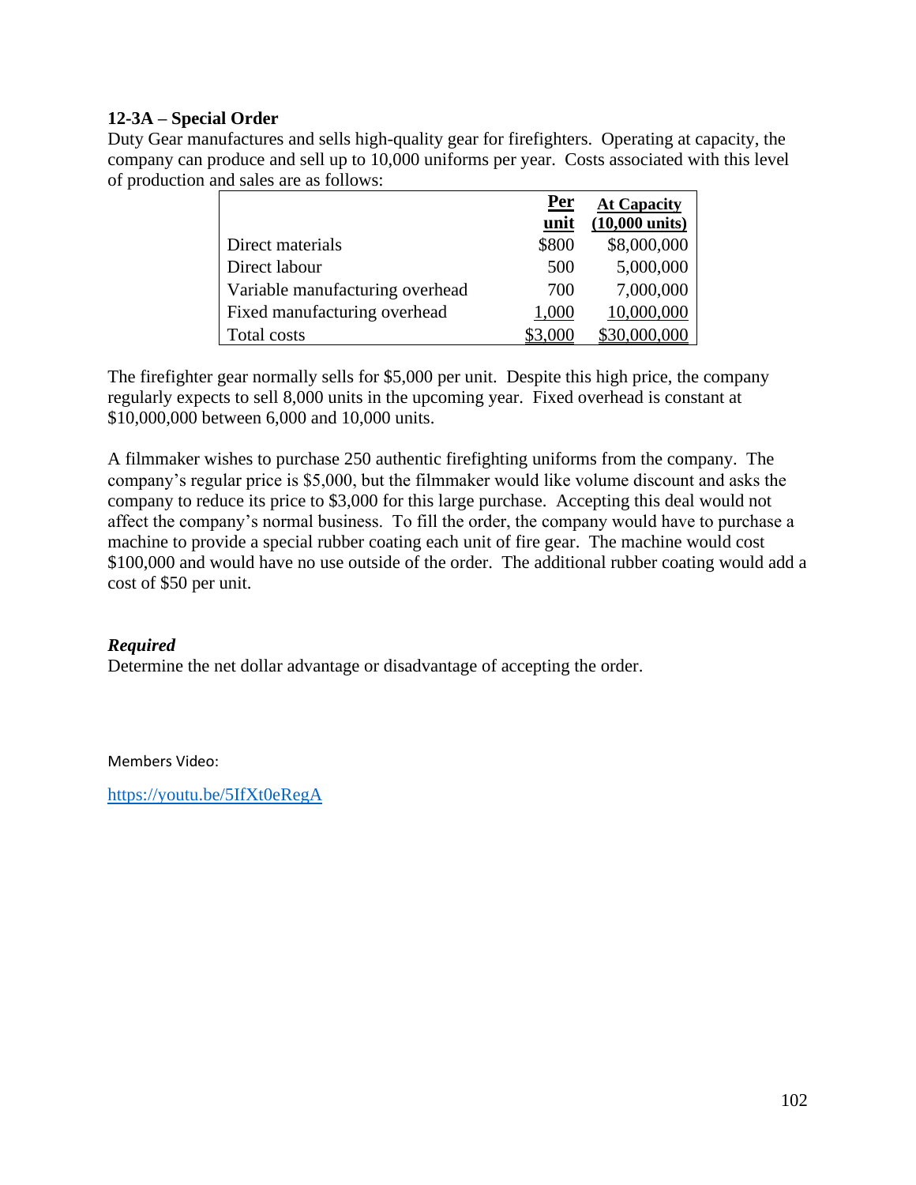### 12-3A – Special Order

Duty Gear manufactures and sells high-quality gear for firefighters. Operating at capacity, the company can produce and sell up to 10,000 uniforms per year. Costs associated with this level of production and sales are as follows:

| | Per unit | At Capacity (10,000 units) |
|---|---|---|
| Direct materials | $800 | $8,000,000 |
| Direct labour | 500 | 5,000,000 |
| Variable manufacturing overhead | 700 | 7,000,000 |
| Fixed manufacturing overhead | 1,000 | 10,000,000 |
| Total costs | $3,000 | $30,000,000 |

The firefighter gear normally sells for $5,000 per unit. Despite this high price, the company regularly expects to sell 8,000 units in the upcoming year. Fixed overhead is constant at $10,000,000 between 6,000 and 10,000 units.

A filmmaker wishes to purchase 250 authentic firefighting uniforms from the company. The company's regular price is $5,000, but the filmmaker would like volume discount and asks the company to reduce its price to $3,000 for this large purchase. Accepting this deal would not affect the company's normal business. To fill the order, the company would have to purchase a machine to provide a special rubber coating each unit of fire gear. The machine would cost $100,000 and would have no use outside of the order. The additional rubber coating would add a cost of $50 per unit.

***Required***

Determine the net dollar advantage or disadvantage of accepting the order.

Members Video:

https://youtu.be/5IfXt0eRegA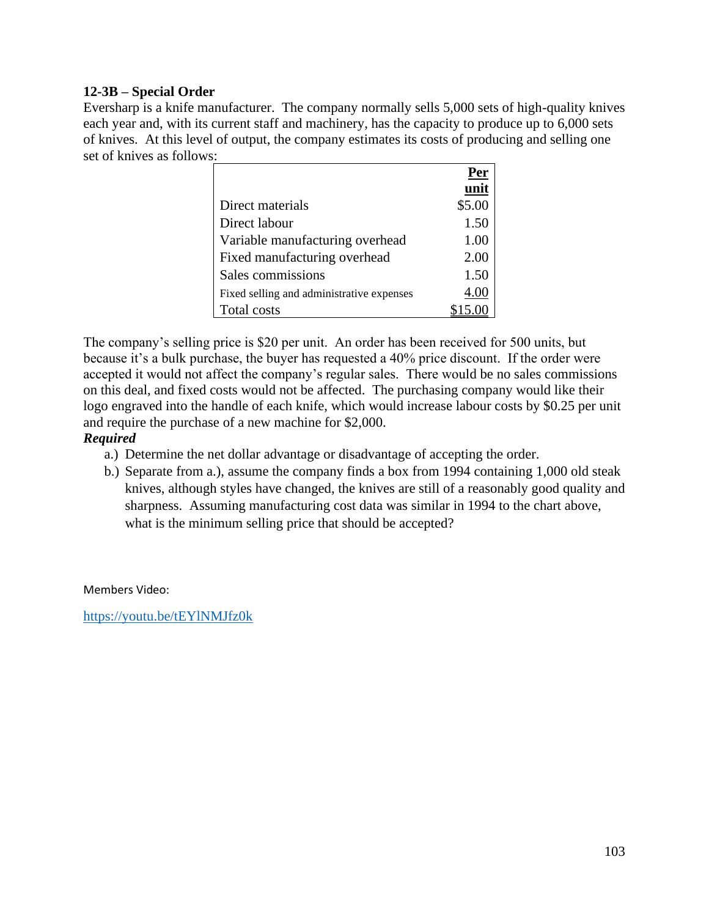**12-3B – Special Order**

Eversharp is a knife manufacturer. The company normally sells 5,000 sets of high-quality knives each year and, with its current staff and machinery, has the capacity to produce up to 6,000 sets of knives. At this level of output, the company estimates its costs of producing and selling one set of knives as follows:

| | Per unit |
|---|---|
| Direct materials | $5.00 |
| Direct labour | 1.50 |
| Variable manufacturing overhead | 1.00 |
| Fixed manufacturing overhead | 2.00 |
| Sales commissions | 1.50 |
| Fixed selling and administrative expenses | 4.00 |
| Total costs | $15.00 |

The company's selling price is $20 per unit. An order has been received for 500 units, but because it's a bulk purchase, the buyer has requested a 40% price discount. If the order were accepted it would not affect the company's regular sales. There would be no sales commissions on this deal, and fixed costs would not be affected. The purchasing company would like their logo engraved into the handle of each knife, which would increase labour costs by $0.25 per unit and require the purchase of a new machine for $2,000.

***Required***

a.) Determine the net dollar advantage or disadvantage of accepting the order.

b.) Separate from a.), assume the company finds a box from 1994 containing 1,000 old steak knives, although styles have changed, the knives are still of a reasonably good quality and sharpness. Assuming manufacturing cost data was similar in 1994 to the chart above, what is the minimum selling price that should be accepted?

Members Video:

https://youtu.be/tEYlNMJfz0k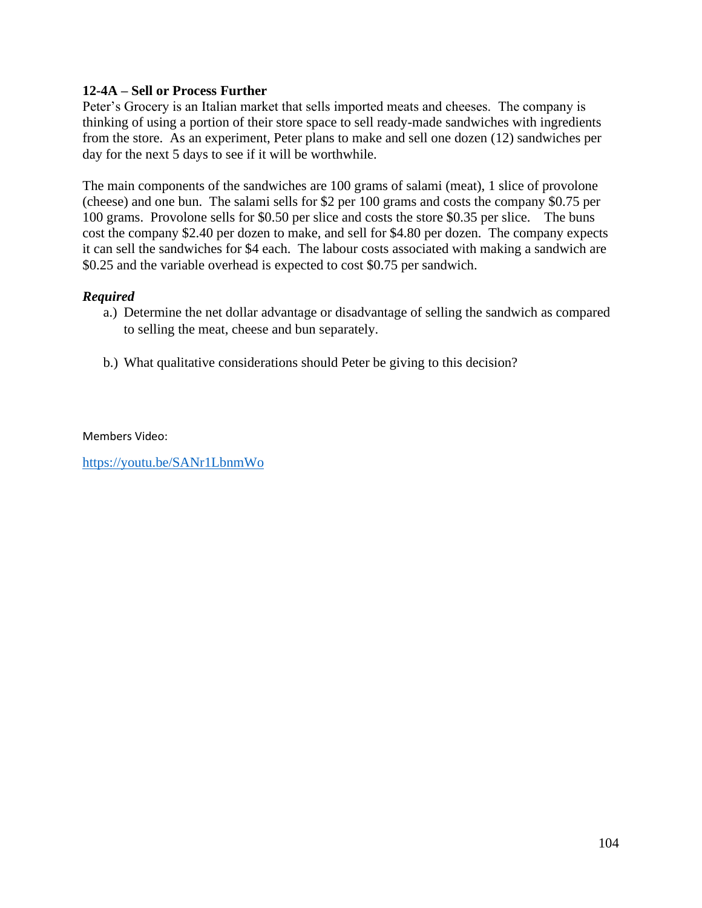**12-4A – Sell or Process Further**

Peter's Grocery is an Italian market that sells imported meats and cheeses. The company is thinking of using a portion of their store space to sell ready-made sandwiches with ingredients from the store. As an experiment, Peter plans to make and sell one dozen (12) sandwiches per day for the next 5 days to see if it will be worthwhile.

The main components of the sandwiches are 100 grams of salami (meat), 1 slice of provolone (cheese) and one bun. The salami sells for $2 per 100 grams and costs the company $0.75 per 100 grams. Provolone sells for $0.50 per slice and costs the store $0.35 per slice. The buns cost the company $2.40 per dozen to make, and sell for $4.80 per dozen. The company expects it can sell the sandwiches for $4 each. The labour costs associated with making a sandwich are $0.25 and the variable overhead is expected to cost $0.75 per sandwich.

***Required***

a.) Determine the net dollar advantage or disadvantage of selling the sandwich as compared to selling the meat, cheese and bun separately.

b.) What qualitative considerations should Peter be giving to this decision?

Members Video:

https://youtu.be/SANr1LbnmWo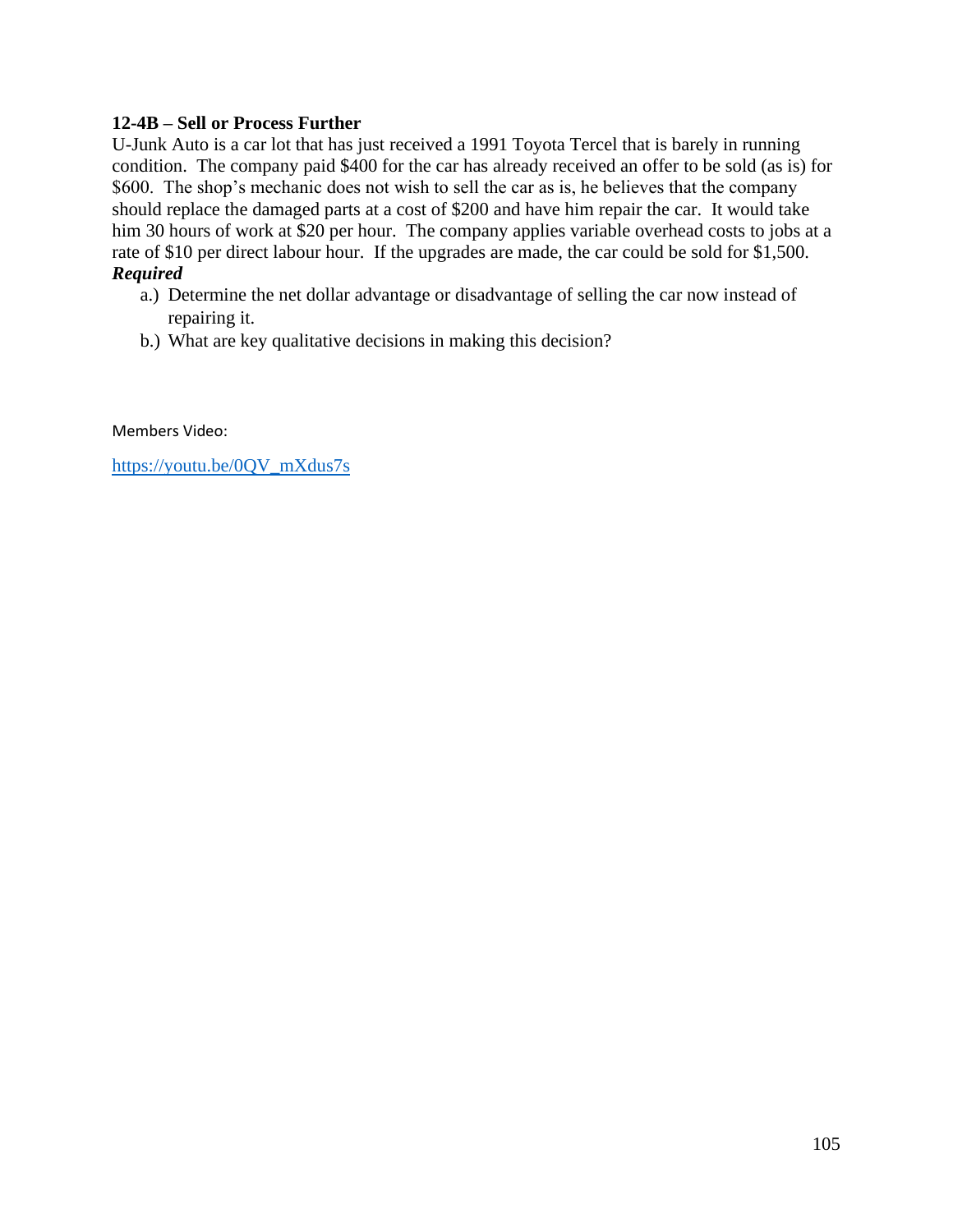**12-4B – Sell or Process Further**

U-Junk Auto is a car lot that has just received a 1991 Toyota Tercel that is barely in running condition. The company paid $400 for the car has already received an offer to be sold (as is) for $600. The shop's mechanic does not wish to sell the car as is, he believes that the company should replace the damaged parts at a cost of $200 and have him repair the car. It would take him 30 hours of work at $20 per hour. The company applies variable overhead costs to jobs at a rate of $10 per direct labour hour. If the upgrades are made, the car could be sold for $1,500.

***Required***

a.) Determine the net dollar advantage or disadvantage of selling the car now instead of repairing it.

b.) What are key qualitative decisions in making this decision?

Members Video:

https://youtu.be/0QV_mXdus7s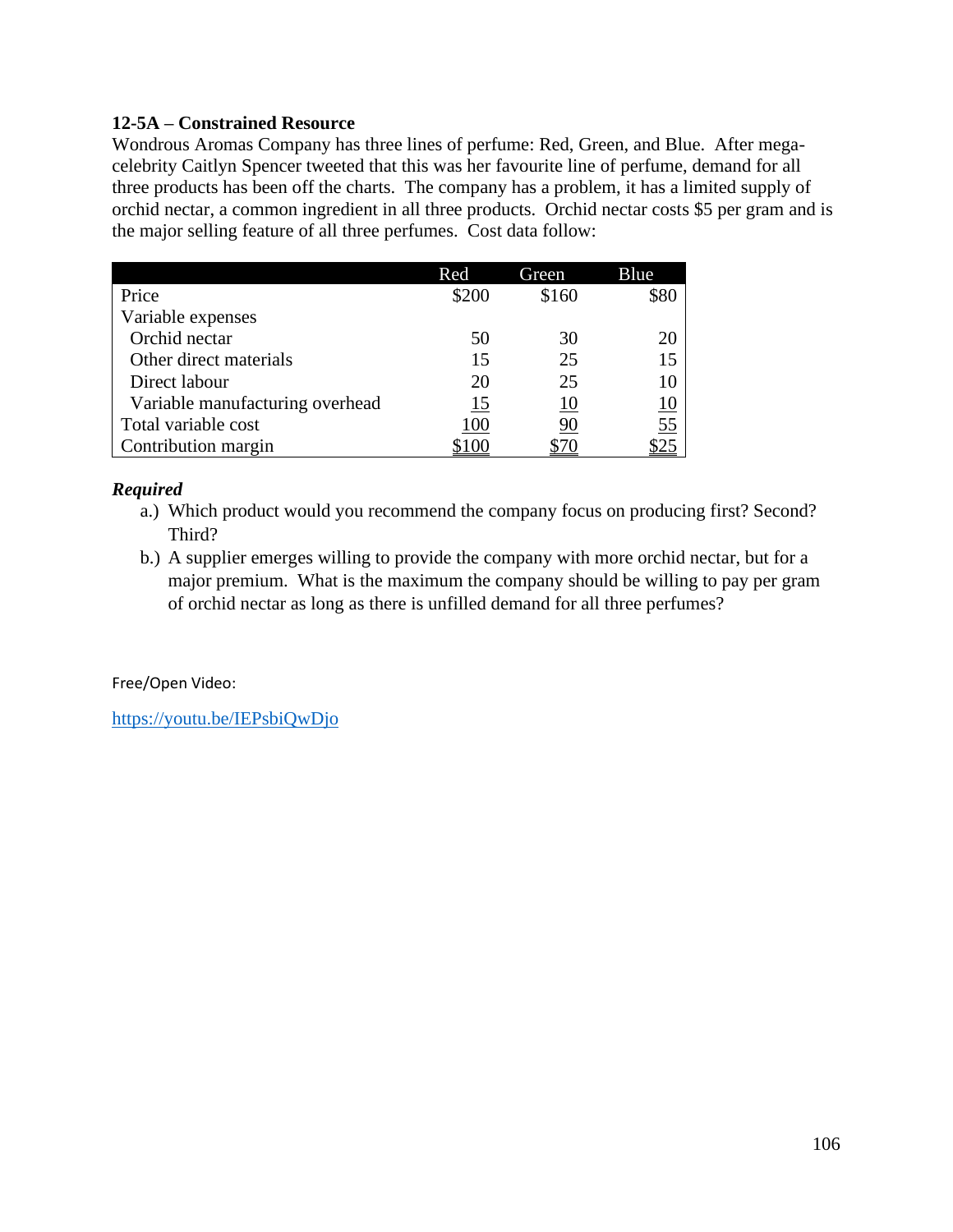**12-5A – Constrained Resource**

Wondrous Aromas Company has three lines of perfume: Red, Green, and Blue. After mega-celebrity Caitlyn Spencer tweeted that this was her favourite line of perfume, demand for all three products has been off the charts. The company has a problem, it has a limited supply of orchid nectar, a common ingredient in all three products. Orchid nectar costs $5 per gram and is the major selling feature of all three perfumes. Cost data follow:

| | Red | Green | Blue |
|---|---|---|---|
| Price | $200 | $160 | $80 |
| Variable expenses | | | |
| Orchid nectar | 50 | 30 | 20 |
| Other direct materials | 15 | 25 | 15 |
| Direct labour | 20 | 25 | 10 |
| Variable manufacturing overhead | 15 | 10 | 10 |
| Total variable cost | 100 | 90 | 55 |
| Contribution margin | $100 | $70 | $25 |

***Required***

a.) Which product would you recommend the company focus on producing first? Second? Third?

b.) A supplier emerges willing to provide the company with more orchid nectar, but for a major premium. What is the maximum the company should be willing to pay per gram of orchid nectar as long as there is unfilled demand for all three perfumes?

Free/Open Video:

https://youtu.be/IEPsbiQwDjo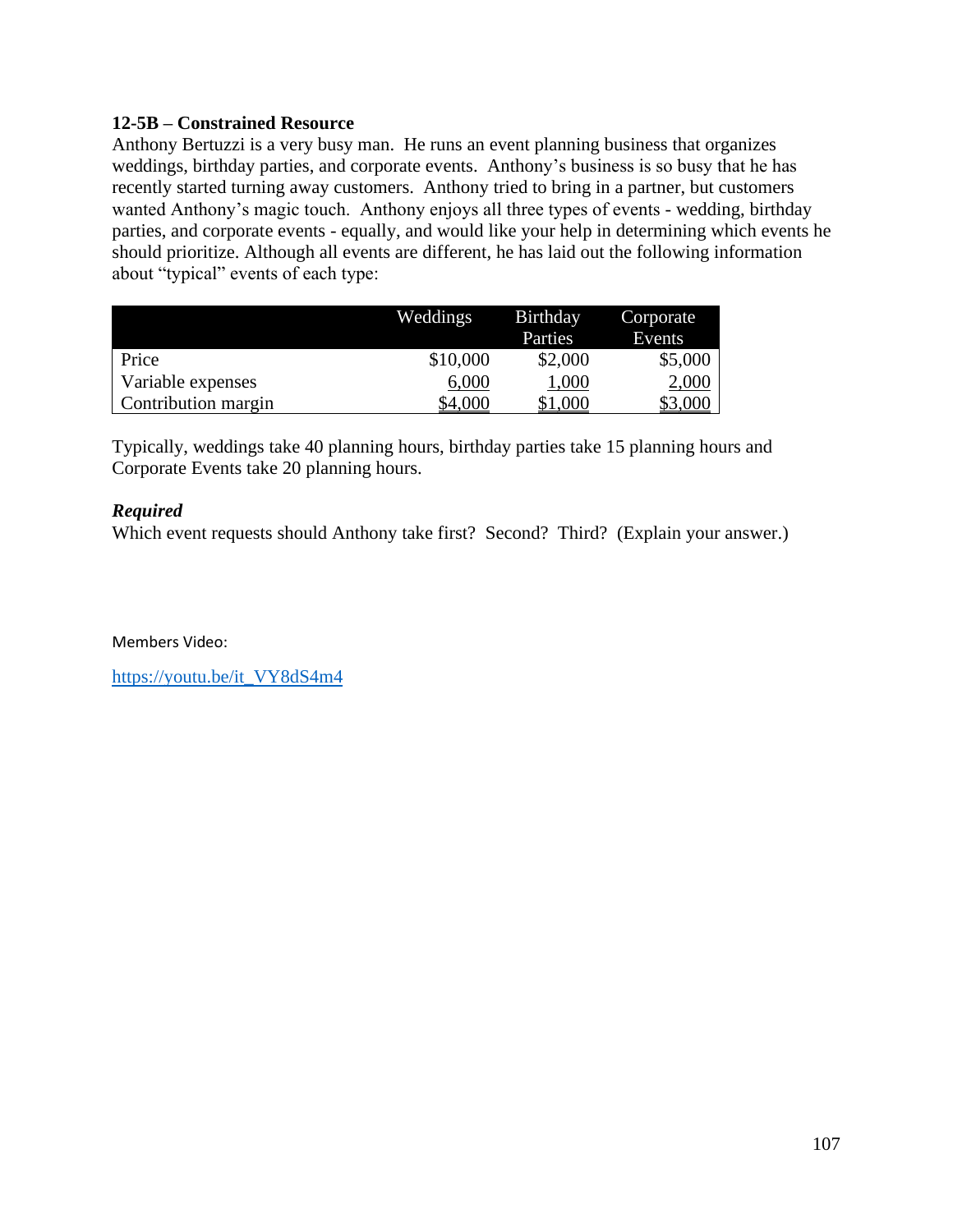**12-5B – Constrained Resource**

Anthony Bertuzzi is a very busy man. He runs an event planning business that organizes weddings, birthday parties, and corporate events. Anthony's business is so busy that he has recently started turning away customers. Anthony tried to bring in a partner, but customers wanted Anthony's magic touch. Anthony enjoys all three types of events - wedding, birthday parties, and corporate events - equally, and would like your help in determining which events he should prioritize. Although all events are different, he has laid out the following information about "typical" events of each type:

| | Weddings | Birthday Parties | Corporate Events |
|---|---|---|---|
| Price | $10,000 | $2,000 | $5,000 |
| Variable expenses | 6,000 | 1,000 | 2,000 |
| Contribution margin | $4,000 | $1,000 | $3,000 |

Typically, weddings take 40 planning hours, birthday parties take 15 planning hours and Corporate Events take 20 planning hours.

***Required***

Which event requests should Anthony take first? Second? Third? (Explain your answer.)

Members Video:

https://youtu.be/it_VY8dS4m4